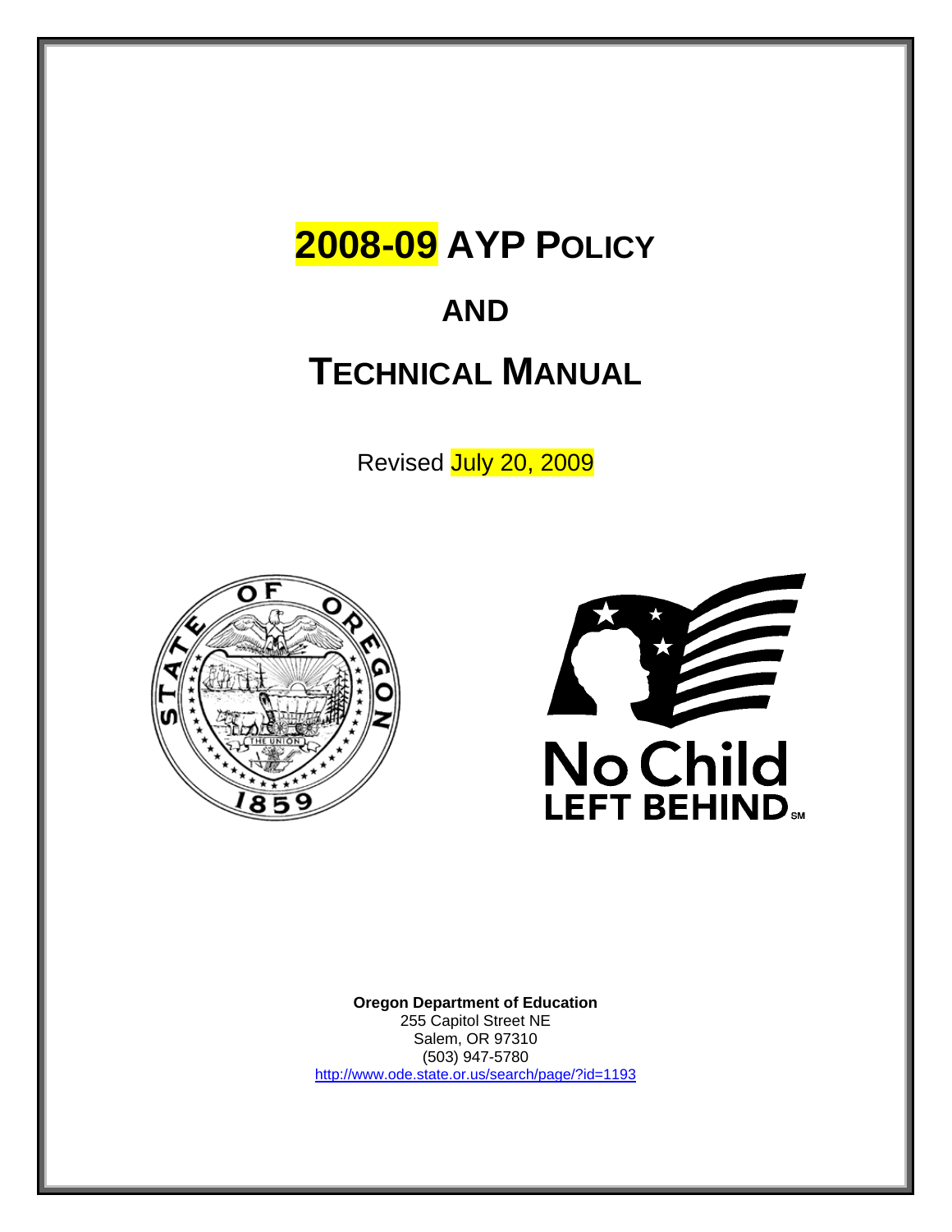# 2008-09 AYP Policy

# AND

# Technical Manual

Revised July 20, 2009

**Oregon Department of Education**
255 Capitol Street NE
Salem, OR 97310
(503) 947-5780
http://www.ode.state.or.us/search/page/?id=1193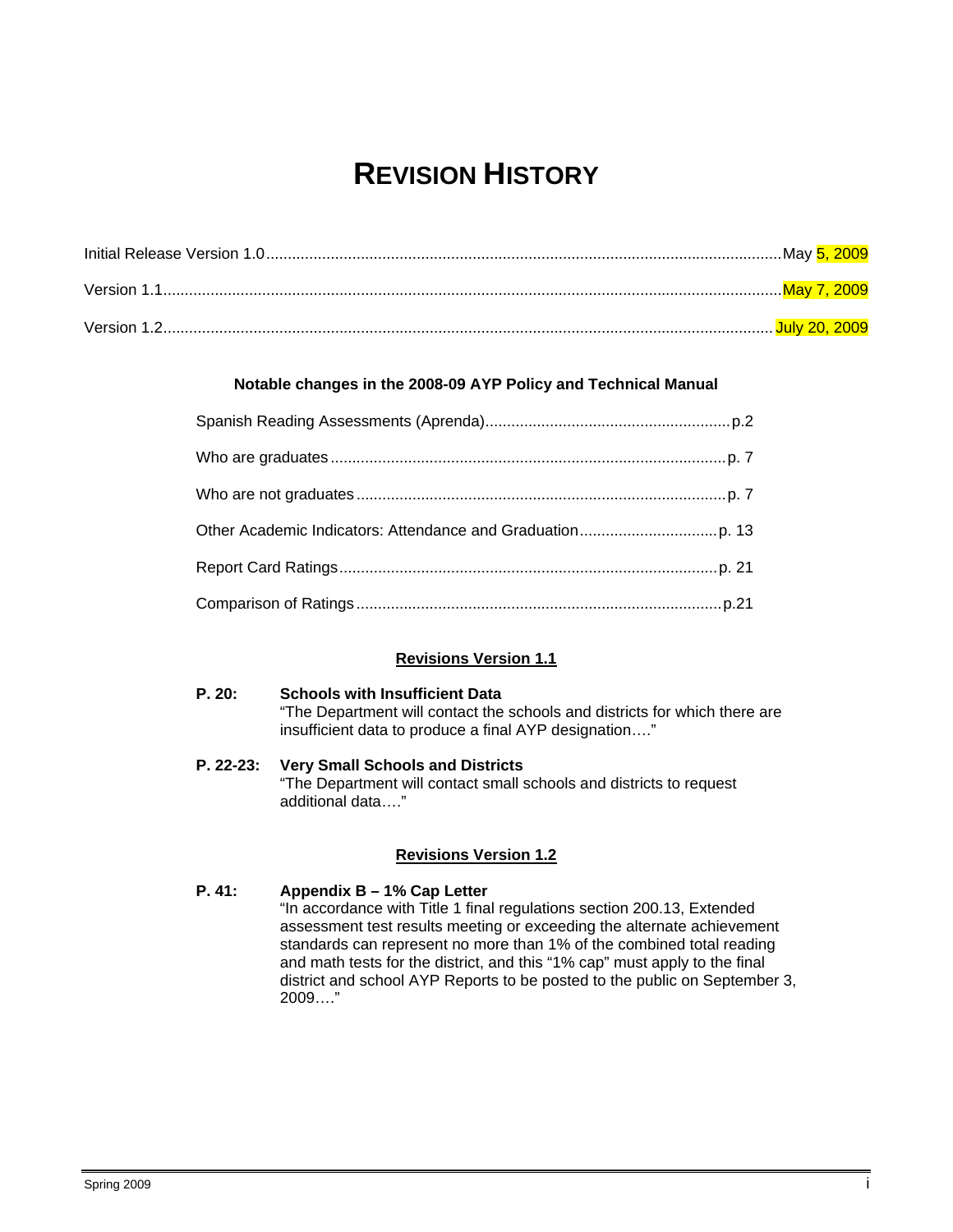# Revision History

Initial Release Version 1.0 ........ May 5, 2009

Version 1.1 ........ May 7, 2009

Version 1.2 ........ July 20, 2009

**Notable changes in the 2008-09 AYP Policy and Technical Manual**

Spanish Reading Assessments (Aprenda) ........ p.2

Who are graduates ........ p. 7

Who are not graduates ........ p. 7

Other Academic Indicators: Attendance and Graduation ........ p. 13

Report Card Ratings ........ p. 21

Comparison of Ratings ........ p.21

**Revisions Version 1.1**

**P. 20: Schools with Insufficient Data**
"The Department will contact the schools and districts for which there are insufficient data to produce a final AYP designation…."

**P. 22-23: Very Small Schools and Districts**
"The Department will contact small schools and districts to request additional data…."

**Revisions Version 1.2**

**P. 41: Appendix B – 1% Cap Letter**
"In accordance with Title 1 final regulations section 200.13, Extended assessment test results meeting or exceeding the alternate achievement standards can represent no more than 1% of the combined total reading and math tests for the district, and this "1% cap" must apply to the final district and school AYP Reports to be posted to the public on September 3, 2009…."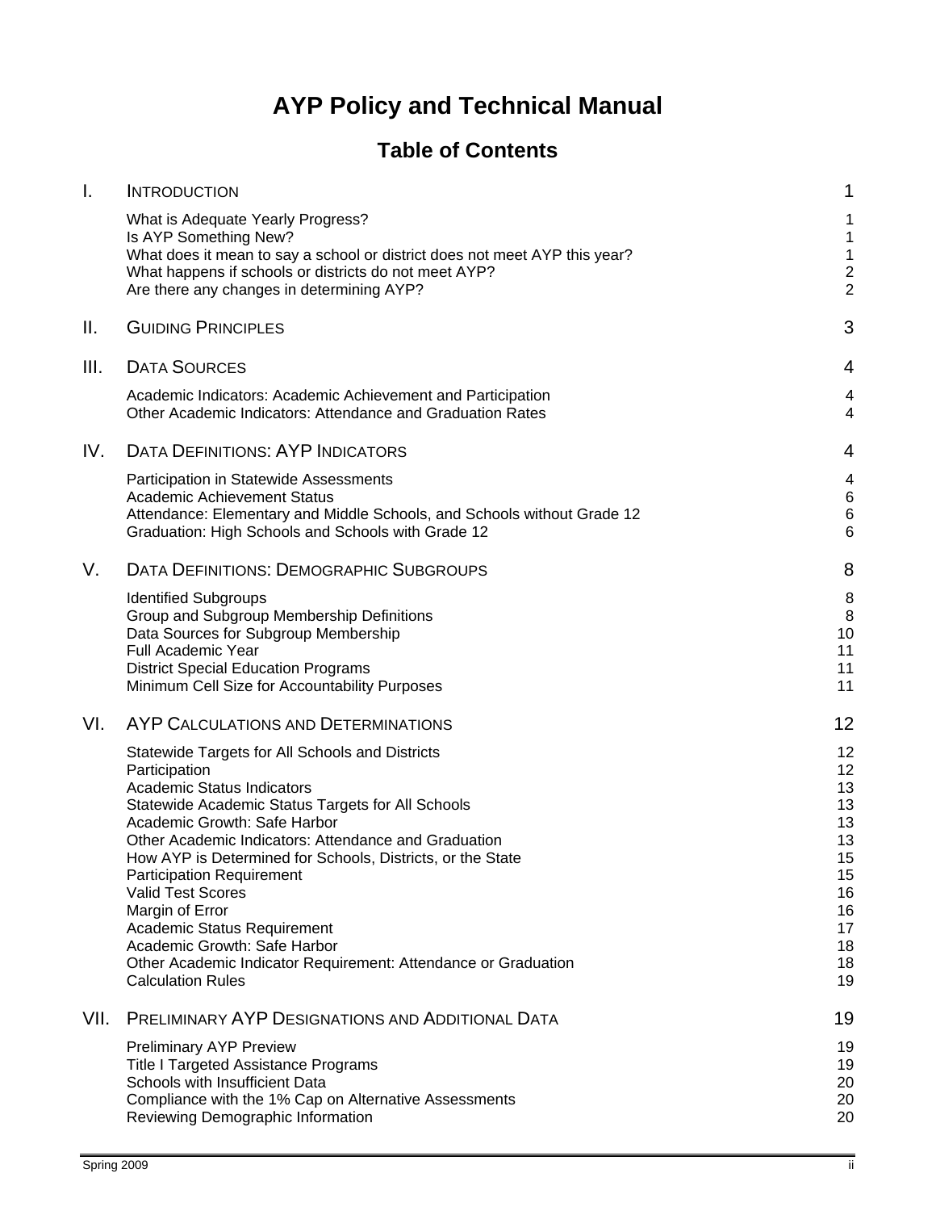# AYP Policy and Technical Manual

## Table of Contents

| | | |
|---|---|---|
| I. | INTRODUCTION | 1 |
| | What is Adequate Yearly Progress? | 1 |
| | Is AYP Something New? | 1 |
| | What does it mean to say a school or district does not meet AYP this year? | 1 |
| | What happens if schools or districts do not meet AYP? | 2 |
| | Are there any changes in determining AYP? | 2 |
| II. | GUIDING PRINCIPLES | 3 |
| III. | DATA SOURCES | 4 |
| | Academic Indicators: Academic Achievement and Participation | 4 |
| | Other Academic Indicators: Attendance and Graduation Rates | 4 |
| IV. | DATA DEFINITIONS: AYP INDICATORS | 4 |
| | Participation in Statewide Assessments | 4 |
| | Academic Achievement Status | 6 |
| | Attendance: Elementary and Middle Schools, and Schools without Grade 12 | 6 |
| | Graduation: High Schools and Schools with Grade 12 | 6 |
| V. | DATA DEFINITIONS: DEMOGRAPHIC SUBGROUPS | 8 |
| | Identified Subgroups | 8 |
| | Group and Subgroup Membership Definitions | 8 |
| | Data Sources for Subgroup Membership | 10 |
| | Full Academic Year | 11 |
| | District Special Education Programs | 11 |
| | Minimum Cell Size for Accountability Purposes | 11 |
| VI. | AYP CALCULATIONS AND DETERMINATIONS | 12 |
| | Statewide Targets for All Schools and Districts | 12 |
| | Participation | 12 |
| | Academic Status Indicators | 13 |
| | Statewide Academic Status Targets for All Schools | 13 |
| | Academic Growth: Safe Harbor | 13 |
| | Other Academic Indicators: Attendance and Graduation | 13 |
| | How AYP is Determined for Schools, Districts, or the State | 15 |
| | Participation Requirement | 15 |
| | Valid Test Scores | 16 |
| | Margin of Error | 16 |
| | Academic Status Requirement | 17 |
| | Academic Growth: Safe Harbor | 18 |
| | Other Academic Indicator Requirement: Attendance or Graduation | 18 |
| | Calculation Rules | 19 |
| VII. | PRELIMINARY AYP DESIGNATIONS AND ADDITIONAL DATA | 19 |
| | Preliminary AYP Preview | 19 |
| | Title I Targeted Assistance Programs | 19 |
| | Schools with Insufficient Data | 20 |
| | Compliance with the 1% Cap on Alternative Assessments | 20 |
| | Reviewing Demographic Information | 20 |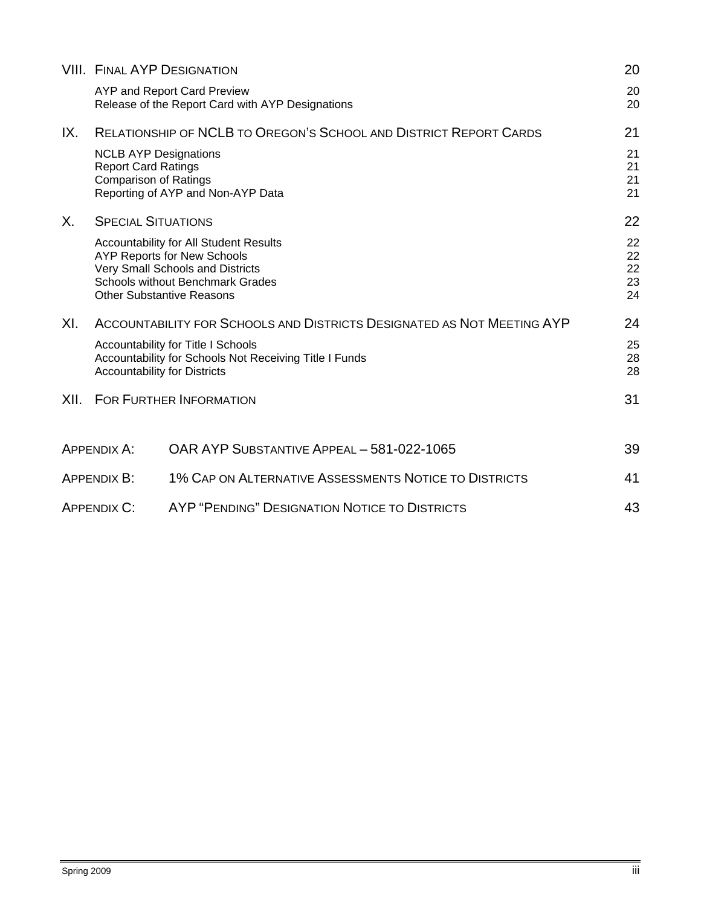| | | |
|---|---|---|
| VIII. | FINAL AYP DESIGNATION | 20 |
| | AYP and Report Card Preview | 20 |
| | Release of the Report Card with AYP Designations | 20 |
| IX. | RELATIONSHIP OF NCLB TO OREGON'S SCHOOL AND DISTRICT REPORT CARDS | 21 |
| | NCLB AYP Designations | 21 |
| | Report Card Ratings | 21 |
| | Comparison of Ratings | 21 |
| | Reporting of AYP and Non-AYP Data | 21 |
| X. | SPECIAL SITUATIONS | 22 |
| | Accountability for All Student Results | 22 |
| | AYP Reports for New Schools | 22 |
| | Very Small Schools and Districts | 22 |
| | Schools without Benchmark Grades | 23 |
| | Other Substantive Reasons | 24 |
| XI. | ACCOUNTABILITY FOR SCHOOLS AND DISTRICTS DESIGNATED AS NOT MEETING AYP | 24 |
| | Accountability for Title I Schools | 25 |
| | Accountability for Schools Not Receiving Title I Funds | 28 |
| | Accountability for Districts | 28 |
| XII. | FOR FURTHER INFORMATION | 31 |
| APPENDIX A: | OAR AYP SUBSTANTIVE APPEAL – 581-022-1065 | 39 |
| APPENDIX B: | 1% CAP ON ALTERNATIVE ASSESSMENTS NOTICE TO DISTRICTS | 41 |
| APPENDIX C: | AYP "PENDING" DESIGNATION NOTICE TO DISTRICTS | 43 |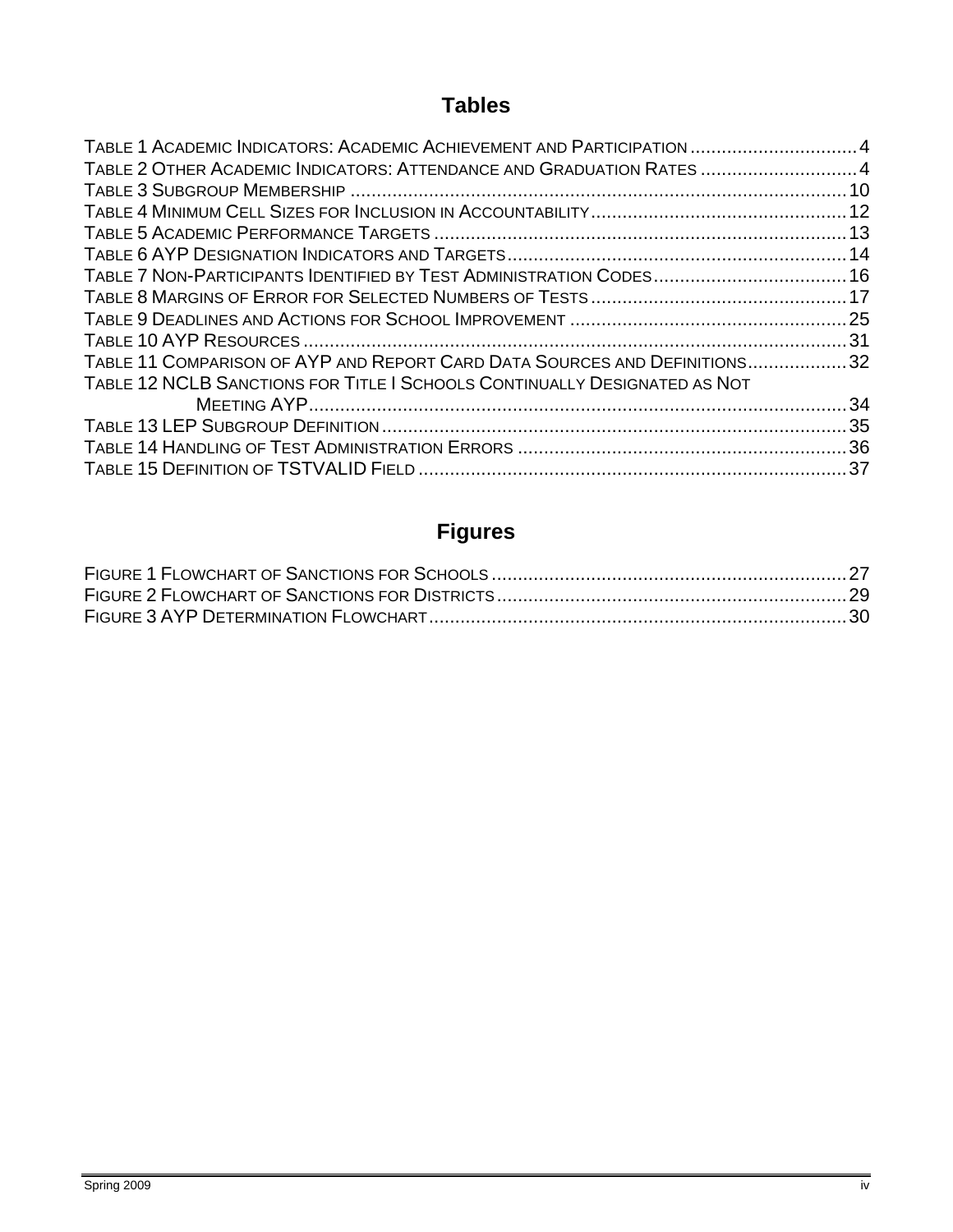## Tables

Table 1 Academic Indicators: Academic Achievement and Participation ................................ 4
Table 2 Other Academic Indicators: Attendance and Graduation Rates .............................. 4
Table 3 Subgroup Membership ................................................................................................ 10
Table 4 Minimum Cell Sizes for Inclusion in Accountability ................................................. 12
Table 5 Academic Performance Targets ............................................................................... 13
Table 6 AYP Designation Indicators and Targets ................................................................. 14
Table 7 Non-Participants Identified by Test Administration Codes ..................................... 16
Table 8 Margins of Error for Selected Numbers of Tests ..................................................... 17
Table 9 Deadlines and Actions for School Improvement ..................................................... 25
Table 10 AYP Resources ........................................................................................................ 31
Table 11 Comparison of AYP and Report Card Data Sources and Definitions ................... 32
Table 12 NCLB Sanctions for Title I Schools Continually Designated as Not Meeting AYP ........................................................................................................ 34
Table 13 LEP Subgroup Definition ......................................................................................... 35
Table 14 Handling of Test Administration Errors ............................................................... 36
Table 15 Definition of TSTVALID Field .................................................................................. 37

## Figures

Figure 1 Flowchart of Sanctions for Schools ........................................................................ 27
Figure 2 Flowchart of Sanctions for Districts ....................................................................... 29
Figure 3 AYP Determination Flowchart ................................................................................. 30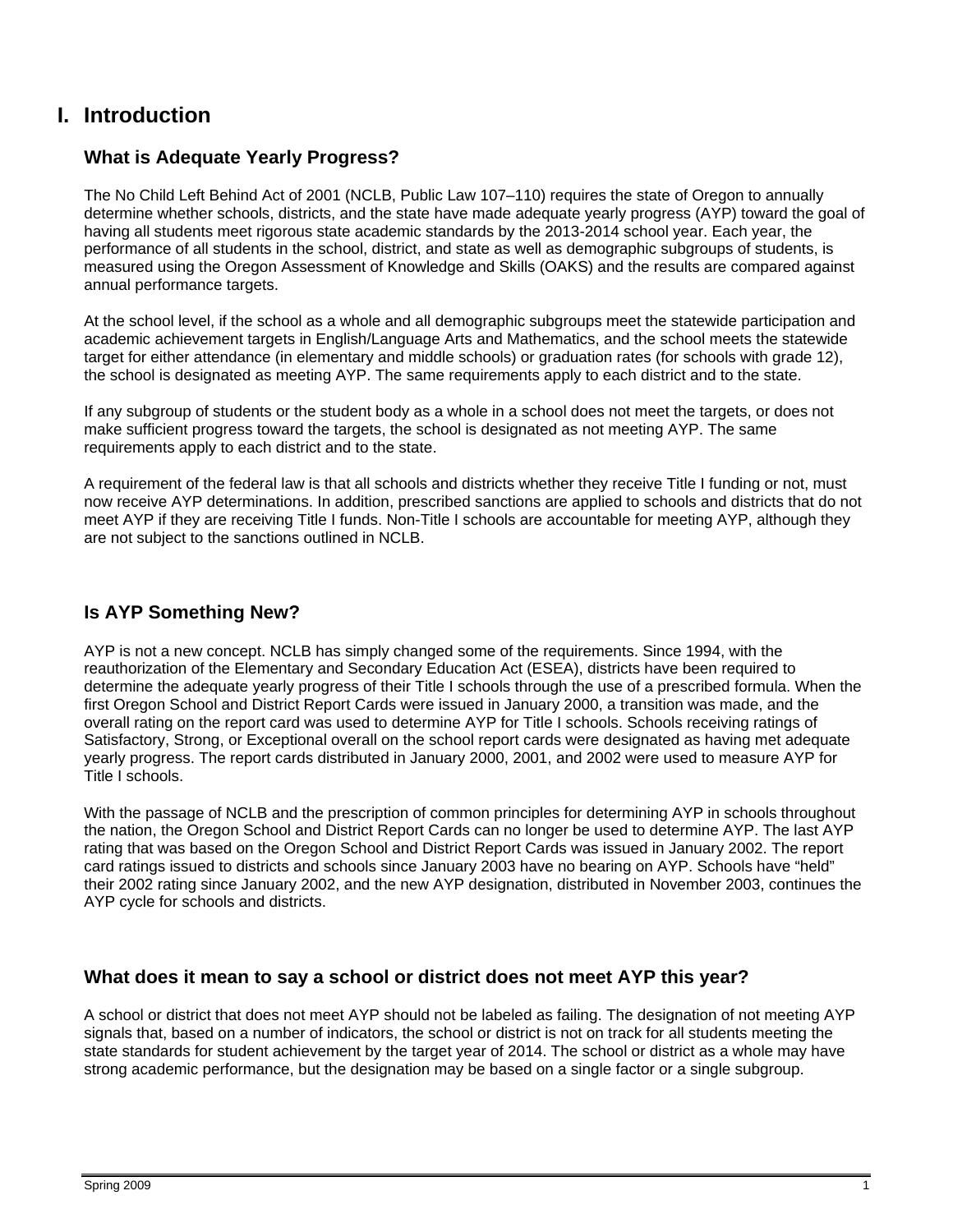# I. Introduction

## What is Adequate Yearly Progress?

The No Child Left Behind Act of 2001 (NCLB, Public Law 107–110) requires the state of Oregon to annually determine whether schools, districts, and the state have made adequate yearly progress (AYP) toward the goal of having all students meet rigorous state academic standards by the 2013-2014 school year. Each year, the performance of all students in the school, district, and state as well as demographic subgroups of students, is measured using the Oregon Assessment of Knowledge and Skills (OAKS) and the results are compared against annual performance targets.

At the school level, if the school as a whole and all demographic subgroups meet the statewide participation and academic achievement targets in English/Language Arts and Mathematics, and the school meets the statewide target for either attendance (in elementary and middle schools) or graduation rates (for schools with grade 12), the school is designated as meeting AYP. The same requirements apply to each district and to the state.

If any subgroup of students or the student body as a whole in a school does not meet the targets, or does not make sufficient progress toward the targets, the school is designated as not meeting AYP. The same requirements apply to each district and to the state.

A requirement of the federal law is that all schools and districts whether they receive Title I funding or not, must now receive AYP determinations. In addition, prescribed sanctions are applied to schools and districts that do not meet AYP if they are receiving Title I funds. Non-Title I schools are accountable for meeting AYP, although they are not subject to the sanctions outlined in NCLB.

## Is AYP Something New?

AYP is not a new concept. NCLB has simply changed some of the requirements. Since 1994, with the reauthorization of the Elementary and Secondary Education Act (ESEA), districts have been required to determine the adequate yearly progress of their Title I schools through the use of a prescribed formula. When the first Oregon School and District Report Cards were issued in January 2000, a transition was made, and the overall rating on the report card was used to determine AYP for Title I schools. Schools receiving ratings of Satisfactory, Strong, or Exceptional overall on the school report cards were designated as having met adequate yearly progress. The report cards distributed in January 2000, 2001, and 2002 were used to measure AYP for Title I schools.

With the passage of NCLB and the prescription of common principles for determining AYP in schools throughout the nation, the Oregon School and District Report Cards can no longer be used to determine AYP. The last AYP rating that was based on the Oregon School and District Report Cards was issued in January 2002. The report card ratings issued to districts and schools since January 2003 have no bearing on AYP. Schools have "held" their 2002 rating since January 2002, and the new AYP designation, distributed in November 2003, continues the AYP cycle for schools and districts.

## What does it mean to say a school or district does not meet AYP this year?

A school or district that does not meet AYP should not be labeled as failing. The designation of not meeting AYP signals that, based on a number of indicators, the school or district is not on track for all students meeting the state standards for student achievement by the target year of 2014. The school or district as a whole may have strong academic performance, but the designation may be based on a single factor or a single subgroup.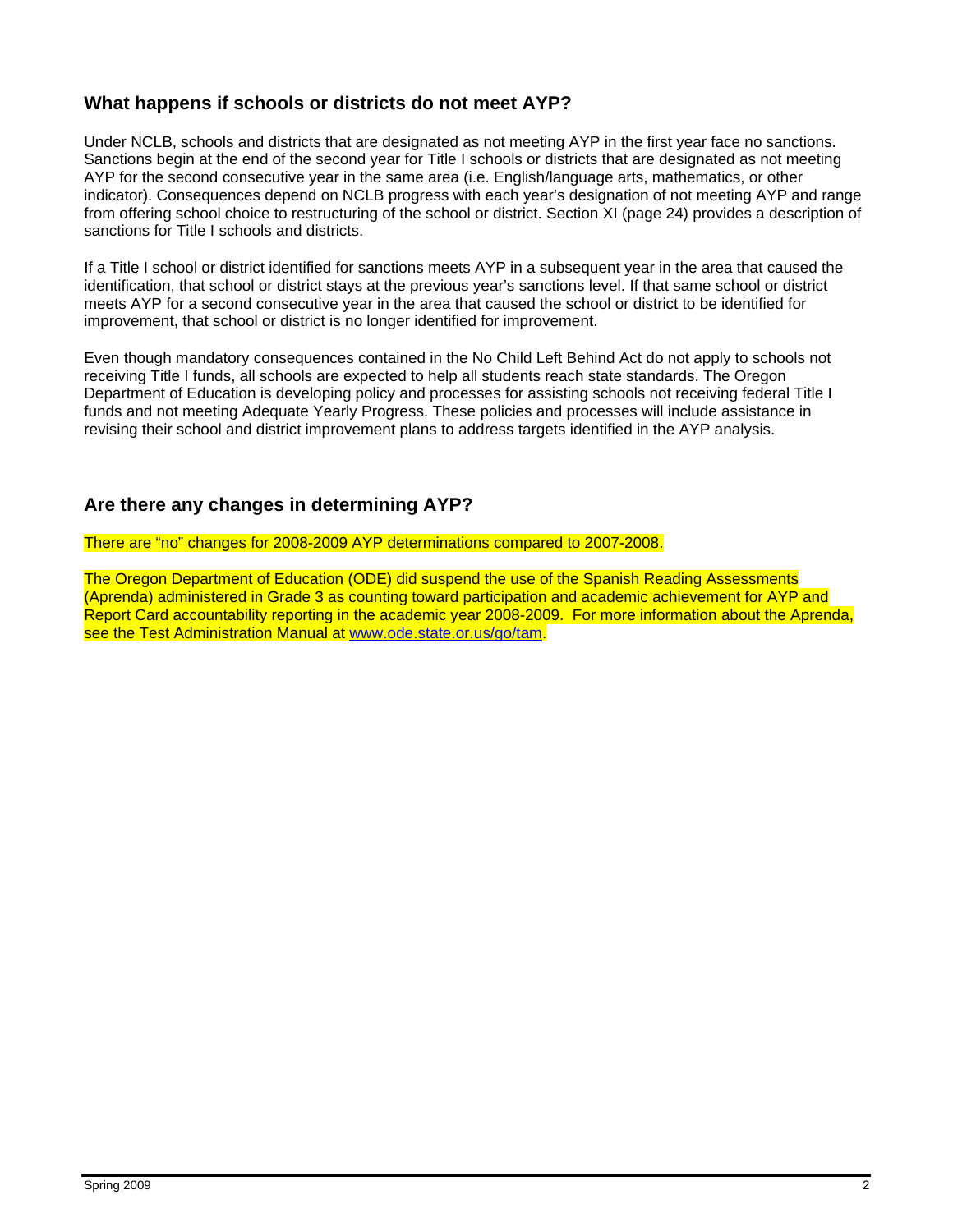## What happens if schools or districts do not meet AYP?

Under NCLB, schools and districts that are designated as not meeting AYP in the first year face no sanctions. Sanctions begin at the end of the second year for Title I schools or districts that are designated as not meeting AYP for the second consecutive year in the same area (i.e. English/language arts, mathematics, or other indicator). Consequences depend on NCLB progress with each year's designation of not meeting AYP and range from offering school choice to restructuring of the school or district. Section XI (page 24) provides a description of sanctions for Title I schools and districts.

If a Title I school or district identified for sanctions meets AYP in a subsequent year in the area that caused the identification, that school or district stays at the previous year's sanctions level. If that same school or district meets AYP for a second consecutive year in the area that caused the school or district to be identified for improvement, that school or district is no longer identified for improvement.

Even though mandatory consequences contained in the No Child Left Behind Act do not apply to schools not receiving Title I funds, all schools are expected to help all students reach state standards. The Oregon Department of Education is developing policy and processes for assisting schools not receiving federal Title I funds and not meeting Adequate Yearly Progress. These policies and processes will include assistance in revising their school and district improvement plans to address targets identified in the AYP analysis.

## Are there any changes in determining AYP?

There are "no" changes for 2008-2009 AYP determinations compared to 2007-2008.

The Oregon Department of Education (ODE) did suspend the use of the Spanish Reading Assessments (Aprenda) administered in Grade 3 as counting toward participation and academic achievement for AYP and Report Card accountability reporting in the academic year 2008-2009. For more information about the Aprenda, see the Test Administration Manual at www.ode.state.or.us/go/tam.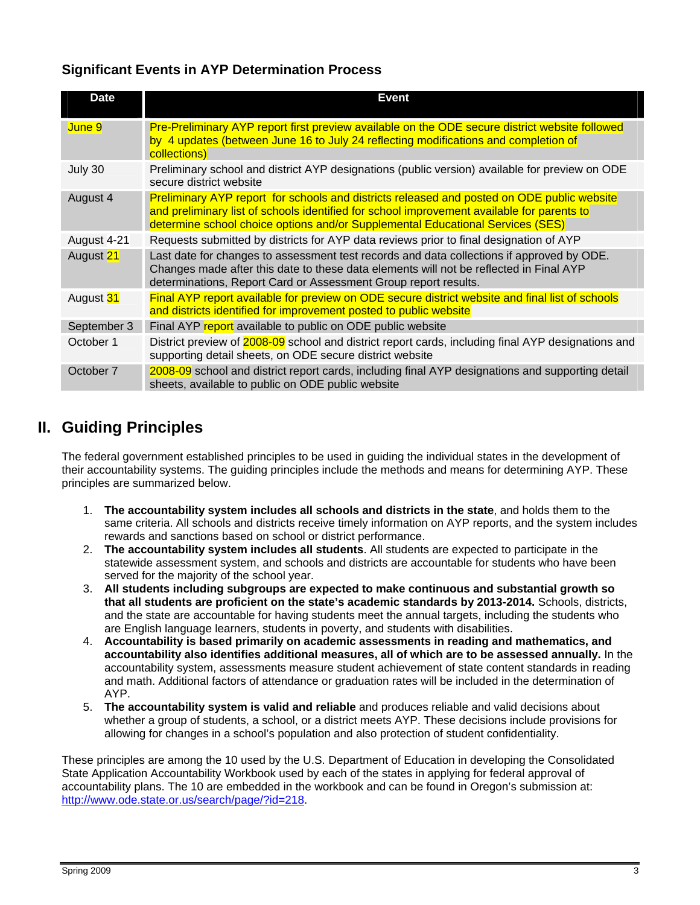### Significant Events in AYP Determination Process

| Date | Event |
|---|---|
| June 9 | Pre-Preliminary AYP report first preview available on the ODE secure district website followed by 4 updates (between June 16 to July 24 reflecting modifications and completion of collections) |
| July 30 | Preliminary school and district AYP designations (public version) available for preview on ODE secure district website |
| August 4 | Preliminary AYP report for schools and districts released and posted on ODE public website and preliminary list of schools identified for school improvement available for parents to determine school choice options and/or Supplemental Educational Services (SES) |
| August 4-21 | Requests submitted by districts for AYP data reviews prior to final designation of AYP |
| August 21 | Last date for changes to assessment test records and data collections if approved by ODE. Changes made after this date to these data elements will not be reflected in Final AYP determinations, Report Card or Assessment Group report results. |
| August 31 | Final AYP report available for preview on ODE secure district website and final list of schools and districts identified for improvement posted to public website |
| September 3 | Final AYP report available to public on ODE public website |
| October 1 | District preview of 2008-09 school and district report cards, including final AYP designations and supporting detail sheets, on ODE secure district website |
| October 7 | 2008-09 school and district report cards, including final AYP designations and supporting detail sheets, available to public on ODE public website |

## II. Guiding Principles

The federal government established principles to be used in guiding the individual states in the development of their accountability systems. The guiding principles include the methods and means for determining AYP. These principles are summarized below.

1. **The accountability system includes all schools and districts in the state**, and holds them to the same criteria. All schools and districts receive timely information on AYP reports, and the system includes rewards and sanctions based on school or district performance.
2. **The accountability system includes all students**. All students are expected to participate in the statewide assessment system, and schools and districts are accountable for students who have been served for the majority of the school year.
3. **All students including subgroups are expected to make continuous and substantial growth so that all students are proficient on the state's academic standards by 2013-2014.** Schools, districts, and the state are accountable for having students meet the annual targets, including the students who are English language learners, students in poverty, and students with disabilities.
4. **Accountability is based primarily on academic assessments in reading and mathematics, and accountability also identifies additional measures, all of which are to be assessed annually.** In the accountability system, assessments measure student achievement of state content standards in reading and math. Additional factors of attendance or graduation rates will be included in the determination of AYP.
5. **The accountability system is valid and reliable** and produces reliable and valid decisions about whether a group of students, a school, or a district meets AYP. These decisions include provisions for allowing for changes in a school's population and also protection of student confidentiality.

These principles are among the 10 used by the U.S. Department of Education in developing the Consolidated State Application Accountability Workbook used by each of the states in applying for federal approval of accountability plans. The 10 are embedded in the workbook and can be found in Oregon's submission at: http://www.ode.state.or.us/search/page/?id=218.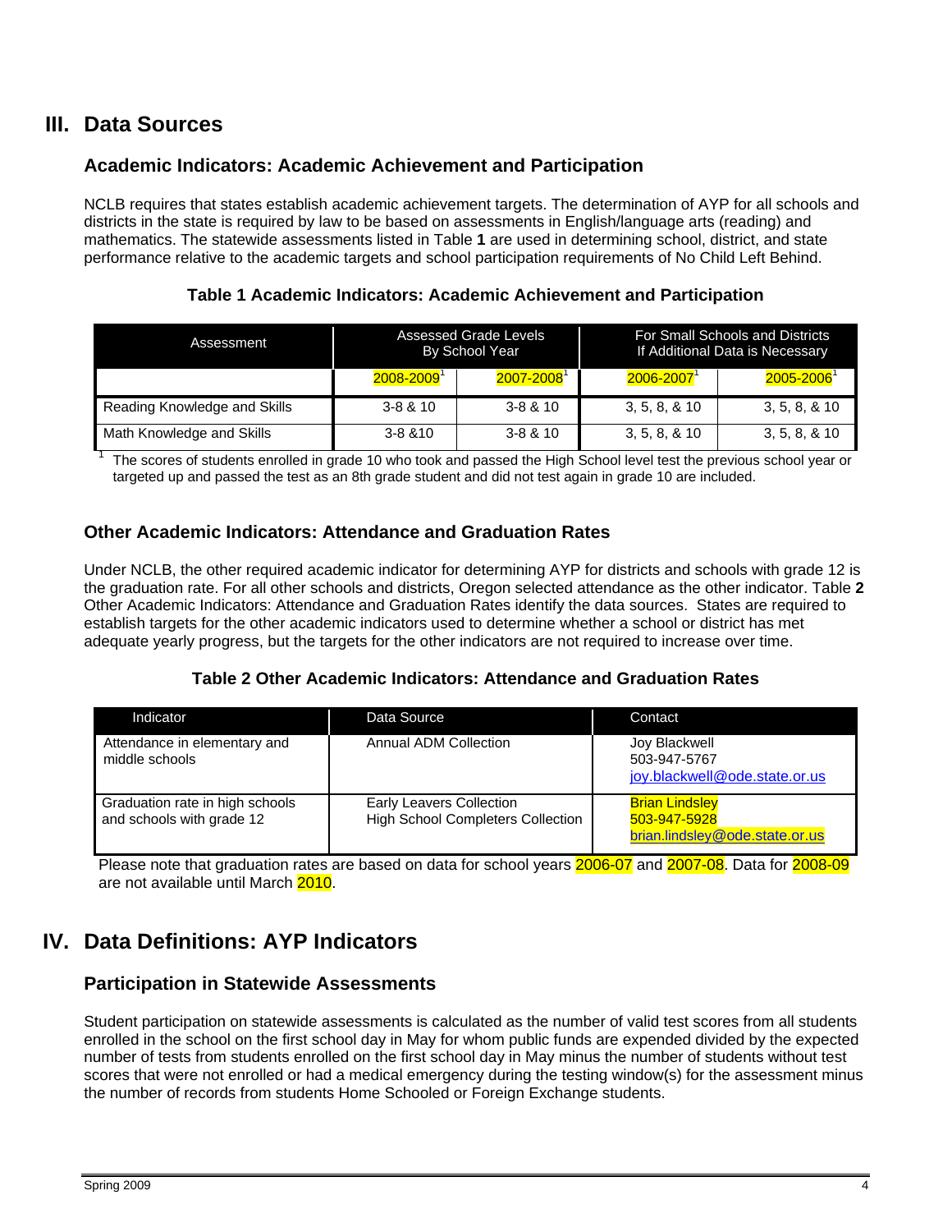# III. Data Sources

## Academic Indicators: Academic Achievement and Participation

NCLB requires that states establish academic achievement targets. The determination of AYP for all schools and districts in the state is required by law to be based on assessments in English/language arts (reading) and mathematics. The statewide assessments listed in Table **1** are used in determining school, district, and state performance relative to the academic targets and school participation requirements of No Child Left Behind.

**Table 1 Academic Indicators: Academic Achievement and Participation**

| Assessment | Assessed Grade Levels By School Year | | For Small Schools and Districts If Additional Data is Necessary | |
|---|---|---|---|---|
| | 2008-2009[1] | 2007-2008[1] | 2006-2007[1] | 2005-2006[1] |
| Reading Knowledge and Skills | 3-8 & 10 | 3-8 & 10 | 3, 5, 8, & 10 | 3, 5, 8, & 10 |
| Math Knowledge and Skills | 3-8 &10 | 3-8 & 10 | 3, 5, 8, & 10 | 3, 5, 8, & 10 |

[1] The scores of students enrolled in grade 10 who took and passed the High School level test the previous school year or targeted up and passed the test as an 8th grade student and did not test again in grade 10 are included.

## Other Academic Indicators: Attendance and Graduation Rates

Under NCLB, the other required academic indicator for determining AYP for districts and schools with grade 12 is the graduation rate. For all other schools and districts, Oregon selected attendance as the other indicator. Table **2** Other Academic Indicators: Attendance and Graduation Rates identify the data sources. States are required to establish targets for the other academic indicators used to determine whether a school or district has met adequate yearly progress, but the targets for the other indicators are not required to increase over time.

**Table 2 Other Academic Indicators: Attendance and Graduation Rates**

| Indicator | Data Source | Contact |
|---|---|---|
| Attendance in elementary and middle schools | Annual ADM Collection | Joy Blackwell<br>503-947-5767<br>joy.blackwell@ode.state.or.us |
| Graduation rate in high schools and schools with grade 12 | Early Leavers Collection<br>High School Completers Collection | Brian Lindsley<br>503-947-5928<br>brian.lindsley@ode.state.or.us |

Please note that graduation rates are based on data for school years 2006-07 and 2007-08. Data for 2008-09 are not available until March 2010.

# IV. Data Definitions: AYP Indicators

## Participation in Statewide Assessments

Student participation on statewide assessments is calculated as the number of valid test scores from all students enrolled in the school on the first school day in May for whom public funds are expended divided by the expected number of tests from students enrolled on the first school day in May minus the number of students without test scores that were not enrolled or had a medical emergency during the testing window(s) for the assessment minus the number of records from students Home Schooled or Foreign Exchange students.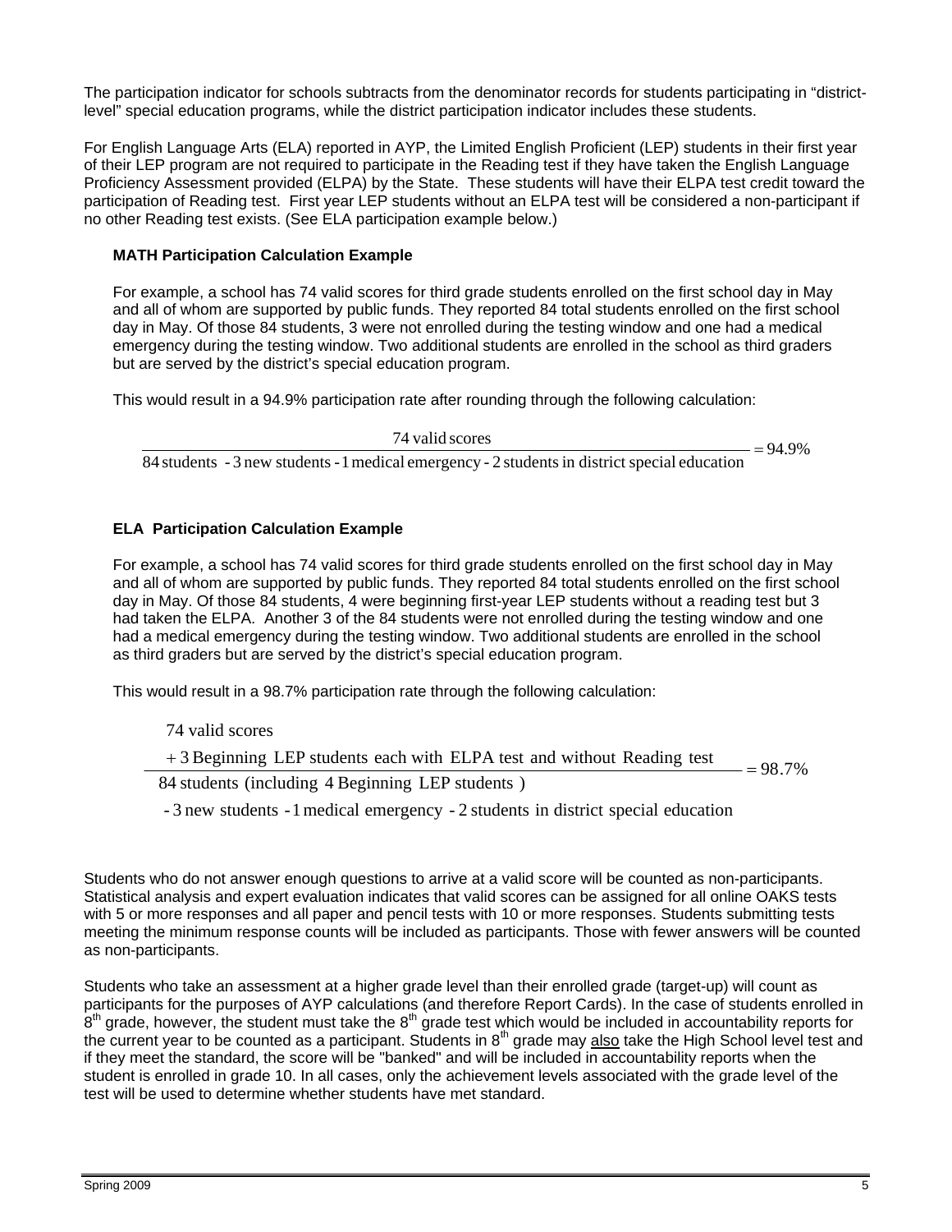The participation indicator for schools subtracts from the denominator records for students participating in "district-level" special education programs, while the district participation indicator includes these students.

For English Language Arts (ELA) reported in AYP, the Limited English Proficient (LEP) students in their first year of their LEP program are not required to participate in the Reading test if they have taken the English Language Proficiency Assessment provided (ELPA) by the State. These students will have their ELPA test credit toward the participation of Reading test. First year LEP students without an ELPA test will be considered a non-participant if no other Reading test exists. (See ELA participation example below.)

**MATH Participation Calculation Example**

For example, a school has 74 valid scores for third grade students enrolled on the first school day in May and all of whom are supported by public funds. They reported 84 total students enrolled on the first school day in May. Of those 84 students, 3 were not enrolled during the testing window and one had a medical emergency during the testing window. Two additional students are enrolled in the school as third graders but are served by the district's special education program.

This would result in a 94.9% participation rate after rounding through the following calculation:

$$\frac{\text{74 valid scores}}{\text{84 students - 3 new students - 1 medical emergency - 2 students in district special education}} = 94.9\%$$

**ELA Participation Calculation Example**

For example, a school has 74 valid scores for third grade students enrolled on the first school day in May and all of whom are supported by public funds. They reported 84 total students enrolled on the first school day in May. Of those 84 students, 4 were beginning first-year LEP students without a reading test but 3 had taken the ELPA. Another 3 of the 84 students were not enrolled during the testing window and one had a medical emergency during the testing window. Two additional students are enrolled in the school as third graders but are served by the district's special education program.

This would result in a 98.7% participation rate through the following calculation:

$$\frac{\text{74 valid scores} + \text{3 Beginning LEP students each with ELPA test and without Reading test}}{\text{84 students (including 4 Beginning LEP students) - 3 new students - 1 medical emergency - 2 students in district special education}} = 98.7\%$$

Students who do not answer enough questions to arrive at a valid score will be counted as non-participants. Statistical analysis and expert evaluation indicates that valid scores can be assigned for all online OAKS tests with 5 or more responses and all paper and pencil tests with 10 or more responses. Students submitting tests meeting the minimum response counts will be included as participants. Those with fewer answers will be counted as non-participants.

Students who take an assessment at a higher grade level than their enrolled grade (target-up) will count as participants for the purposes of AYP calculations (and therefore Report Cards). In the case of students enrolled in 8th grade, however, the student must take the 8th grade test which would be included in accountability reports for the current year to be counted as a participant. Students in 8th grade may also take the High School level test and if they meet the standard, the score will be "banked" and will be included in accountability reports when the student is enrolled in grade 10. In all cases, only the achievement levels associated with the grade level of the test will be used to determine whether students have met standard.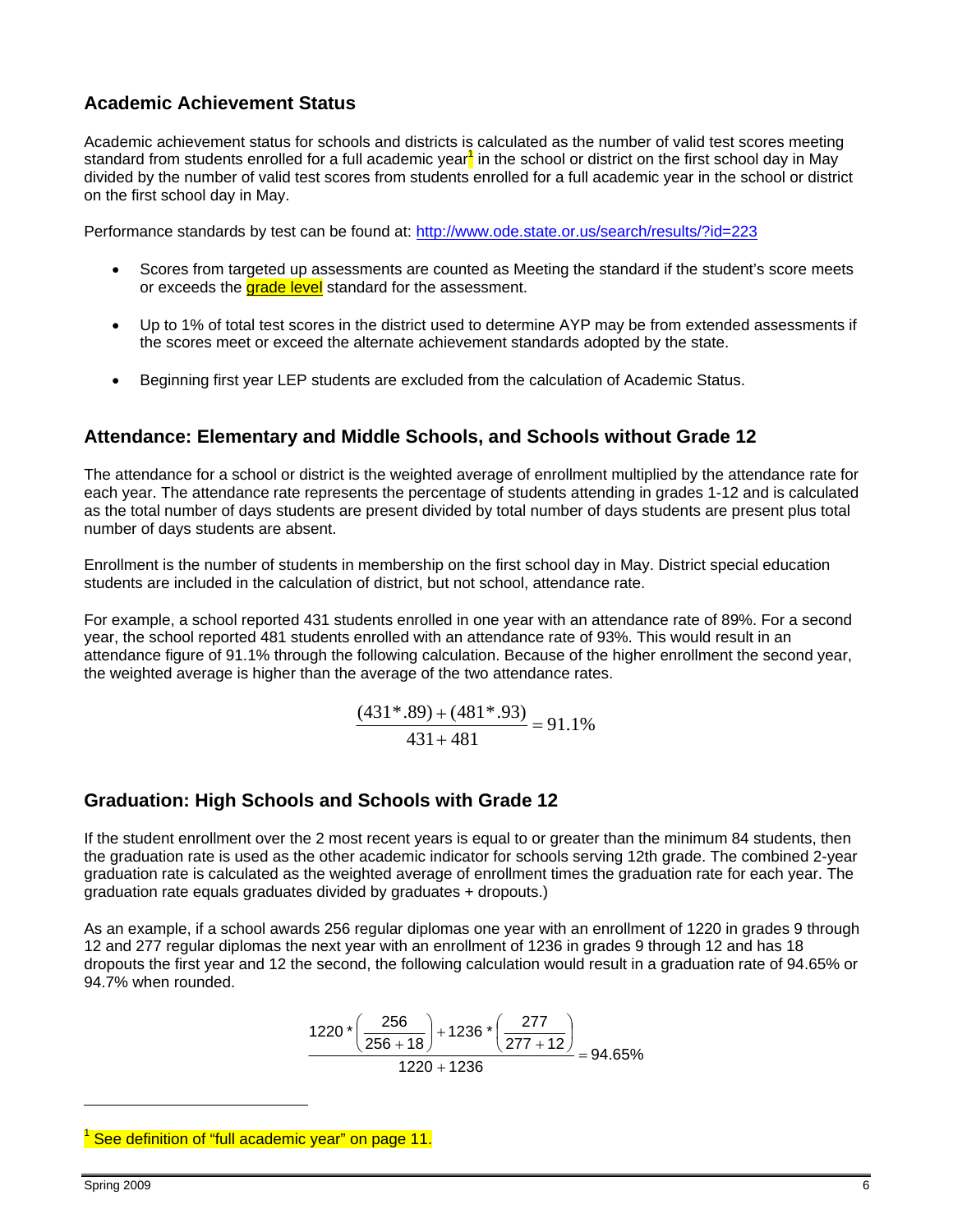## Academic Achievement Status

Academic achievement status for schools and districts is calculated as the number of valid test scores meeting standard from students enrolled for a full academic year[1] in the school or district on the first school day in May divided by the number of valid test scores from students enrolled for a full academic year in the school or district on the first school day in May.

Performance standards by test can be found at: http://www.ode.state.or.us/search/results/?id=223

- Scores from targeted up assessments are counted as Meeting the standard if the student's score meets or exceeds the grade level standard for the assessment.
- Up to 1% of total test scores in the district used to determine AYP may be from extended assessments if the scores meet or exceed the alternate achievement standards adopted by the state.
- Beginning first year LEP students are excluded from the calculation of Academic Status.

## Attendance: Elementary and Middle Schools, and Schools without Grade 12

The attendance for a school or district is the weighted average of enrollment multiplied by the attendance rate for each year. The attendance rate represents the percentage of students attending in grades 1-12 and is calculated as the total number of days students are present divided by total number of days students are present plus total number of days students are absent.

Enrollment is the number of students in membership on the first school day in May. District special education students are included in the calculation of district, but not school, attendance rate.

For example, a school reported 431 students enrolled in one year with an attendance rate of 89%. For a second year, the school reported 481 students enrolled with an attendance rate of 93%. This would result in an attendance figure of 91.1% through the following calculation. Because of the higher enrollment the second year, the weighted average is higher than the average of the two attendance rates.

$$\frac{(431*.89)+(481*.93)}{431+481}=91.1\%$$

## Graduation: High Schools and Schools with Grade 12

If the student enrollment over the 2 most recent years is equal to or greater than the minimum 84 students, then the graduation rate is used as the other academic indicator for schools serving 12th grade. The combined 2-year graduation rate is calculated as the weighted average of enrollment times the graduation rate for each year. The graduation rate equals graduates divided by graduates + dropouts.)

As an example, if a school awards 256 regular diplomas one year with an enrollment of 1220 in grades 9 through 12 and 277 regular diplomas the next year with an enrollment of 1236 in grades 9 through 12 and has 18 dropouts the first year and 12 the second, the following calculation would result in a graduation rate of 94.65% or 94.7% when rounded.

$$\frac{1220*\left(\frac{256}{256+18}\right)+1236*\left(\frac{277}{277+12}\right)}{1220+1236}=94.65\%$$

[1] See definition of "full academic year" on page 11.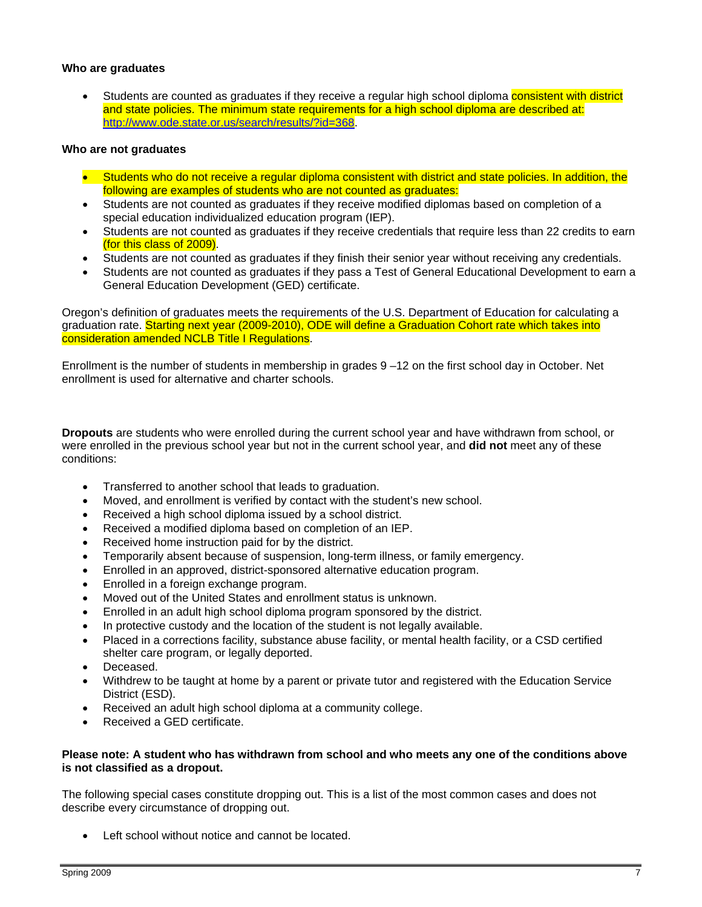**Who are graduates**

- Students are counted as graduates if they receive a regular high school diploma consistent with district and state policies. The minimum state requirements for a high school diploma are described at: http://www.ode.state.or.us/search/results/?id=368.

**Who are not graduates**

- Students who do not receive a regular diploma consistent with district and state policies. In addition, the following are examples of students who are not counted as graduates:
- Students are not counted as graduates if they receive modified diplomas based on completion of a special education individualized education program (IEP).
- Students are not counted as graduates if they receive credentials that require less than 22 credits to earn (for this class of 2009).
- Students are not counted as graduates if they finish their senior year without receiving any credentials.
- Students are not counted as graduates if they pass a Test of General Educational Development to earn a General Education Development (GED) certificate.

Oregon's definition of graduates meets the requirements of the U.S. Department of Education for calculating a graduation rate. Starting next year (2009-2010), ODE will define a Graduation Cohort rate which takes into consideration amended NCLB Title I Regulations.

Enrollment is the number of students in membership in grades 9 –12 on the first school day in October. Net enrollment is used for alternative and charter schools.

**Dropouts** are students who were enrolled during the current school year and have withdrawn from school, or were enrolled in the previous school year but not in the current school year, and **did not** meet any of these conditions:

- Transferred to another school that leads to graduation.
- Moved, and enrollment is verified by contact with the student's new school.
- Received a high school diploma issued by a school district.
- Received a modified diploma based on completion of an IEP.
- Received home instruction paid for by the district.
- Temporarily absent because of suspension, long-term illness, or family emergency.
- Enrolled in an approved, district-sponsored alternative education program.
- Enrolled in a foreign exchange program.
- Moved out of the United States and enrollment status is unknown.
- Enrolled in an adult high school diploma program sponsored by the district.
- In protective custody and the location of the student is not legally available.
- Placed in a corrections facility, substance abuse facility, or mental health facility, or a CSD certified shelter care program, or legally deported.
- Deceased.
- Withdrew to be taught at home by a parent or private tutor and registered with the Education Service District (ESD).
- Received an adult high school diploma at a community college.
- Received a GED certificate.

**Please note: A student who has withdrawn from school and who meets any one of the conditions above is not classified as a dropout.**

The following special cases constitute dropping out. This is a list of the most common cases and does not describe every circumstance of dropping out.

- Left school without notice and cannot be located.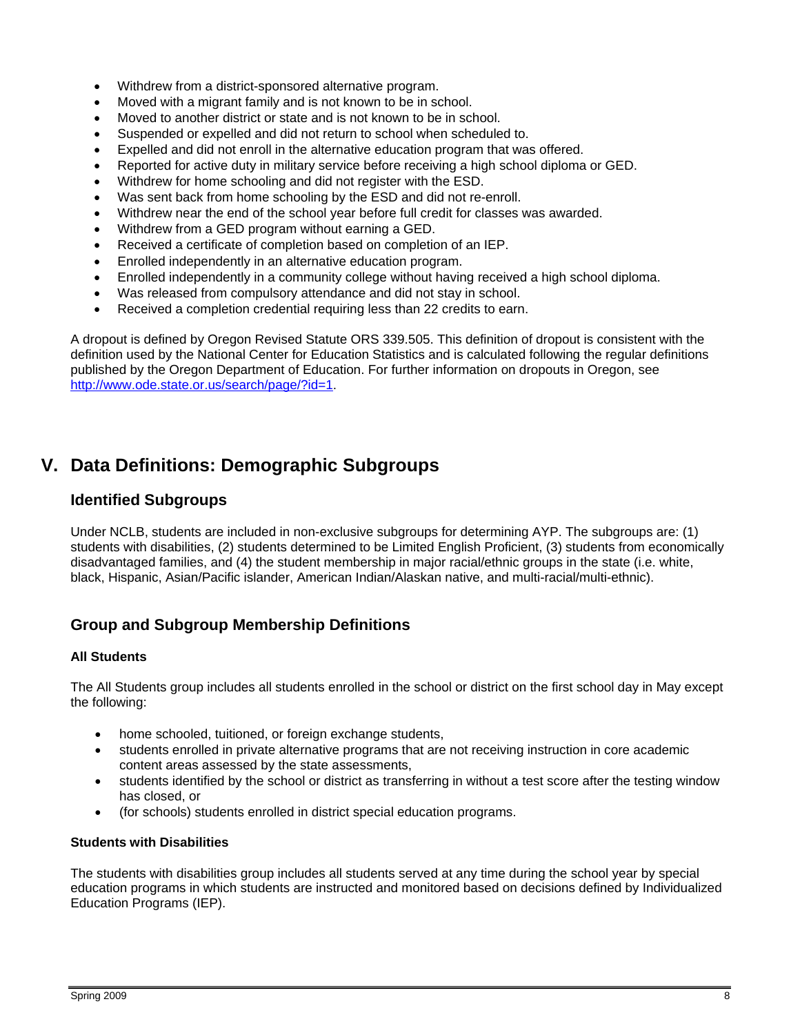- Withdrew from a district-sponsored alternative program.
- Moved with a migrant family and is not known to be in school.
- Moved to another district or state and is not known to be in school.
- Suspended or expelled and did not return to school when scheduled to.
- Expelled and did not enroll in the alternative education program that was offered.
- Reported for active duty in military service before receiving a high school diploma or GED.
- Withdrew for home schooling and did not register with the ESD.
- Was sent back from home schooling by the ESD and did not re-enroll.
- Withdrew near the end of the school year before full credit for classes was awarded.
- Withdrew from a GED program without earning a GED.
- Received a certificate of completion based on completion of an IEP.
- Enrolled independently in an alternative education program.
- Enrolled independently in a community college without having received a high school diploma.
- Was released from compulsory attendance and did not stay in school.
- Received a completion credential requiring less than 22 credits to earn.

A dropout is defined by Oregon Revised Statute ORS 339.505. This definition of dropout is consistent with the definition used by the National Center for Education Statistics and is calculated following the regular definitions published by the Oregon Department of Education. For further information on dropouts in Oregon, see http://www.ode.state.or.us/search/page/?id=1.

# V. Data Definitions: Demographic Subgroups

## Identified Subgroups

Under NCLB, students are included in non-exclusive subgroups for determining AYP. The subgroups are: (1) students with disabilities, (2) students determined to be Limited English Proficient, (3) students from economically disadvantaged families, and (4) the student membership in major racial/ethnic groups in the state (i.e. white, black, Hispanic, Asian/Pacific islander, American Indian/Alaskan native, and multi-racial/multi-ethnic).

## Group and Subgroup Membership Definitions

**All Students**

The All Students group includes all students enrolled in the school or district on the first school day in May except the following:

- home schooled, tuitioned, or foreign exchange students,
- students enrolled in private alternative programs that are not receiving instruction in core academic content areas assessed by the state assessments,
- students identified by the school or district as transferring in without a test score after the testing window has closed, or
- (for schools) students enrolled in district special education programs.

**Students with Disabilities**

The students with disabilities group includes all students served at any time during the school year by special education programs in which students are instructed and monitored based on decisions defined by Individualized Education Programs (IEP).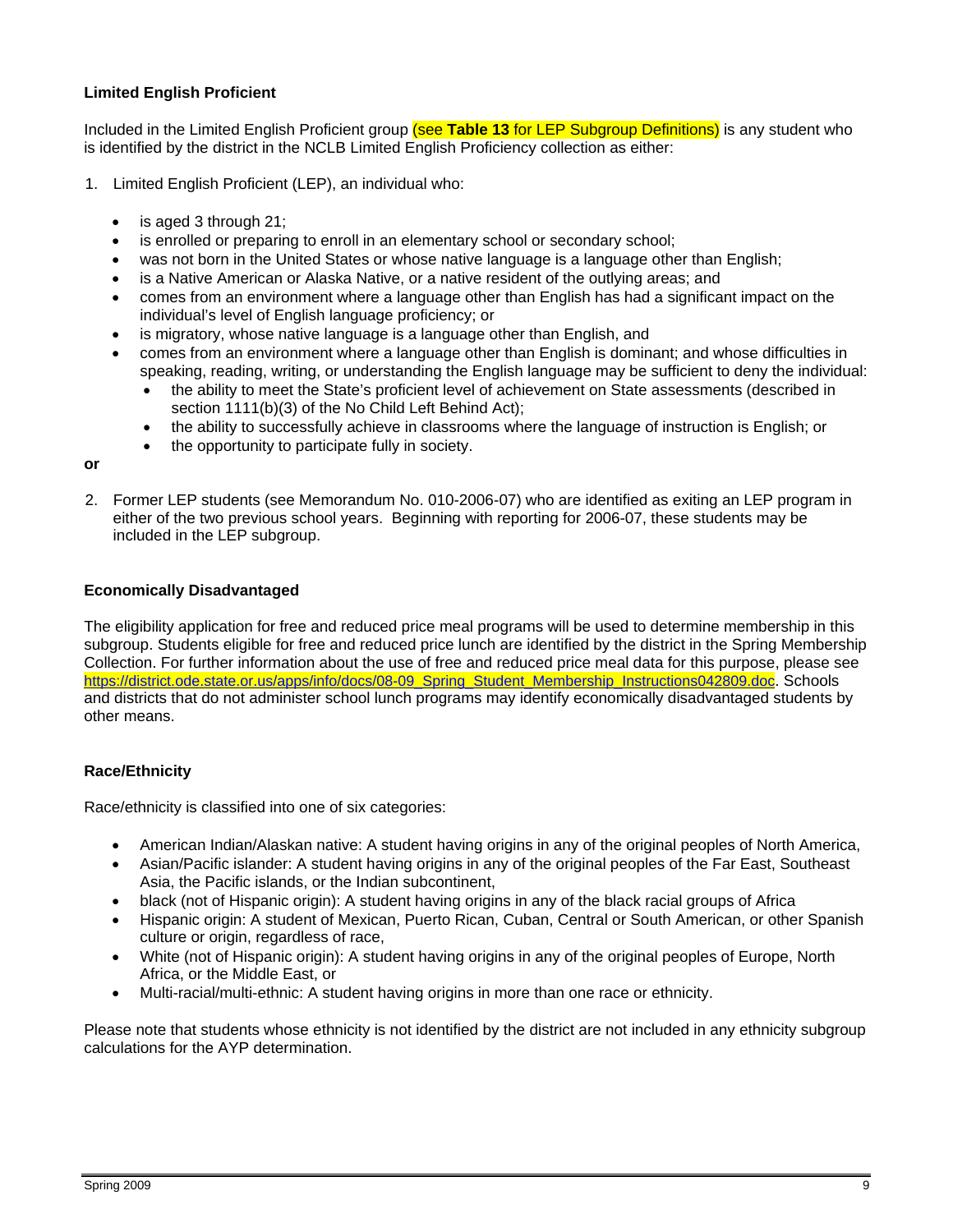**Limited English Proficient**

Included in the Limited English Proficient group (see **Table 13** for LEP Subgroup Definitions) is any student who is identified by the district in the NCLB Limited English Proficiency collection as either:

1. Limited English Proficient (LEP), an individual who:

    - is aged 3 through 21;
    - is enrolled or preparing to enroll in an elementary school or secondary school;
    - was not born in the United States or whose native language is a language other than English;
    - is a Native American or Alaska Native, or a native resident of the outlying areas; and
    - comes from an environment where a language other than English has had a significant impact on the individual's level of English language proficiency; or
    - is migratory, whose native language is a language other than English, and
    - comes from an environment where a language other than English is dominant; and whose difficulties in speaking, reading, writing, or understanding the English language may be sufficient to deny the individual:
        - the ability to meet the State's proficient level of achievement on State assessments (described in section 1111(b)(3) of the No Child Left Behind Act);
        - the ability to successfully achieve in classrooms where the language of instruction is English; or
        - the opportunity to participate fully in society.

**or**

2. Former LEP students (see Memorandum No. 010-2006-07) who are identified as exiting an LEP program in either of the two previous school years. Beginning with reporting for 2006-07, these students may be included in the LEP subgroup.

**Economically Disadvantaged**

The eligibility application for free and reduced price meal programs will be used to determine membership in this subgroup. Students eligible for free and reduced price lunch are identified by the district in the Spring Membership Collection. For further information about the use of free and reduced price meal data for this purpose, please see https://district.ode.state.or.us/apps/info/docs/08-09_Spring_Student_Membership_Instructions042809.doc. Schools and districts that do not administer school lunch programs may identify economically disadvantaged students by other means.

**Race/Ethnicity**

Race/ethnicity is classified into one of six categories:

- American Indian/Alaskan native: A student having origins in any of the original peoples of North America,
- Asian/Pacific islander: A student having origins in any of the original peoples of the Far East, Southeast Asia, the Pacific islands, or the Indian subcontinent,
- black (not of Hispanic origin): A student having origins in any of the black racial groups of Africa
- Hispanic origin: A student of Mexican, Puerto Rican, Cuban, Central or South American, or other Spanish culture or origin, regardless of race,
- White (not of Hispanic origin): A student having origins in any of the original peoples of Europe, North Africa, or the Middle East, or
- Multi-racial/multi-ethnic: A student having origins in more than one race or ethnicity.

Please note that students whose ethnicity is not identified by the district are not included in any ethnicity subgroup calculations for the AYP determination.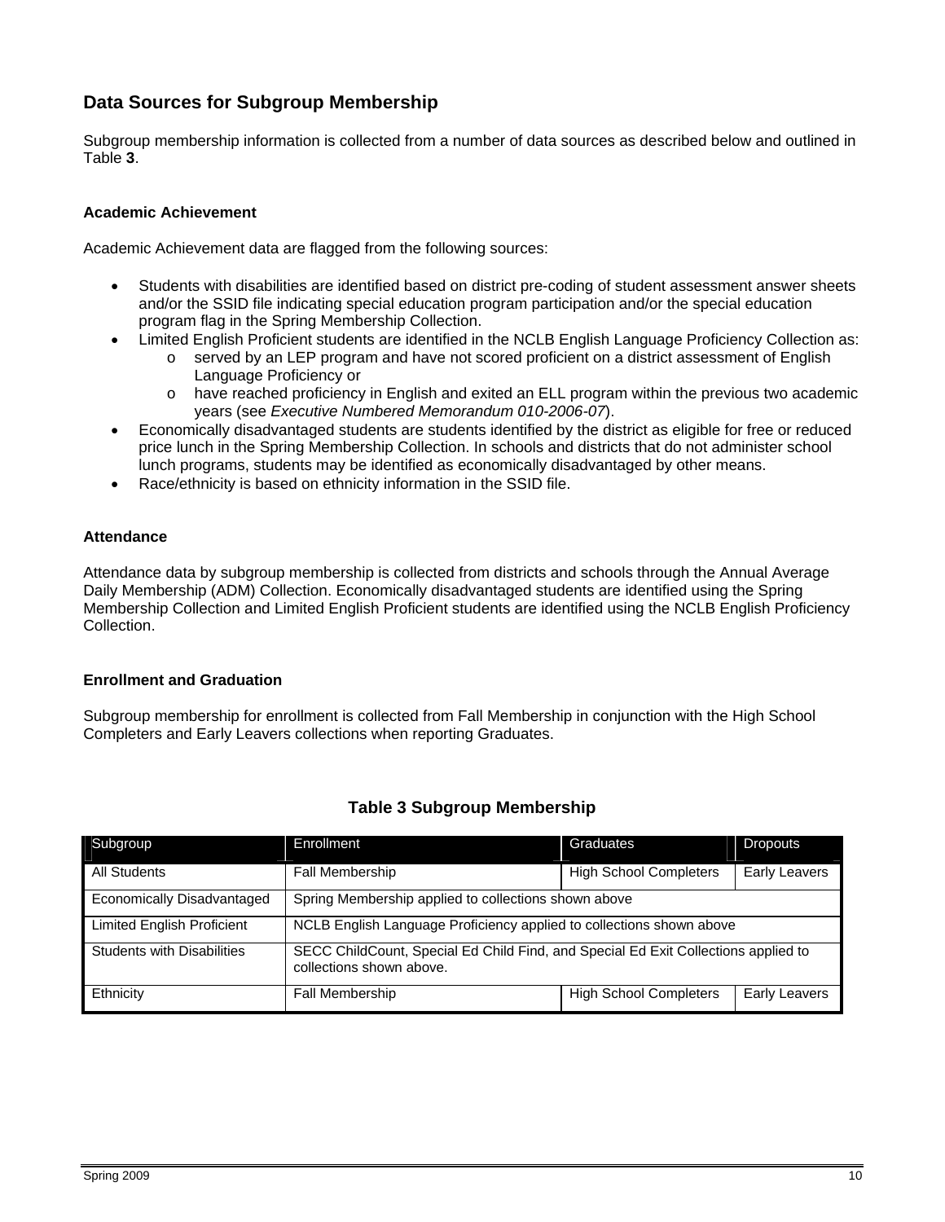## Data Sources for Subgroup Membership

Subgroup membership information is collected from a number of data sources as described below and outlined in Table **3**.

### Academic Achievement

Academic Achievement data are flagged from the following sources:

- Students with disabilities are identified based on district pre-coding of student assessment answer sheets and/or the SSID file indicating special education program participation and/or the special education program flag in the Spring Membership Collection.
- Limited English Proficient students are identified in the NCLB English Language Proficiency Collection as:
  - served by an LEP program and have not scored proficient on a district assessment of English Language Proficiency or
  - have reached proficiency in English and exited an ELL program within the previous two academic years (see *Executive Numbered Memorandum 010-2006-07*).
- Economically disadvantaged students are students identified by the district as eligible for free or reduced price lunch in the Spring Membership Collection. In schools and districts that do not administer school lunch programs, students may be identified as economically disadvantaged by other means.
- Race/ethnicity is based on ethnicity information in the SSID file.

### Attendance

Attendance data by subgroup membership is collected from districts and schools through the Annual Average Daily Membership (ADM) Collection. Economically disadvantaged students are identified using the Spring Membership Collection and Limited English Proficient students are identified using the NCLB English Proficiency Collection.

### Enrollment and Graduation

Subgroup membership for enrollment is collected from Fall Membership in conjunction with the High School Completers and Early Leavers collections when reporting Graduates.

**Table 3 Subgroup Membership**

| Subgroup | Enrollment | Graduates | Dropouts |
|---|---|---|---|
| All Students | Fall Membership | High School Completers | Early Leavers |
| Economically Disadvantaged | Spring Membership applied to collections shown above | | |
| Limited English Proficient | NCLB English Language Proficiency applied to collections shown above | | |
| Students with Disabilities | SECC ChildCount, Special Ed Child Find, and Special Ed Exit Collections applied to collections shown above. | | |
| Ethnicity | Fall Membership | High School Completers | Early Leavers |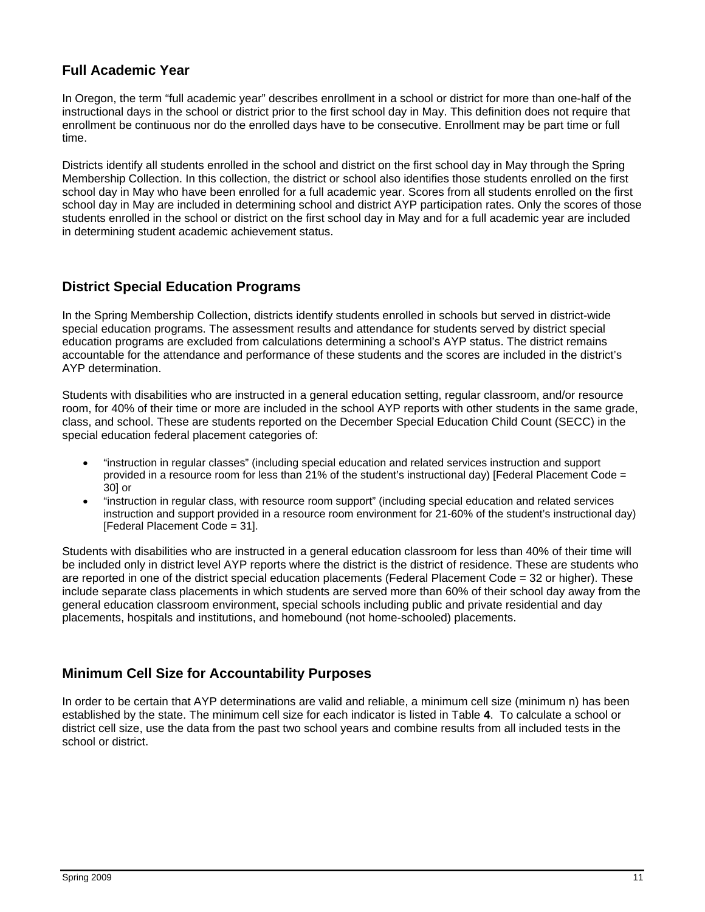## Full Academic Year

In Oregon, the term "full academic year" describes enrollment in a school or district for more than one-half of the instructional days in the school or district prior to the first school day in May. This definition does not require that enrollment be continuous nor do the enrolled days have to be consecutive. Enrollment may be part time or full time.

Districts identify all students enrolled in the school and district on the first school day in May through the Spring Membership Collection. In this collection, the district or school also identifies those students enrolled on the first school day in May who have been enrolled for a full academic year. Scores from all students enrolled on the first school day in May are included in determining school and district AYP participation rates. Only the scores of those students enrolled in the school or district on the first school day in May and for a full academic year are included in determining student academic achievement status.

## District Special Education Programs

In the Spring Membership Collection, districts identify students enrolled in schools but served in district-wide special education programs. The assessment results and attendance for students served by district special education programs are excluded from calculations determining a school's AYP status. The district remains accountable for the attendance and performance of these students and the scores are included in the district's AYP determination.

Students with disabilities who are instructed in a general education setting, regular classroom, and/or resource room, for 40% of their time or more are included in the school AYP reports with other students in the same grade, class, and school. These are students reported on the December Special Education Child Count (SECC) in the special education federal placement categories of:

- "instruction in regular classes" (including special education and related services instruction and support provided in a resource room for less than 21% of the student's instructional day) [Federal Placement Code = 30] or
- "instruction in regular class, with resource room support" (including special education and related services instruction and support provided in a resource room environment for 21-60% of the student's instructional day) [Federal Placement Code = 31].

Students with disabilities who are instructed in a general education classroom for less than 40% of their time will be included only in district level AYP reports where the district is the district of residence. These are students who are reported in one of the district special education placements (Federal Placement Code = 32 or higher). These include separate class placements in which students are served more than 60% of their school day away from the general education classroom environment, special schools including public and private residential and day placements, hospitals and institutions, and homebound (not home-schooled) placements.

## Minimum Cell Size for Accountability Purposes

In order to be certain that AYP determinations are valid and reliable, a minimum cell size (minimum n) has been established by the state. The minimum cell size for each indicator is listed in Table **4**. To calculate a school or district cell size, use the data from the past two school years and combine results from all included tests in the school or district.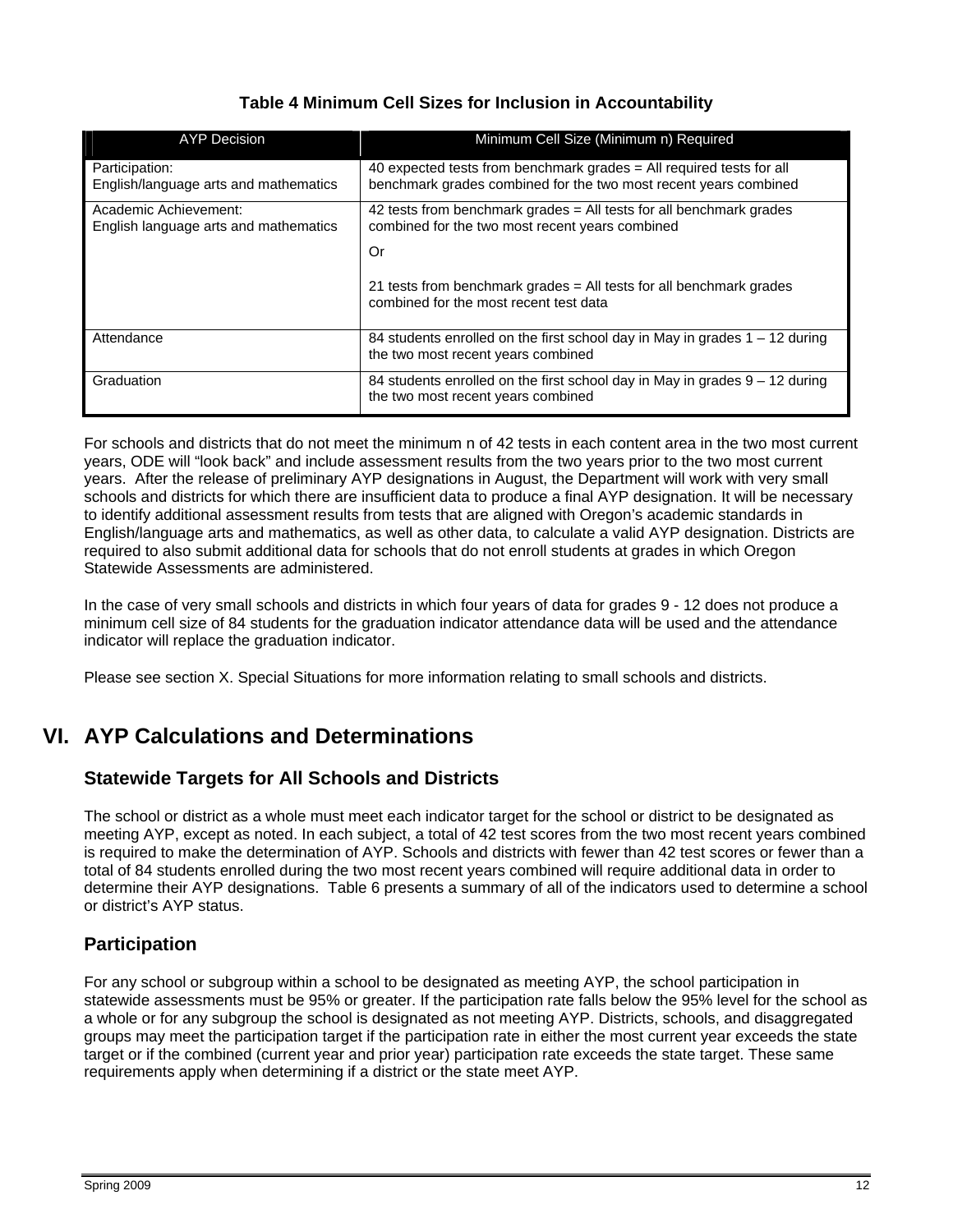**Table 4 Minimum Cell Sizes for Inclusion in Accountability**

| AYP Decision | Minimum Cell Size (Minimum n) Required |
|---|---|
| Participation:<br>English/language arts and mathematics | 40 expected tests from benchmark grades = All required tests for all benchmark grades combined for the two most recent years combined |
| Academic Achievement:<br>English language arts and mathematics | 42 tests from benchmark grades = All tests for all benchmark grades combined for the two most recent years combined<br><br>Or<br><br>21 tests from benchmark grades = All tests for all benchmark grades combined for the most recent test data |
| Attendance | 84 students enrolled on the first school day in May in grades 1 – 12 during the two most recent years combined |
| Graduation | 84 students enrolled on the first school day in May in grades 9 – 12 during the two most recent years combined |

For schools and districts that do not meet the minimum n of 42 tests in each content area in the two most current years, ODE will "look back" and include assessment results from the two years prior to the two most current years. After the release of preliminary AYP designations in August, the Department will work with very small schools and districts for which there are insufficient data to produce a final AYP designation. It will be necessary to identify additional assessment results from tests that are aligned with Oregon's academic standards in English/language arts and mathematics, as well as other data, to calculate a valid AYP designation. Districts are required to also submit additional data for schools that do not enroll students at grades in which Oregon Statewide Assessments are administered.

In the case of very small schools and districts in which four years of data for grades 9 - 12 does not produce a minimum cell size of 84 students for the graduation indicator attendance data will be used and the attendance indicator will replace the graduation indicator.

Please see section X. Special Situations for more information relating to small schools and districts.

# VI. AYP Calculations and Determinations

## Statewide Targets for All Schools and Districts

The school or district as a whole must meet each indicator target for the school or district to be designated as meeting AYP, except as noted. In each subject, a total of 42 test scores from the two most recent years combined is required to make the determination of AYP. Schools and districts with fewer than 42 test scores or fewer than a total of 84 students enrolled during the two most recent years combined will require additional data in order to determine their AYP designations. Table 6 presents a summary of all of the indicators used to determine a school or district's AYP status.

## Participation

For any school or subgroup within a school to be designated as meeting AYP, the school participation in statewide assessments must be 95% or greater. If the participation rate falls below the 95% level for the school as a whole or for any subgroup the school is designated as not meeting AYP. Districts, schools, and disaggregated groups may meet the participation target if the participation rate in either the most current year exceeds the state target or if the combined (current year and prior year) participation rate exceeds the state target. These same requirements apply when determining if a district or the state meet AYP.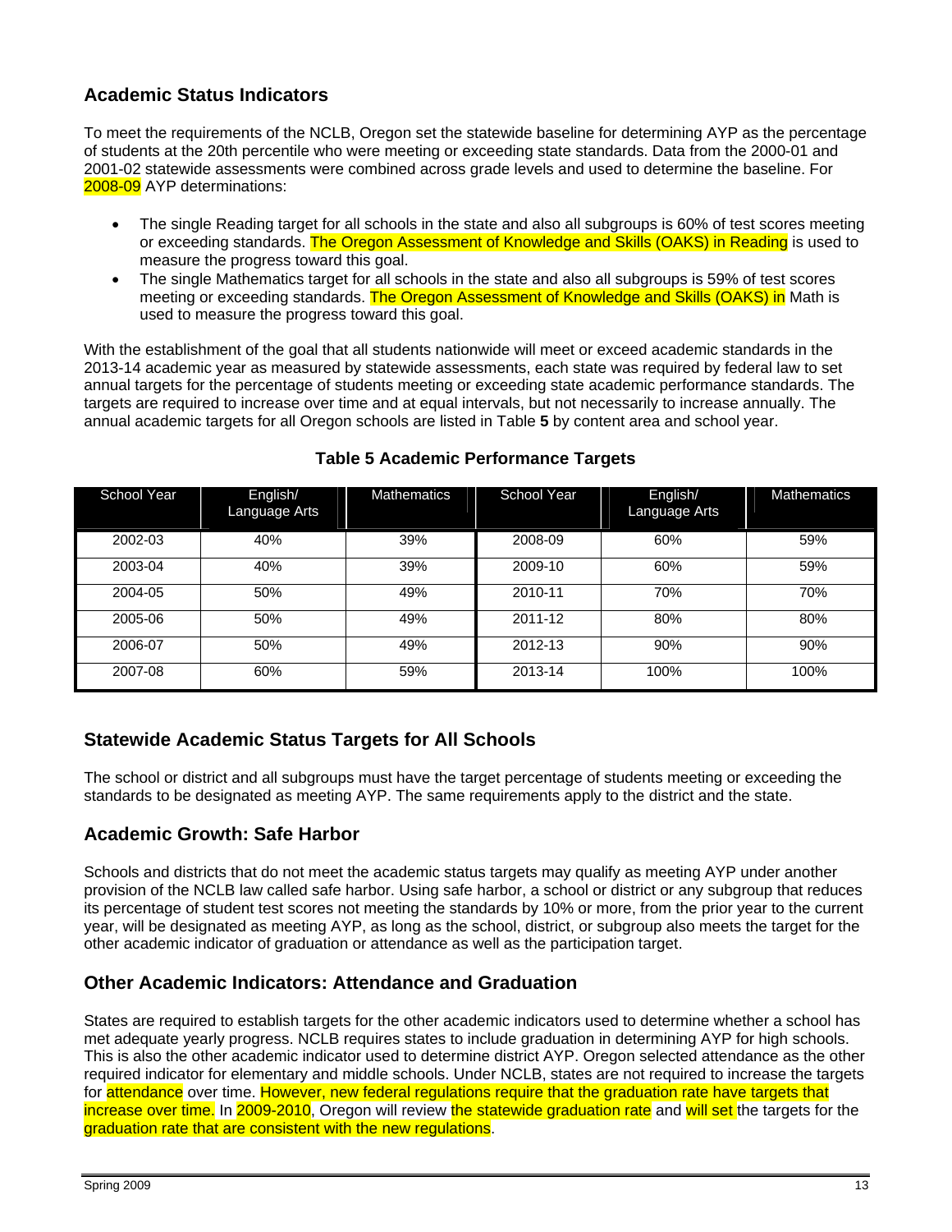## Academic Status Indicators

To meet the requirements of the NCLB, Oregon set the statewide baseline for determining AYP as the percentage of students at the 20th percentile who were meeting or exceeding state standards. Data from the 2000-01 and 2001-02 statewide assessments were combined across grade levels and used to determine the baseline. For 2008-09 AYP determinations:

- The single Reading target for all schools in the state and also all subgroups is 60% of test scores meeting or exceeding standards. The Oregon Assessment of Knowledge and Skills (OAKS) in Reading is used to measure the progress toward this goal.
- The single Mathematics target for all schools in the state and also all subgroups is 59% of test scores meeting or exceeding standards. The Oregon Assessment of Knowledge and Skills (OAKS) in Math is used to measure the progress toward this goal.

With the establishment of the goal that all students nationwide will meet or exceed academic standards in the 2013-14 academic year as measured by statewide assessments, each state was required by federal law to set annual targets for the percentage of students meeting or exceeding state academic performance standards. The targets are required to increase over time and at equal intervals, but not necessarily to increase annually. The annual academic targets for all Oregon schools are listed in Table **5** by content area and school year.

**Table 5 Academic Performance Targets**

| School Year | English/ Language Arts | Mathematics | School Year | English/ Language Arts | Mathematics |
|---|---|---|---|---|---|
| 2002-03 | 40% | 39% | 2008-09 | 60% | 59% |
| 2003-04 | 40% | 39% | 2009-10 | 60% | 59% |
| 2004-05 | 50% | 49% | 2010-11 | 70% | 70% |
| 2005-06 | 50% | 49% | 2011-12 | 80% | 80% |
| 2006-07 | 50% | 49% | 2012-13 | 90% | 90% |
| 2007-08 | 60% | 59% | 2013-14 | 100% | 100% |

## Statewide Academic Status Targets for All Schools

The school or district and all subgroups must have the target percentage of students meeting or exceeding the standards to be designated as meeting AYP. The same requirements apply to the district and the state.

## Academic Growth: Safe Harbor

Schools and districts that do not meet the academic status targets may qualify as meeting AYP under another provision of the NCLB law called safe harbor. Using safe harbor, a school or district or any subgroup that reduces its percentage of student test scores not meeting the standards by 10% or more, from the prior year to the current year, will be designated as meeting AYP, as long as the school, district, or subgroup also meets the target for the other academic indicator of graduation or attendance as well as the participation target.

## Other Academic Indicators: Attendance and Graduation

States are required to establish targets for the other academic indicators used to determine whether a school has met adequate yearly progress. NCLB requires states to include graduation in determining AYP for high schools. This is also the other academic indicator used to determine district AYP. Oregon selected attendance as the other required indicator for elementary and middle schools. Under NCLB, states are not required to increase the targets for attendance over time. However, new federal regulations require that the graduation rate have targets that increase over time. In 2009-2010, Oregon will review the statewide graduation rate and will set the targets for the graduation rate that are consistent with the new regulations.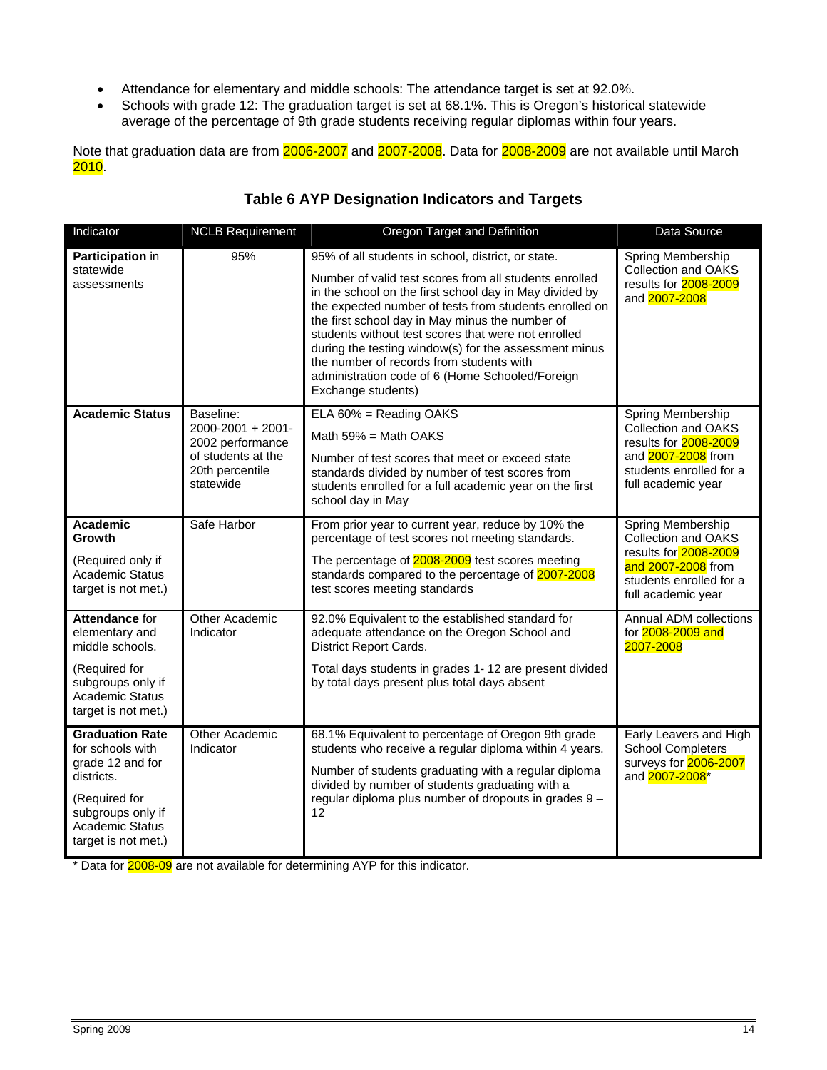- Attendance for elementary and middle schools: The attendance target is set at 92.0%.
- Schools with grade 12: The graduation target is set at 68.1%. This is Oregon's historical statewide average of the percentage of 9th grade students receiving regular diplomas within four years.

Note that graduation data are from 2006-2007 and 2007-2008. Data for 2008-2009 are not available until March 2010.

### Table 6 AYP Designation Indicators and Targets

| Indicator | NCLB Requirement | Oregon Target and Definition | Data Source |
|---|---|---|---|
| **Participation** in statewide assessments | 95% | 95% of all students in school, district, or state.<br><br>Number of valid test scores from all students enrolled in the school on the first school day in May divided by the expected number of tests from students enrolled on the first school day in May minus the number of students without test scores that were not enrolled during the testing window(s) for the assessment minus the number of records from students with administration code of 6 (Home Schooled/Foreign Exchange students) | Spring Membership Collection and OAKS results for 2008-2009 and 2007-2008 |
| **Academic Status** | Baseline: 2000-2001 + 2001-2002 performance of students at the 20th percentile statewide | ELA 60% = Reading OAKS<br><br>Math 59% = Math OAKS<br><br>Number of test scores that meet or exceed state standards divided by number of test scores from students enrolled for a full academic year on the first school day in May | Spring Membership Collection and OAKS results for 2008-2009 and 2007-2008 from students enrolled for a full academic year |
| **Academic Growth**<br><br>(Required only if Academic Status target is not met.) | Safe Harbor | From prior year to current year, reduce by 10% the percentage of test scores not meeting standards.<br><br>The percentage of 2008-2009 test scores meeting standards compared to the percentage of 2007-2008 test scores meeting standards | Spring Membership Collection and OAKS results for 2008-2009 and 2007-2008 from students enrolled for a full academic year |
| **Attendance** for elementary and middle schools.<br><br>(Required for subgroups only if Academic Status target is not met.) | Other Academic Indicator | 92.0% Equivalent to the established standard for adequate attendance on the Oregon School and District Report Cards.<br><br>Total days students in grades 1- 12 are present divided by total days present plus total days absent | Annual ADM collections for 2008-2009 and 2007-2008 |
| **Graduation Rate** for schools with grade 12 and for districts.<br><br>(Required for subgroups only if Academic Status target is not met.) | Other Academic Indicator | 68.1% Equivalent to percentage of Oregon 9th grade students who receive a regular diploma within 4 years.<br><br>Number of students graduating with a regular diploma divided by number of students graduating with a regular diploma plus number of dropouts in grades 9 – 12 | Early Leavers and High School Completers surveys for 2006-2007 and 2007-2008* |

* Data for 2008-09 are not available for determining AYP for this indicator.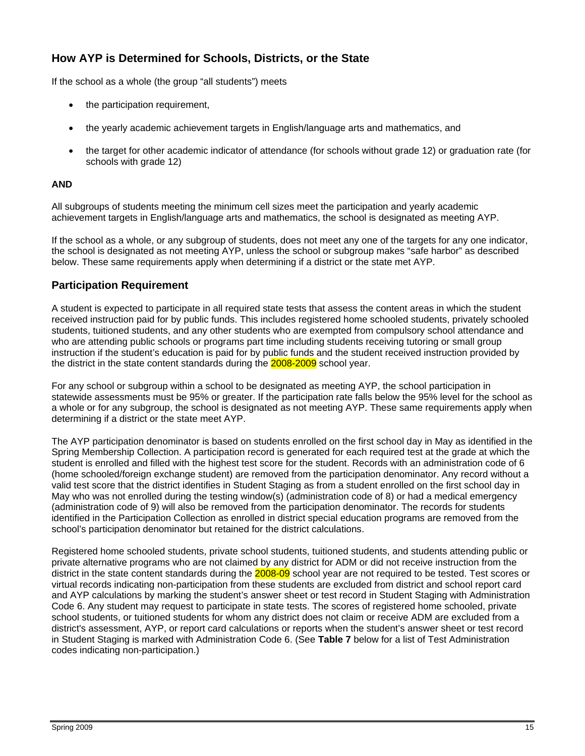## How AYP is Determined for Schools, Districts, or the State

If the school as a whole (the group "all students") meets

- the participation requirement,
- the yearly academic achievement targets in English/language arts and mathematics, and
- the target for other academic indicator of attendance (for schools without grade 12) or graduation rate (for schools with grade 12)

**AND**

All subgroups of students meeting the minimum cell sizes meet the participation and yearly academic achievement targets in English/language arts and mathematics, the school is designated as meeting AYP.

If the school as a whole, or any subgroup of students, does not meet any one of the targets for any one indicator, the school is designated as not meeting AYP, unless the school or subgroup makes "safe harbor" as described below. These same requirements apply when determining if a district or the state met AYP.

## Participation Requirement

A student is expected to participate in all required state tests that assess the content areas in which the student received instruction paid for by public funds. This includes registered home schooled students, privately schooled students, tuitioned students, and any other students who are exempted from compulsory school attendance and who are attending public schools or programs part time including students receiving tutoring or small group instruction if the student's education is paid for by public funds and the student received instruction provided by the district in the state content standards during the 2008-2009 school year.

For any school or subgroup within a school to be designated as meeting AYP, the school participation in statewide assessments must be 95% or greater. If the participation rate falls below the 95% level for the school as a whole or for any subgroup, the school is designated as not meeting AYP. These same requirements apply when determining if a district or the state meet AYP.

The AYP participation denominator is based on students enrolled on the first school day in May as identified in the Spring Membership Collection. A participation record is generated for each required test at the grade at which the student is enrolled and filled with the highest test score for the student. Records with an administration code of 6 (home schooled/foreign exchange student) are removed from the participation denominator. Any record without a valid test score that the district identifies in Student Staging as from a student enrolled on the first school day in May who was not enrolled during the testing window(s) (administration code of 8) or had a medical emergency (administration code of 9) will also be removed from the participation denominator. The records for students identified in the Participation Collection as enrolled in district special education programs are removed from the school's participation denominator but retained for the district calculations.

Registered home schooled students, private school students, tuitioned students, and students attending public or private alternative programs who are not claimed by any district for ADM or did not receive instruction from the district in the state content standards during the 2008-09 school year are not required to be tested. Test scores or virtual records indicating non-participation from these students are excluded from district and school report card and AYP calculations by marking the student's answer sheet or test record in Student Staging with Administration Code 6. Any student may request to participate in state tests. The scores of registered home schooled, private school students, or tuitioned students for whom any district does not claim or receive ADM are excluded from a district's assessment, AYP, or report card calculations or reports when the student's answer sheet or test record in Student Staging is marked with Administration Code 6. (See **Table 7** below for a list of Test Administration codes indicating non-participation.)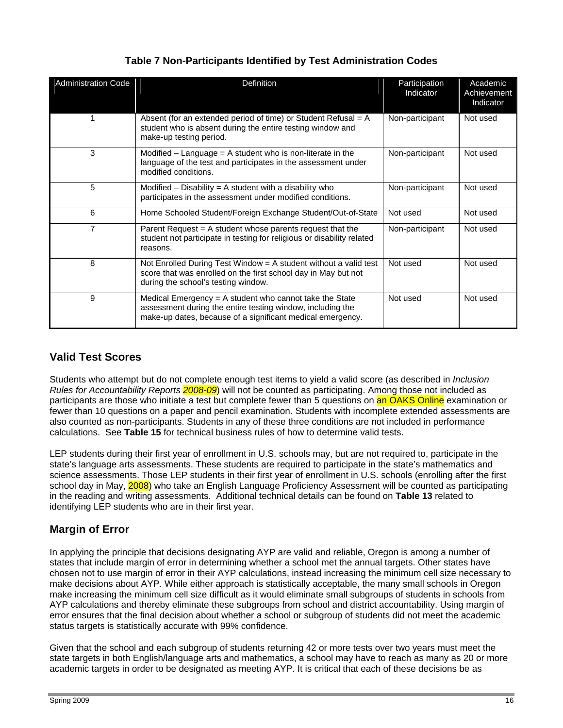**Table 7 Non-Participants Identified by Test Administration Codes**

| Administration Code | Definition | Participation Indicator | Academic Achievement Indicator |
|---|---|---|---|
| 1 | Absent (for an extended period of time) or Student Refusal = A student who is absent during the entire testing window and make-up testing period. | Non-participant | Not used |
| 3 | Modified – Language = A student who is non-literate in the language of the test and participates in the assessment under modified conditions. | Non-participant | Not used |
| 5 | Modified – Disability = A student with a disability who participates in the assessment under modified conditions. | Non-participant | Not used |
| 6 | Home Schooled Student/Foreign Exchange Student/Out-of-State | Not used | Not used |
| 7 | Parent Request = A student whose parents request that the student not participate in testing for religious or disability related reasons. | Non-participant | Not used |
| 8 | Not Enrolled During Test Window = A student without a valid test score that was enrolled on the first school day in May but not during the school's testing window. | Not used | Not used |
| 9 | Medical Emergency = A student who cannot take the State assessment during the entire testing window, including the make-up dates, because of a significant medical emergency. | Not used | Not used |

## Valid Test Scores

Students who attempt but do not complete enough test items to yield a valid score (as described in *Inclusion Rules for Accountability Reports 2008-09*) will not be counted as participating. Among those not included as participants are those who initiate a test but complete fewer than 5 questions on an OAKS Online examination or fewer than 10 questions on a paper and pencil examination. Students with incomplete extended assessments are also counted as non-participants. Students in any of these three conditions are not included in performance calculations. See **Table 15** for technical business rules of how to determine valid tests.

LEP students during their first year of enrollment in U.S. schools may, but are not required to, participate in the state's language arts assessments. These students are required to participate in the state's mathematics and science assessments. Those LEP students in their first year of enrollment in U.S. schools (enrolling after the first school day in May, 2008) who take an English Language Proficiency Assessment will be counted as participating in the reading and writing assessments. Additional technical details can be found on **Table 13** related to identifying LEP students who are in their first year.

## Margin of Error

In applying the principle that decisions designating AYP are valid and reliable, Oregon is among a number of states that include margin of error in determining whether a school met the annual targets. Other states have chosen not to use margin of error in their AYP calculations, instead increasing the minimum cell size necessary to make decisions about AYP. While either approach is statistically acceptable, the many small schools in Oregon make increasing the minimum cell size difficult as it would eliminate small subgroups of students in schools from AYP calculations and thereby eliminate these subgroups from school and district accountability. Using margin of error ensures that the final decision about whether a school or subgroup of students did not meet the academic status targets is statistically accurate with 99% confidence.

Given that the school and each subgroup of students returning 42 or more tests over two years must meet the state targets in both English/language arts and mathematics, a school may have to reach as many as 20 or more academic targets in order to be designated as meeting AYP. It is critical that each of these decisions be as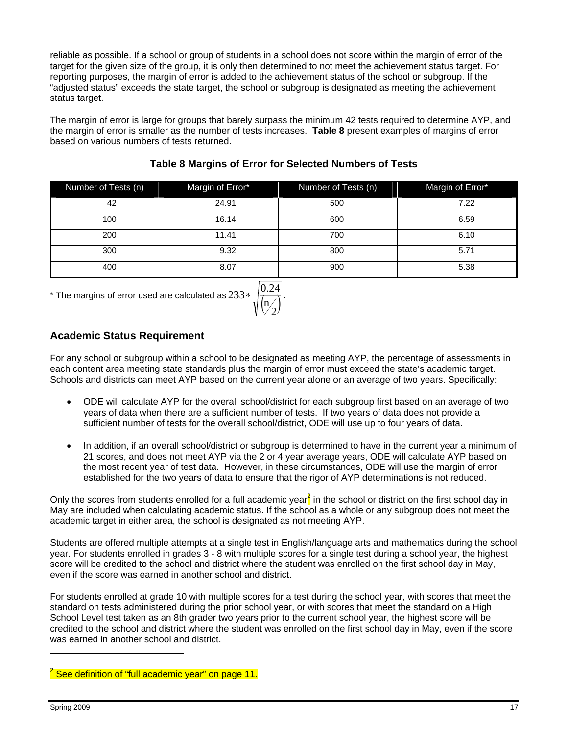reliable as possible. If a school or group of students in a school does not score within the margin of error of the target for the given size of the group, it is only then determined to not meet the achievement status target. For reporting purposes, the margin of error is added to the achievement status of the school or subgroup. If the "adjusted status" exceeds the state target, the school or subgroup is designated as meeting the achievement status target.

The margin of error is large for groups that barely surpass the minimum 42 tests required to determine AYP, and the margin of error is smaller as the number of tests increases. **Table 8** present examples of margins of error based on various numbers of tests returned.

**Table 8 Margins of Error for Selected Numbers of Tests**

| Number of Tests (n) | Margin of Error* | Number of Tests (n) | Margin of Error* |
|---|---|---|---|
| 42 | 24.91 | 500 | 7.22 |
| 100 | 16.14 | 600 | 6.59 |
| 200 | 11.41 | 700 | 6.10 |
| 300 | 9.32 | 800 | 5.71 |
| 400 | 8.07 | 900 | 5.38 |

\* The margins of error used are calculated as $233 * \sqrt{\frac{0.24}{\left(n/2\right)}}$.

## Academic Status Requirement

For any school or subgroup within a school to be designated as meeting AYP, the percentage of assessments in each content area meeting state standards plus the margin of error must exceed the state's academic target. Schools and districts can meet AYP based on the current year alone or an average of two years. Specifically:

- ODE will calculate AYP for the overall school/district for each subgroup first based on an average of two years of data when there are a sufficient number of tests. If two years of data does not provide a sufficient number of tests for the overall school/district, ODE will use up to four years of data.
- In addition, if an overall school/district or subgroup is determined to have in the current year a minimum of 21 scores, and does not meet AYP via the 2 or 4 year average years, ODE will calculate AYP based on the most recent year of test data. However, in these circumstances, ODE will use the margin of error established for the two years of data to ensure that the rigor of AYP determinations is not reduced.

Only the scores from students enrolled for a full academic year[2] in the school or district on the first school day in May are included when calculating academic status. If the school as a whole or any subgroup does not meet the academic target in either area, the school is designated as not meeting AYP.

Students are offered multiple attempts at a single test in English/language arts and mathematics during the school year. For students enrolled in grades 3 - 8 with multiple scores for a single test during a school year, the highest score will be credited to the school and district where the student was enrolled on the first school day in May, even if the score was earned in another school and district.

For students enrolled at grade 10 with multiple scores for a test during the school year, with scores that meet the standard on tests administered during the prior school year, or with scores that meet the standard on a High School Level test taken as an 8th grader two years prior to the current school year, the highest score will be credited to the school and district where the student was enrolled on the first school day in May, even if the score was earned in another school and district.

---

[2] See definition of "full academic year" on page 11.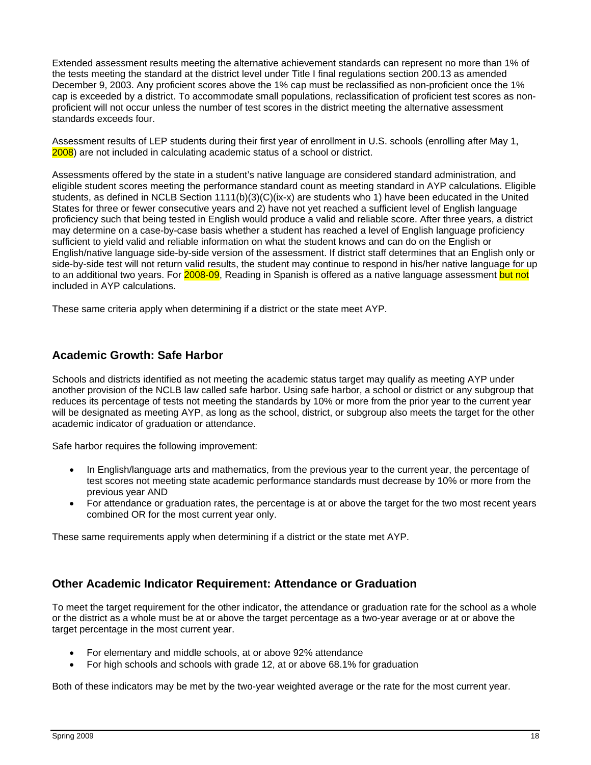Extended assessment results meeting the alternative achievement standards can represent no more than 1% of the tests meeting the standard at the district level under Title I final regulations section 200.13 as amended December 9, 2003. Any proficient scores above the 1% cap must be reclassified as non-proficient once the 1% cap is exceeded by a district. To accommodate small populations, reclassification of proficient test scores as non-proficient will not occur unless the number of test scores in the district meeting the alternative assessment standards exceeds four.

Assessment results of LEP students during their first year of enrollment in U.S. schools (enrolling after May 1, 2008) are not included in calculating academic status of a school or district.

Assessments offered by the state in a student's native language are considered standard administration, and eligible student scores meeting the performance standard count as meeting standard in AYP calculations. Eligible students, as defined in NCLB Section 1111(b)(3)(C)(ix-x) are students who 1) have been educated in the United States for three or fewer consecutive years and 2) have not yet reached a sufficient level of English language proficiency such that being tested in English would produce a valid and reliable score. After three years, a district may determine on a case-by-case basis whether a student has reached a level of English language proficiency sufficient to yield valid and reliable information on what the student knows and can do on the English or English/native language side-by-side version of the assessment. If district staff determines that an English only or side-by-side test will not return valid results, the student may continue to respond in his/her native language for up to an additional two years. For 2008-09, Reading in Spanish is offered as a native language assessment but not included in AYP calculations.

These same criteria apply when determining if a district or the state meet AYP.

## Academic Growth: Safe Harbor

Schools and districts identified as not meeting the academic status target may qualify as meeting AYP under another provision of the NCLB law called safe harbor. Using safe harbor, a school or district or any subgroup that reduces its percentage of tests not meeting the standards by 10% or more from the prior year to the current year will be designated as meeting AYP, as long as the school, district, or subgroup also meets the target for the other academic indicator of graduation or attendance.

Safe harbor requires the following improvement:

- In English/language arts and mathematics, from the previous year to the current year, the percentage of test scores not meeting state academic performance standards must decrease by 10% or more from the previous year AND
- For attendance or graduation rates, the percentage is at or above the target for the two most recent years combined OR for the most current year only.

These same requirements apply when determining if a district or the state met AYP.

## Other Academic Indicator Requirement: Attendance or Graduation

To meet the target requirement for the other indicator, the attendance or graduation rate for the school as a whole or the district as a whole must be at or above the target percentage as a two-year average or at or above the target percentage in the most current year.

- For elementary and middle schools, at or above 92% attendance
- For high schools and schools with grade 12, at or above 68.1% for graduation

Both of these indicators may be met by the two-year weighted average or the rate for the most current year.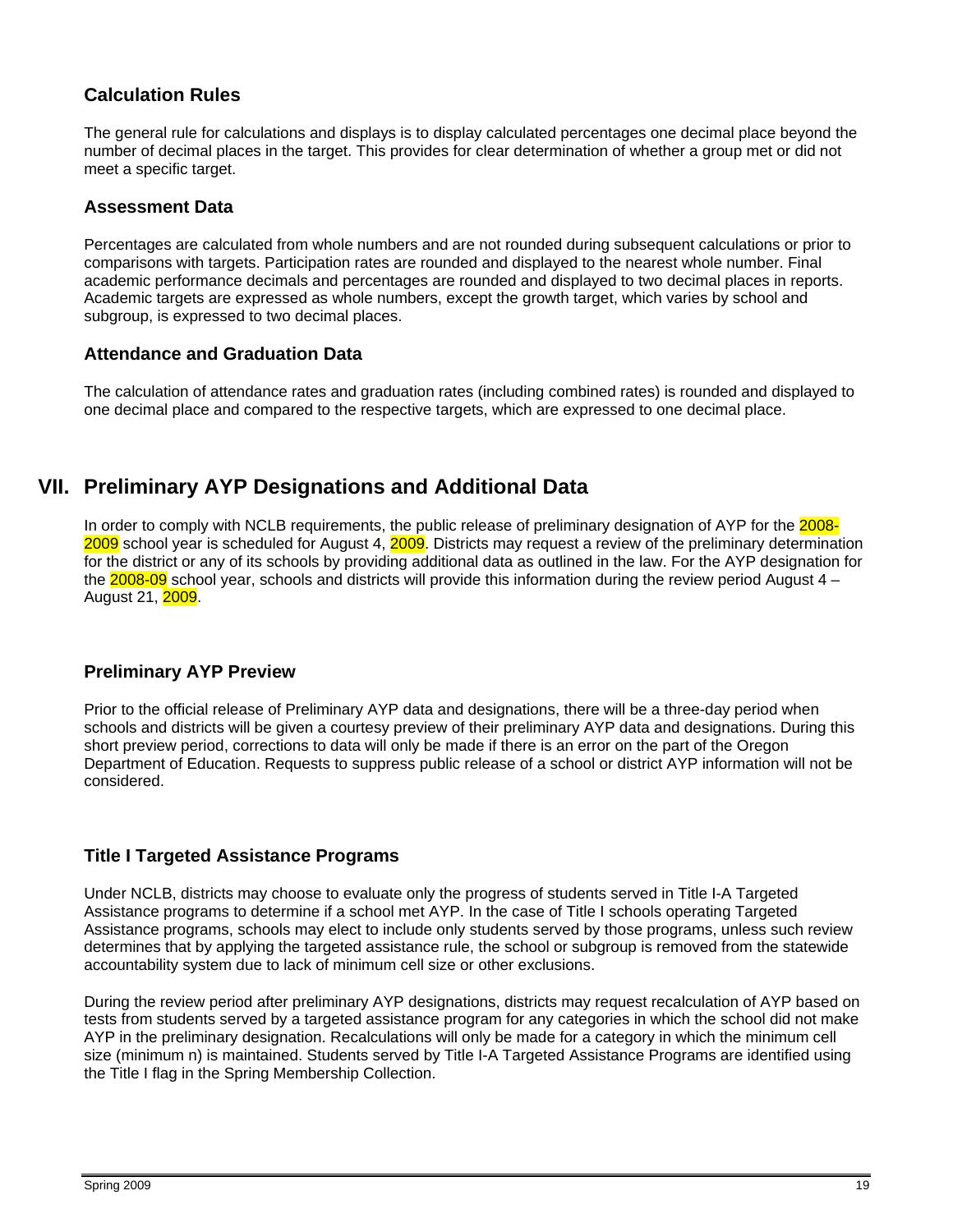### Calculation Rules

The general rule for calculations and displays is to display calculated percentages one decimal place beyond the number of decimal places in the target. This provides for clear determination of whether a group met or did not meet a specific target.

### Assessment Data

Percentages are calculated from whole numbers and are not rounded during subsequent calculations or prior to comparisons with targets. Participation rates are rounded and displayed to the nearest whole number. Final academic performance decimals and percentages are rounded and displayed to two decimal places in reports. Academic targets are expressed as whole numbers, except the growth target, which varies by school and subgroup, is expressed to two decimal places.

### Attendance and Graduation Data

The calculation of attendance rates and graduation rates (including combined rates) is rounded and displayed to one decimal place and compared to the respective targets, which are expressed to one decimal place.

## VII. Preliminary AYP Designations and Additional Data

In order to comply with NCLB requirements, the public release of preliminary designation of AYP for the 2008-2009 school year is scheduled for August 4, 2009. Districts may request a review of the preliminary determination for the district or any of its schools by providing additional data as outlined in the law. For the AYP designation for the 2008-09 school year, schools and districts will provide this information during the review period August 4 – August 21, 2009.

### Preliminary AYP Preview

Prior to the official release of Preliminary AYP data and designations, there will be a three-day period when schools and districts will be given a courtesy preview of their preliminary AYP data and designations. During this short preview period, corrections to data will only be made if there is an error on the part of the Oregon Department of Education. Requests to suppress public release of a school or district AYP information will not be considered.

### Title I Targeted Assistance Programs

Under NCLB, districts may choose to evaluate only the progress of students served in Title I-A Targeted Assistance programs to determine if a school met AYP. In the case of Title I schools operating Targeted Assistance programs, schools may elect to include only students served by those programs, unless such review determines that by applying the targeted assistance rule, the school or subgroup is removed from the statewide accountability system due to lack of minimum cell size or other exclusions.

During the review period after preliminary AYP designations, districts may request recalculation of AYP based on tests from students served by a targeted assistance program for any categories in which the school did not make AYP in the preliminary designation. Recalculations will only be made for a category in which the minimum cell size (minimum n) is maintained. Students served by Title I-A Targeted Assistance Programs are identified using the Title I flag in the Spring Membership Collection.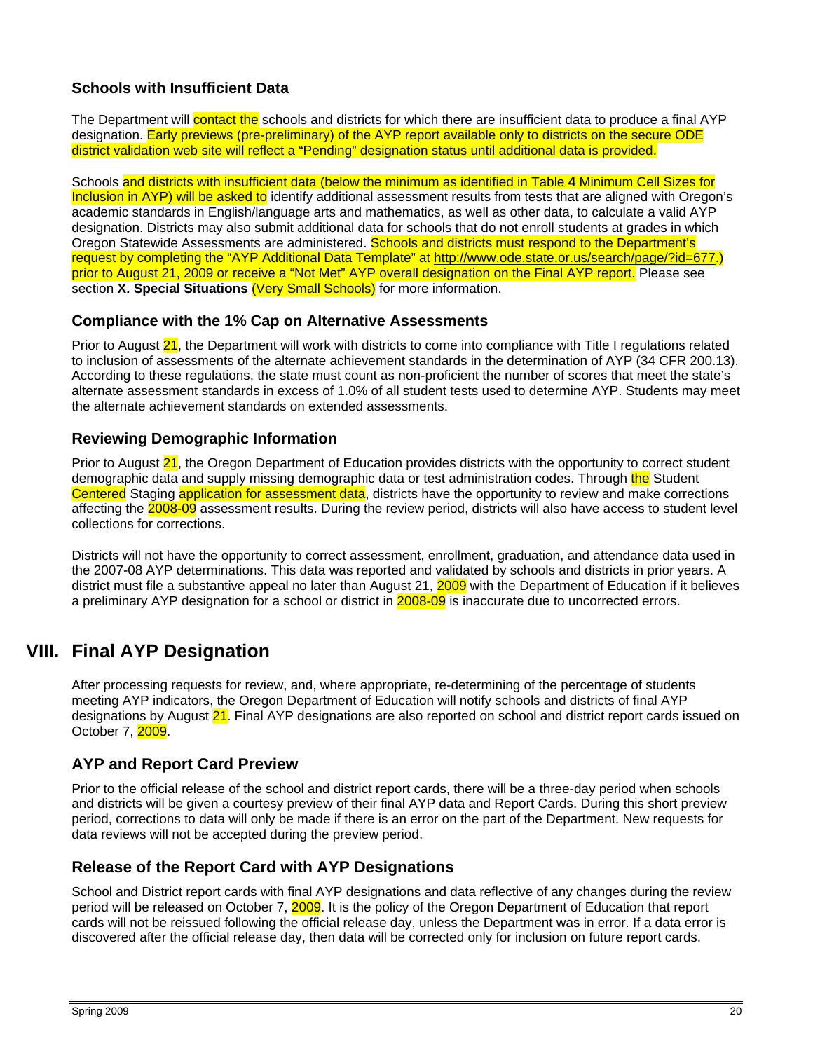### Schools with Insufficient Data

The Department will contact the schools and districts for which there are insufficient data to produce a final AYP designation. Early previews (pre-preliminary) of the AYP report available only to districts on the secure ODE district validation web site will reflect a "Pending" designation status until additional data is provided.

Schools and districts with insufficient data (below the minimum as identified in Table **4** Minimum Cell Sizes for Inclusion in AYP) will be asked to identify additional assessment results from tests that are aligned with Oregon's academic standards in English/language arts and mathematics, as well as other data, to calculate a valid AYP designation. Districts may also submit additional data for schools that do not enroll students at grades in which Oregon Statewide Assessments are administered. Schools and districts must respond to the Department's request by completing the "AYP Additional Data Template" at http://www.ode.state.or.us/search/page/?id=677.) prior to August 21, 2009 or receive a "Not Met" AYP overall designation on the Final AYP report. Please see section **X. Special Situations** (Very Small Schools) for more information.

### Compliance with the 1% Cap on Alternative Assessments

Prior to August 21, the Department will work with districts to come into compliance with Title I regulations related to inclusion of assessments of the alternate achievement standards in the determination of AYP (34 CFR 200.13). According to these regulations, the state must count as non-proficient the number of scores that meet the state's alternate assessment standards in excess of 1.0% of all student tests used to determine AYP. Students may meet the alternate achievement standards on extended assessments.

### Reviewing Demographic Information

Prior to August 21, the Oregon Department of Education provides districts with the opportunity to correct student demographic data and supply missing demographic data or test administration codes. Through the Student Centered Staging application for assessment data, districts have the opportunity to review and make corrections affecting the 2008-09 assessment results. During the review period, districts will also have access to student level collections for corrections.

Districts will not have the opportunity to correct assessment, enrollment, graduation, and attendance data used in the 2007-08 AYP determinations. This data was reported and validated by schools and districts in prior years. A district must file a substantive appeal no later than August 21, 2009 with the Department of Education if it believes a preliminary AYP designation for a school or district in 2008-09 is inaccurate due to uncorrected errors.

## VIII. Final AYP Designation

After processing requests for review, and, where appropriate, re-determining of the percentage of students meeting AYP indicators, the Oregon Department of Education will notify schools and districts of final AYP designations by August 21. Final AYP designations are also reported on school and district report cards issued on October 7, 2009.

### AYP and Report Card Preview

Prior to the official release of the school and district report cards, there will be a three-day period when schools and districts will be given a courtesy preview of their final AYP data and Report Cards. During this short preview period, corrections to data will only be made if there is an error on the part of the Department. New requests for data reviews will not be accepted during the preview period.

### Release of the Report Card with AYP Designations

School and District report cards with final AYP designations and data reflective of any changes during the review period will be released on October 7, 2009. It is the policy of the Oregon Department of Education that report cards will not be reissued following the official release day, unless the Department was in error. If a data error is discovered after the official release day, then data will be corrected only for inclusion on future report cards.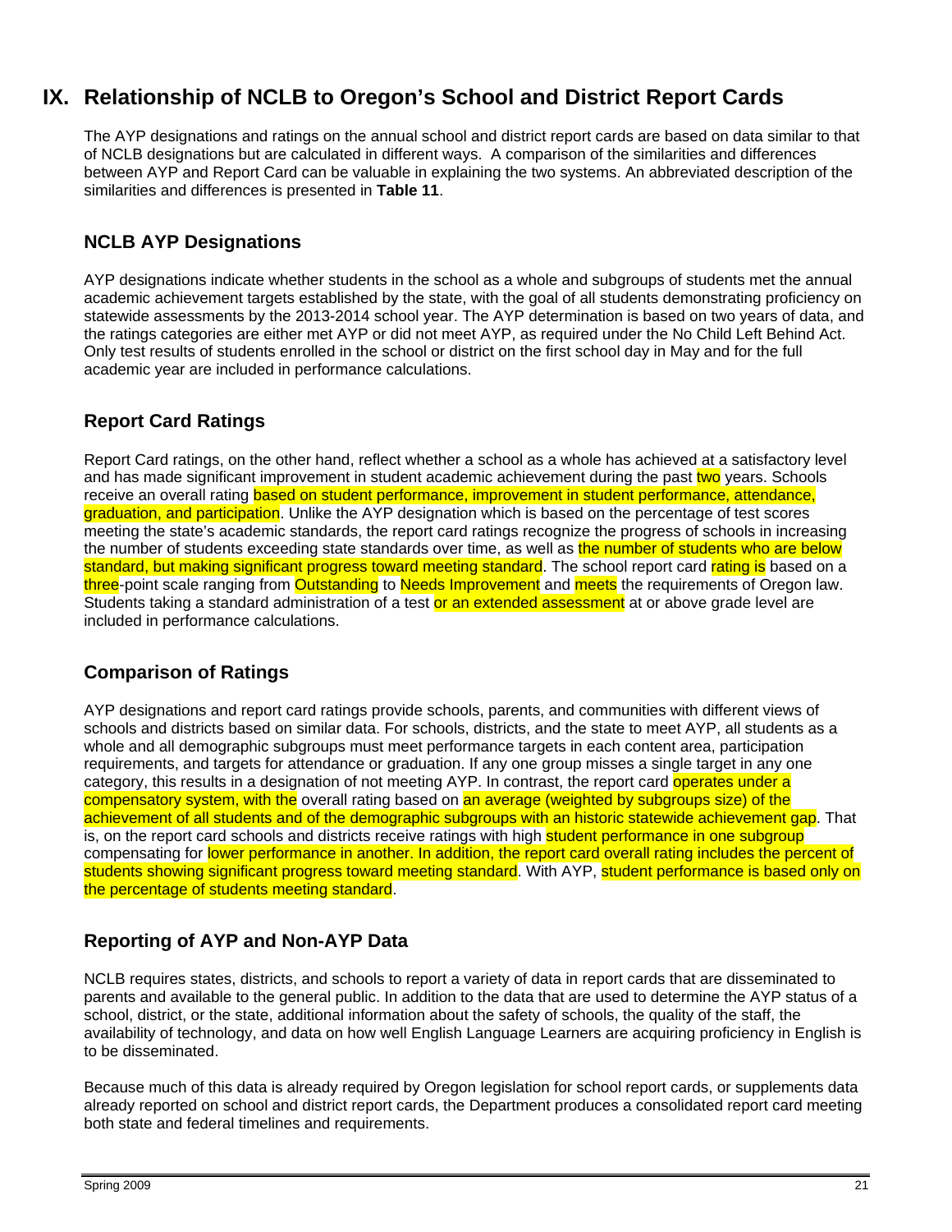# IX. Relationship of NCLB to Oregon's School and District Report Cards

The AYP designations and ratings on the annual school and district report cards are based on data similar to that of NCLB designations but are calculated in different ways. A comparison of the similarities and differences between AYP and Report Card can be valuable in explaining the two systems. An abbreviated description of the similarities and differences is presented in **Table 11**.

## NCLB AYP Designations

AYP designations indicate whether students in the school as a whole and subgroups of students met the annual academic achievement targets established by the state, with the goal of all students demonstrating proficiency on statewide assessments by the 2013-2014 school year. The AYP determination is based on two years of data, and the ratings categories are either met AYP or did not meet AYP, as required under the No Child Left Behind Act. Only test results of students enrolled in the school or district on the first school day in May and for the full academic year are included in performance calculations.

## Report Card Ratings

Report Card ratings, on the other hand, reflect whether a school as a whole has achieved at a satisfactory level and has made significant improvement in student academic achievement during the past two years. Schools receive an overall rating based on student performance, improvement in student performance, attendance, graduation, and participation. Unlike the AYP designation which is based on the percentage of test scores meeting the state's academic standards, the report card ratings recognize the progress of schools in increasing the number of students exceeding state standards over time, as well as the number of students who are below standard, but making significant progress toward meeting standard. The school report card rating is based on a three-point scale ranging from Outstanding to Needs Improvement and meets the requirements of Oregon law. Students taking a standard administration of a test or an extended assessment at or above grade level are included in performance calculations.

## Comparison of Ratings

AYP designations and report card ratings provide schools, parents, and communities with different views of schools and districts based on similar data. For schools, districts, and the state to meet AYP, all students as a whole and all demographic subgroups must meet performance targets in each content area, participation requirements, and targets for attendance or graduation. If any one group misses a single target in any one category, this results in a designation of not meeting AYP. In contrast, the report card operates under a compensatory system, with the overall rating based on an average (weighted by subgroups size) of the achievement of all students and of the demographic subgroups with an historic statewide achievement gap. That is, on the report card schools and districts receive ratings with high student performance in one subgroup compensating for lower performance in another. In addition, the report card overall rating includes the percent of students showing significant progress toward meeting standard. With AYP, student performance is based only on the percentage of students meeting standard.

## Reporting of AYP and Non-AYP Data

NCLB requires states, districts, and schools to report a variety of data in report cards that are disseminated to parents and available to the general public. In addition to the data that are used to determine the AYP status of a school, district, or the state, additional information about the safety of schools, the quality of the staff, the availability of technology, and data on how well English Language Learners are acquiring proficiency in English is to be disseminated.

Because much of this data is already required by Oregon legislation for school report cards, or supplements data already reported on school and district report cards, the Department produces a consolidated report card meeting both state and federal timelines and requirements.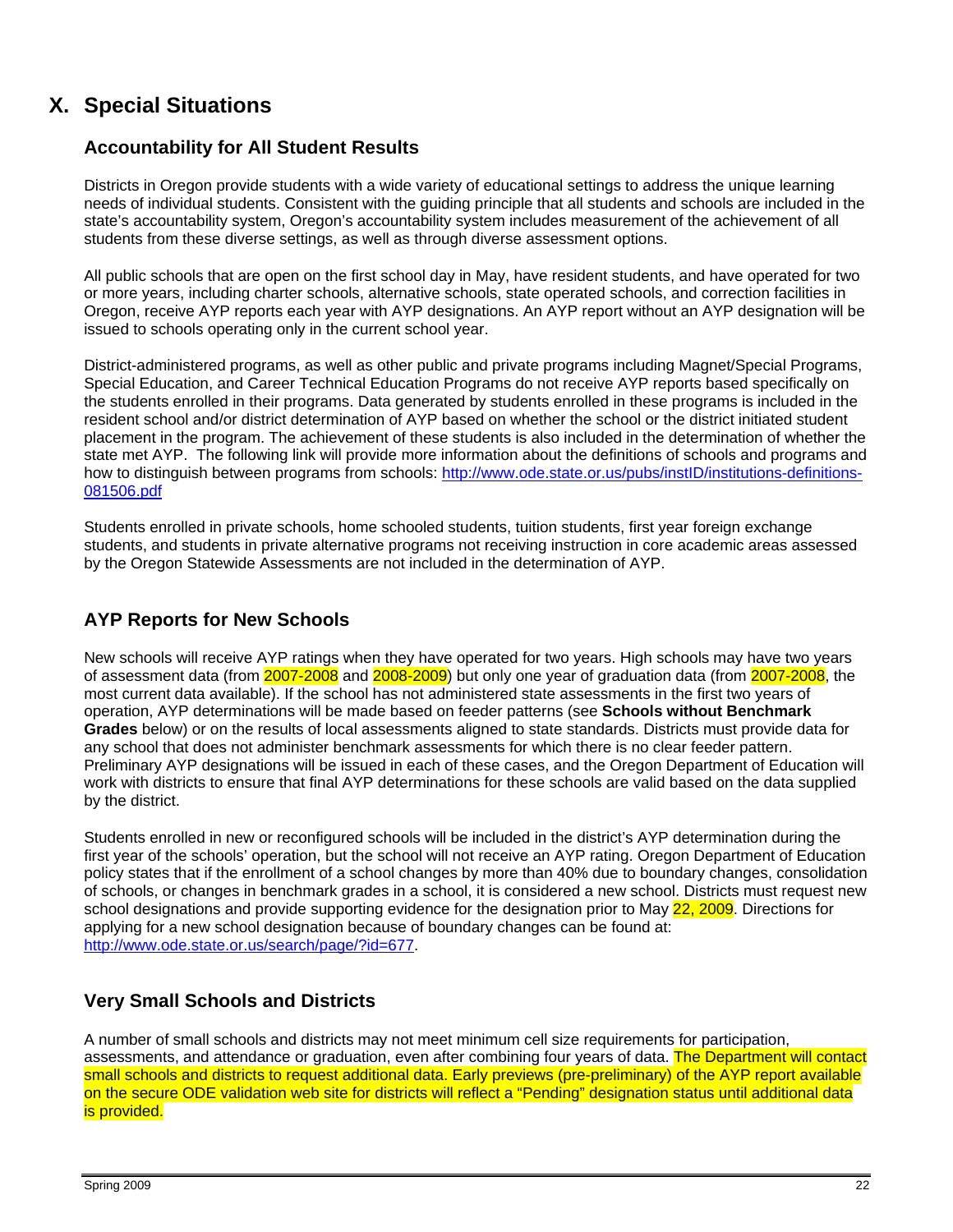# X. Special Situations

## Accountability for All Student Results

Districts in Oregon provide students with a wide variety of educational settings to address the unique learning needs of individual students. Consistent with the guiding principle that all students and schools are included in the state's accountability system, Oregon's accountability system includes measurement of the achievement of all students from these diverse settings, as well as through diverse assessment options.

All public schools that are open on the first school day in May, have resident students, and have operated for two or more years, including charter schools, alternative schools, state operated schools, and correction facilities in Oregon, receive AYP reports each year with AYP designations. An AYP report without an AYP designation will be issued to schools operating only in the current school year.

District-administered programs, as well as other public and private programs including Magnet/Special Programs, Special Education, and Career Technical Education Programs do not receive AYP reports based specifically on the students enrolled in their programs. Data generated by students enrolled in these programs is included in the resident school and/or district determination of AYP based on whether the school or the district initiated student placement in the program. The achievement of these students is also included in the determination of whether the state met AYP. The following link will provide more information about the definitions of schools and programs and how to distinguish between programs from schools: http://www.ode.state.or.us/pubs/instID/institutions-definitions-081506.pdf

Students enrolled in private schools, home schooled students, tuition students, first year foreign exchange students, and students in private alternative programs not receiving instruction in core academic areas assessed by the Oregon Statewide Assessments are not included in the determination of AYP.

## AYP Reports for New Schools

New schools will receive AYP ratings when they have operated for two years. High schools may have two years of assessment data (from 2007-2008 and 2008-2009) but only one year of graduation data (from 2007-2008, the most current data available). If the school has not administered state assessments in the first two years of operation, AYP determinations will be made based on feeder patterns (see **Schools without Benchmark Grades** below) or on the results of local assessments aligned to state standards. Districts must provide data for any school that does not administer benchmark assessments for which there is no clear feeder pattern. Preliminary AYP designations will be issued in each of these cases, and the Oregon Department of Education will work with districts to ensure that final AYP determinations for these schools are valid based on the data supplied by the district.

Students enrolled in new or reconfigured schools will be included in the district's AYP determination during the first year of the schools' operation, but the school will not receive an AYP rating. Oregon Department of Education policy states that if the enrollment of a school changes by more than 40% due to boundary changes, consolidation of schools, or changes in benchmark grades in a school, it is considered a new school. Districts must request new school designations and provide supporting evidence for the designation prior to May 22, 2009. Directions for applying for a new school designation because of boundary changes can be found at: http://www.ode.state.or.us/search/page/?id=677.

## Very Small Schools and Districts

A number of small schools and districts may not meet minimum cell size requirements for participation, assessments, and attendance or graduation, even after combining four years of data. The Department will contact small schools and districts to request additional data. Early previews (pre-preliminary) of the AYP report available on the secure ODE validation web site for districts will reflect a "Pending" designation status until additional data is provided.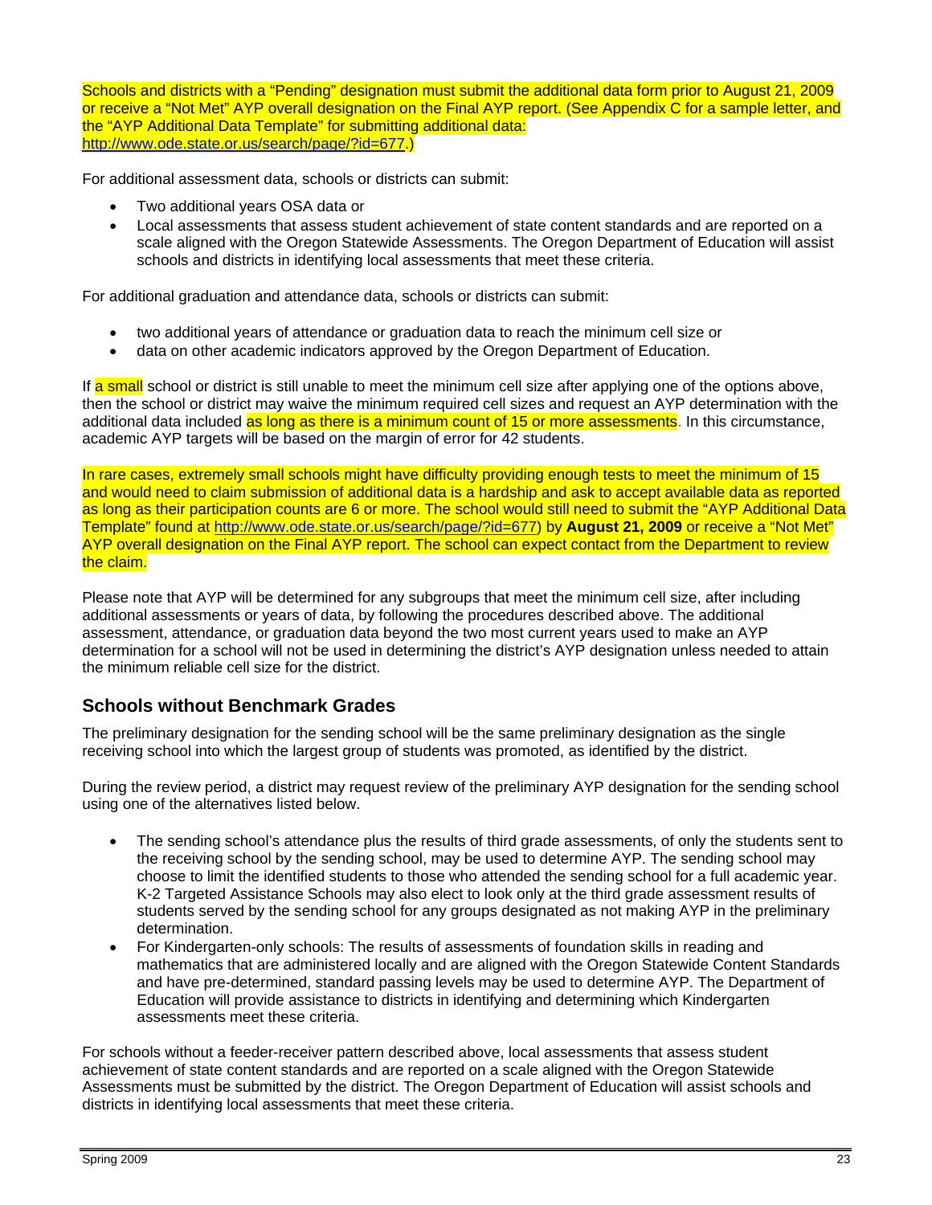Schools and districts with a "Pending" designation must submit the additional data form prior to August 21, 2009 or receive a "Not Met" AYP overall designation on the Final AYP report. (See Appendix C for a sample letter, and the "AYP Additional Data Template" for submitting additional data: http://www.ode.state.or.us/search/page/?id=677.)

For additional assessment data, schools or districts can submit:

- Two additional years OSA data or
- Local assessments that assess student achievement of state content standards and are reported on a scale aligned with the Oregon Statewide Assessments. The Oregon Department of Education will assist schools and districts in identifying local assessments that meet these criteria.

For additional graduation and attendance data, schools or districts can submit:

- two additional years of attendance or graduation data to reach the minimum cell size or
- data on other academic indicators approved by the Oregon Department of Education.

If a small school or district is still unable to meet the minimum cell size after applying one of the options above, then the school or district may waive the minimum required cell sizes and request an AYP determination with the additional data included as long as there is a minimum count of 15 or more assessments. In this circumstance, academic AYP targets will be based on the margin of error for 42 students.

In rare cases, extremely small schools might have difficulty providing enough tests to meet the minimum of 15 and would need to claim submission of additional data is a hardship and ask to accept available data as reported as long as their participation counts are 6 or more. The school would still need to submit the "AYP Additional Data Template" found at http://www.ode.state.or.us/search/page/?id=677) by **August 21, 2009** or receive a "Not Met" AYP overall designation on the Final AYP report. The school can expect contact from the Department to review the claim.

Please note that AYP will be determined for any subgroups that meet the minimum cell size, after including additional assessments or years of data, by following the procedures described above. The additional assessment, attendance, or graduation data beyond the two most current years used to make an AYP determination for a school will not be used in determining the district's AYP designation unless needed to attain the minimum reliable cell size for the district.

## Schools without Benchmark Grades

The preliminary designation for the sending school will be the same preliminary designation as the single receiving school into which the largest group of students was promoted, as identified by the district.

During the review period, a district may request review of the preliminary AYP designation for the sending school using one of the alternatives listed below.

- The sending school's attendance plus the results of third grade assessments, of only the students sent to the receiving school by the sending school, may be used to determine AYP. The sending school may choose to limit the identified students to those who attended the sending school for a full academic year. K-2 Targeted Assistance Schools may also elect to look only at the third grade assessment results of students served by the sending school for any groups designated as not making AYP in the preliminary determination.
- For Kindergarten-only schools: The results of assessments of foundation skills in reading and mathematics that are administered locally and are aligned with the Oregon Statewide Content Standards and have pre-determined, standard passing levels may be used to determine AYP. The Department of Education will provide assistance to districts in identifying and determining which Kindergarten assessments meet these criteria.

For schools without a feeder-receiver pattern described above, local assessments that assess student achievement of state content standards and are reported on a scale aligned with the Oregon Statewide Assessments must be submitted by the district. The Oregon Department of Education will assist schools and districts in identifying local assessments that meet these criteria.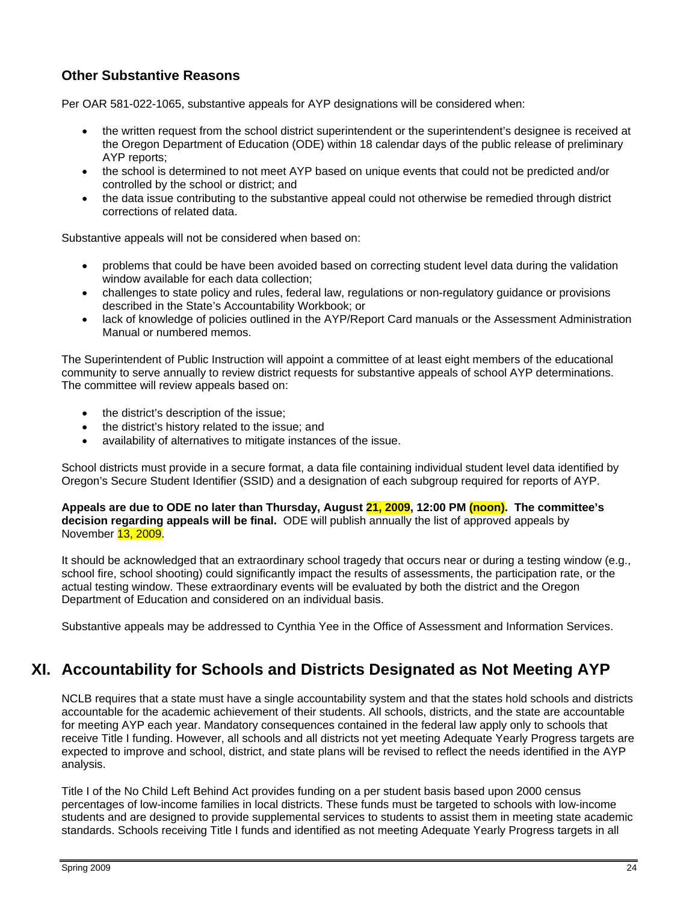### Other Substantive Reasons

Per OAR 581-022-1065, substantive appeals for AYP designations will be considered when:

- the written request from the school district superintendent or the superintendent's designee is received at the Oregon Department of Education (ODE) within 18 calendar days of the public release of preliminary AYP reports;
- the school is determined to not meet AYP based on unique events that could not be predicted and/or controlled by the school or district; and
- the data issue contributing to the substantive appeal could not otherwise be remedied through district corrections of related data.

Substantive appeals will not be considered when based on:

- problems that could be have been avoided based on correcting student level data during the validation window available for each data collection;
- challenges to state policy and rules, federal law, regulations or non-regulatory guidance or provisions described in the State's Accountability Workbook; or
- lack of knowledge of policies outlined in the AYP/Report Card manuals or the Assessment Administration Manual or numbered memos.

The Superintendent of Public Instruction will appoint a committee of at least eight members of the educational community to serve annually to review district requests for substantive appeals of school AYP determinations. The committee will review appeals based on:

- the district's description of the issue;
- the district's history related to the issue; and
- availability of alternatives to mitigate instances of the issue.

School districts must provide in a secure format, a data file containing individual student level data identified by Oregon's Secure Student Identifier (SSID) and a designation of each subgroup required for reports of AYP.

**Appeals are due to ODE no later than Thursday, August 21, 2009, 12:00 PM (noon). The committee's decision regarding appeals will be final.** ODE will publish annually the list of approved appeals by November 13, 2009.

It should be acknowledged that an extraordinary school tragedy that occurs near or during a testing window (e.g., school fire, school shooting) could significantly impact the results of assessments, the participation rate, or the actual testing window. These extraordinary events will be evaluated by both the district and the Oregon Department of Education and considered on an individual basis.

Substantive appeals may be addressed to Cynthia Yee in the Office of Assessment and Information Services.

## XI. Accountability for Schools and Districts Designated as Not Meeting AYP

NCLB requires that a state must have a single accountability system and that the states hold schools and districts accountable for the academic achievement of their students. All schools, districts, and the state are accountable for meeting AYP each year. Mandatory consequences contained in the federal law apply only to schools that receive Title I funding. However, all schools and all districts not yet meeting Adequate Yearly Progress targets are expected to improve and school, district, and state plans will be revised to reflect the needs identified in the AYP analysis.

Title I of the No Child Left Behind Act provides funding on a per student basis based upon 2000 census percentages of low-income families in local districts. These funds must be targeted to schools with low-income students and are designed to provide supplemental services to students to assist them in meeting state academic standards. Schools receiving Title I funds and identified as not meeting Adequate Yearly Progress targets in all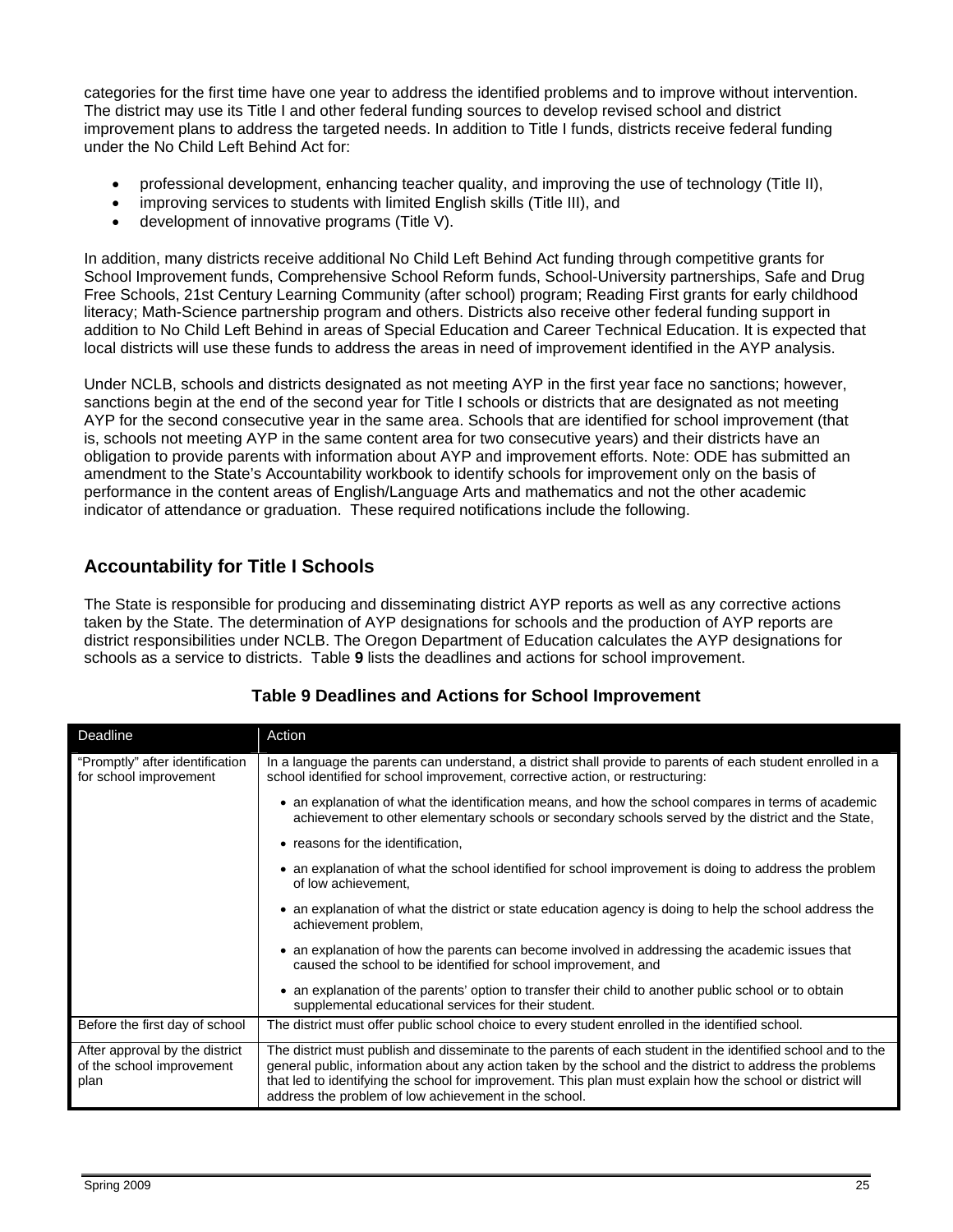categories for the first time have one year to address the identified problems and to improve without intervention. The district may use its Title I and other federal funding sources to develop revised school and district improvement plans to address the targeted needs. In addition to Title I funds, districts receive federal funding under the No Child Left Behind Act for:

- professional development, enhancing teacher quality, and improving the use of technology (Title II),
- improving services to students with limited English skills (Title III), and
- development of innovative programs (Title V).

In addition, many districts receive additional No Child Left Behind Act funding through competitive grants for School Improvement funds, Comprehensive School Reform funds, School-University partnerships, Safe and Drug Free Schools, 21st Century Learning Community (after school) program; Reading First grants for early childhood literacy; Math-Science partnership program and others. Districts also receive other federal funding support in addition to No Child Left Behind in areas of Special Education and Career Technical Education. It is expected that local districts will use these funds to address the areas in need of improvement identified in the AYP analysis.

Under NCLB, schools and districts designated as not meeting AYP in the first year face no sanctions; however, sanctions begin at the end of the second year for Title I schools or districts that are designated as not meeting AYP for the second consecutive year in the same area. Schools that are identified for school improvement (that is, schools not meeting AYP in the same content area for two consecutive years) and their districts have an obligation to provide parents with information about AYP and improvement efforts. Note: ODE has submitted an amendment to the State's Accountability workbook to identify schools for improvement only on the basis of performance in the content areas of English/Language Arts and mathematics and not the other academic indicator of attendance or graduation. These required notifications include the following.

## Accountability for Title I Schools

The State is responsible for producing and disseminating district AYP reports as well as any corrective actions taken by the State. The determination of AYP designations for schools and the production of AYP reports are district responsibilities under NCLB. The Oregon Department of Education calculates the AYP designations for schools as a service to districts. Table **9** lists the deadlines and actions for school improvement.

**Table 9 Deadlines and Actions for School Improvement**

| Deadline | Action |
|---|---|
| "Promptly" after identification for school improvement | In a language the parents can understand, a district shall provide to parents of each student enrolled in a school identified for school improvement, corrective action, or restructuring:<br>• an explanation of what the identification means, and how the school compares in terms of academic achievement to other elementary schools or secondary schools served by the district and the State,<br>• reasons for the identification,<br>• an explanation of what the school identified for school improvement is doing to address the problem of low achievement,<br>• an explanation of what the district or state education agency is doing to help the school address the achievement problem,<br>• an explanation of how the parents can become involved in addressing the academic issues that caused the school to be identified for school improvement, and<br>• an explanation of the parents' option to transfer their child to another public school or to obtain supplemental educational services for their student. |
| Before the first day of school | The district must offer public school choice to every student enrolled in the identified school. |
| After approval by the district of the school improvement plan | The district must publish and disseminate to the parents of each student in the identified school and to the general public, information about any action taken by the school and the district to address the problems that led to identifying the school for improvement. This plan must explain how the school or district will address the problem of low achievement in the school. |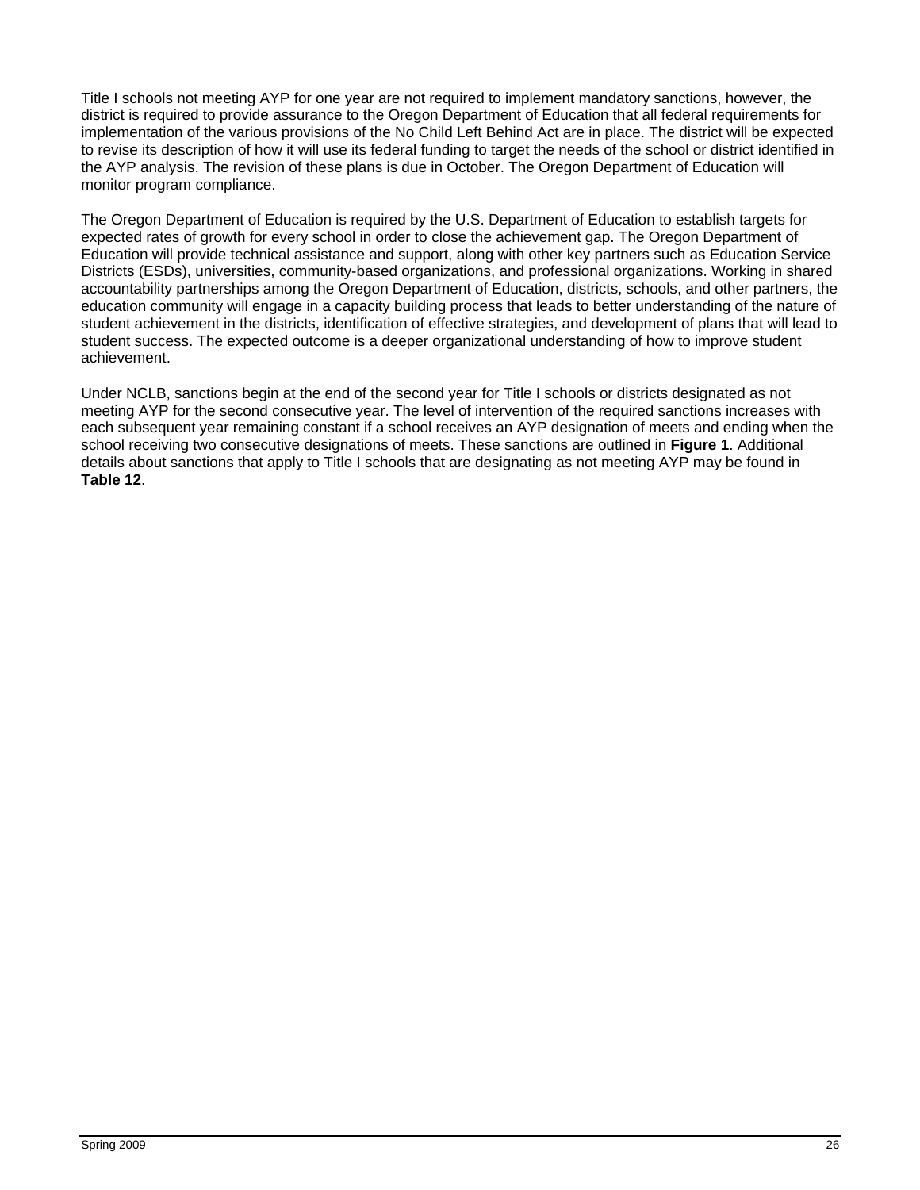Title I schools not meeting AYP for one year are not required to implement mandatory sanctions, however, the district is required to provide assurance to the Oregon Department of Education that all federal requirements for implementation of the various provisions of the No Child Left Behind Act are in place. The district will be expected to revise its description of how it will use its federal funding to target the needs of the school or district identified in the AYP analysis. The revision of these plans is due in October. The Oregon Department of Education will monitor program compliance.

The Oregon Department of Education is required by the U.S. Department of Education to establish targets for expected rates of growth for every school in order to close the achievement gap. The Oregon Department of Education will provide technical assistance and support, along with other key partners such as Education Service Districts (ESDs), universities, community-based organizations, and professional organizations. Working in shared accountability partnerships among the Oregon Department of Education, districts, schools, and other partners, the education community will engage in a capacity building process that leads to better understanding of the nature of student achievement in the districts, identification of effective strategies, and development of plans that will lead to student success. The expected outcome is a deeper organizational understanding of how to improve student achievement.

Under NCLB, sanctions begin at the end of the second year for Title I schools or districts designated as not meeting AYP for the second consecutive year. The level of intervention of the required sanctions increases with each subsequent year remaining constant if a school receives an AYP designation of meets and ending when the school receiving two consecutive designations of meets. These sanctions are outlined in **Figure 1**. Additional details about sanctions that apply to Title I schools that are designating as not meeting AYP may be found in **Table 12**.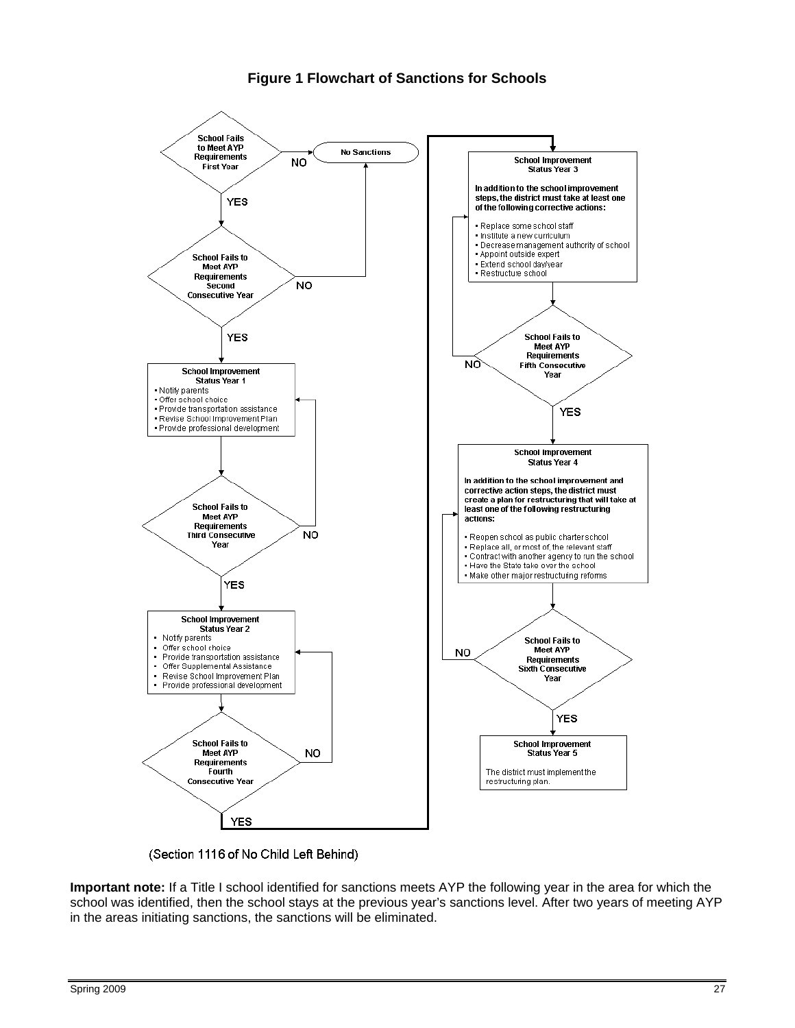**Figure 1 Flowchart of Sanctions for Schools**

**School Fails to Meet AYP Requirements First Year**
- NO → No Sanctions
- YES → School Fails to Meet AYP Requirements Second Consecutive Year

**School Fails to Meet AYP Requirements Second Consecutive Year**
- NO → No Sanctions
- YES → School Improvement Status Year 1

**School Improvement Status Year 1**
- Notify parents
- Offer school choice
- Provide transportation assistance
- Revise School Improvement Plan
- Provide professional development

**School Fails to Meet AYP Requirements Third Consecutive Year**
- NO → School Improvement Status Year 1
- YES → School Improvement Status Year 2

**School Improvement Status Year 2**
- Notify parents
- Offer school choice
- Provide transportation assistance
- Offer Supplemental Assistance
- Revise School Improvement Plan
- Provide professional development

**School Fails to Meet AYP Requirements Fourth Consecutive Year**
- NO → School Improvement Status Year 2
- YES → School Improvement Status Year 3

**School Improvement Status Year 3**

In addition to the school improvement steps, the district must take at least one of the following corrective actions:

- Replace some school staff
- Institute a new curriculum
- Decrease management authority of school
- Appoint outside expert
- Extend school day/year
- Restructure school

**School Fails to Meet AYP Requirements Fifth Consecutive Year**
- NO → School Improvement Status Year 3
- YES → School Improvement Status Year 4

**School Improvement Status Year 4**

In addition to the school improvement and corrective action steps, the district must create a plan for restructuring that will take at least one of the following restructuring actions:

- Reopen school as public charter school
- Replace all, or most of, the relevant staff
- Contract with another agency to run the school
- Have the State take over the school
- Make other major restructuring reforms

**School Fails to Meet AYP Requirements Sixth Consecutive Year**
- NO → School Improvement Status Year 4
- YES → School Improvement Status Year 5

**School Improvement Status Year 5**

The district must implement the restructuring plan.

(Section 1116 of No Child Left Behind)

**Important note:** If a Title I school identified for sanctions meets AYP the following year in the area for which the school was identified, then the school stays at the previous year's sanctions level. After two years of meeting AYP in the areas initiating sanctions, the sanctions will be eliminated.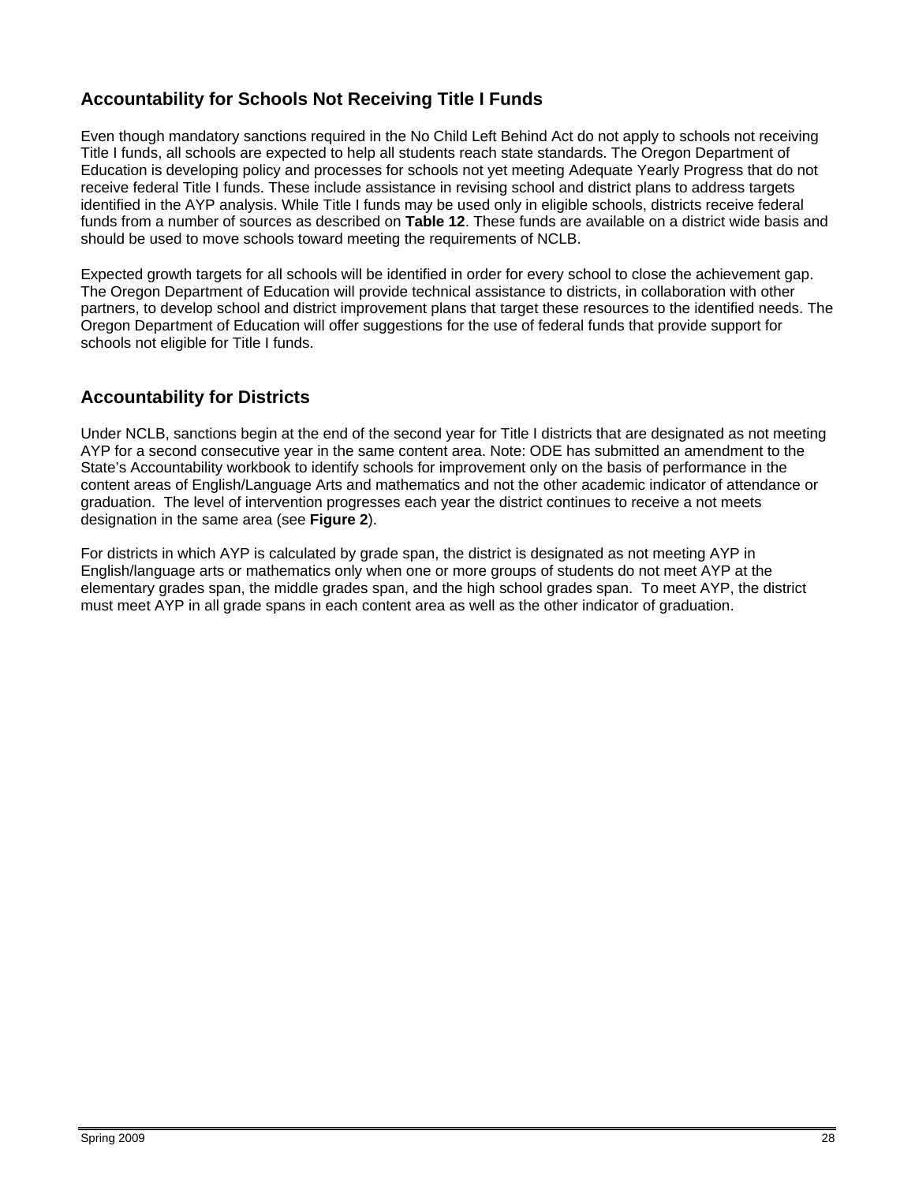## Accountability for Schools Not Receiving Title I Funds

Even though mandatory sanctions required in the No Child Left Behind Act do not apply to schools not receiving Title I funds, all schools are expected to help all students reach state standards. The Oregon Department of Education is developing policy and processes for schools not yet meeting Adequate Yearly Progress that do not receive federal Title I funds. These include assistance in revising school and district plans to address targets identified in the AYP analysis. While Title I funds may be used only in eligible schools, districts receive federal funds from a number of sources as described on **Table 12**. These funds are available on a district wide basis and should be used to move schools toward meeting the requirements of NCLB.

Expected growth targets for all schools will be identified in order for every school to close the achievement gap. The Oregon Department of Education will provide technical assistance to districts, in collaboration with other partners, to develop school and district improvement plans that target these resources to the identified needs. The Oregon Department of Education will offer suggestions for the use of federal funds that provide support for schools not eligible for Title I funds.

## Accountability for Districts

Under NCLB, sanctions begin at the end of the second year for Title I districts that are designated as not meeting AYP for a second consecutive year in the same content area. Note: ODE has submitted an amendment to the State's Accountability workbook to identify schools for improvement only on the basis of performance in the content areas of English/Language Arts and mathematics and not the other academic indicator of attendance or graduation. The level of intervention progresses each year the district continues to receive a not meets designation in the same area (see **Figure 2**).

For districts in which AYP is calculated by grade span, the district is designated as not meeting AYP in English/language arts or mathematics only when one or more groups of students do not meet AYP at the elementary grades span, the middle grades span, and the high school grades span. To meet AYP, the district must meet AYP in all grade spans in each content area as well as the other indicator of graduation.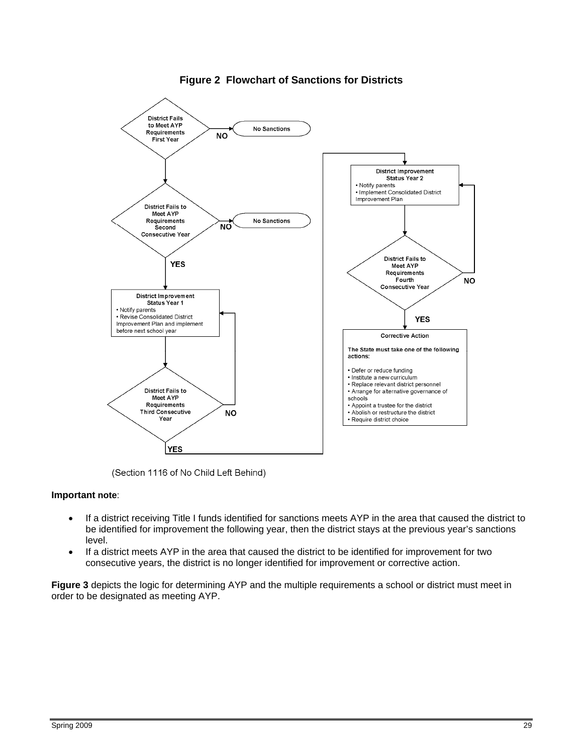**Figure 2 Flowchart of Sanctions for Districts**

District Fails to Meet AYP Requirements First Year — NO → No Sanctions

District Fails to Meet AYP Requirements Second Consecutive Year — NO → No Sanctions

YES

District Improvement Status Year 1
- Notify parents
- Revise Consolidated District Improvement Plan and implement before next school year

District Fails to Meet AYP Requirements Third Consecutive Year — NO

YES

District Improvement Status Year 2
- Notify parents
- Implement Consolidated District Improvement Plan

District Fails to Meet AYP Requirements Fourth Consecutive Year — NO

YES

Corrective Action

The State must take one of the following actions:

- Defer or reduce funding
- Institute a new curriculum
- Replace relevant district personnel
- Arrange for alternative governance of schools
- Appoint a trustee for the district
- Abolish or restructure the district
- Require district choice

(Section 1116 of No Child Left Behind)

**Important note**:

- If a district receiving Title I funds identified for sanctions meets AYP in the area that caused the district to be identified for improvement the following year, then the district stays at the previous year's sanctions level.
- If a district meets AYP in the area that caused the district to be identified for improvement for two consecutive years, the district is no longer identified for improvement or corrective action.

**Figure 3** depicts the logic for determining AYP and the multiple requirements a school or district must meet in order to be designated as meeting AYP.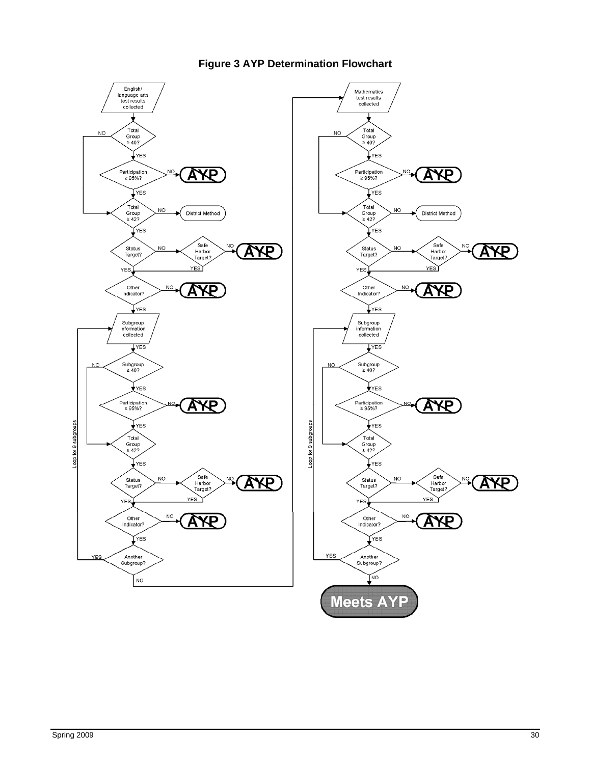**Figure 3 AYP Determination Flowchart**

English/language arts test results collected → Total Group ≥ 40? (NO → Total Group ≥ 42?; YES → Participation ≥ 95%?)

Participation ≥ 95%? (NO → AYP; YES → Total Group ≥ 42?)

Total Group ≥ 42? (NO → District Method; YES → Status Target?)

Status Target? (NO → Safe Harbor Target?; YES → Other Indicator?)

Safe Harbor Target? (NO → AYP; YES → Other Indicator?)

Other Indicator? (NO → AYP; YES → Subgroup information collected)

Loop for 9 subgroups:

Subgroup information collected → YES → Subgroup ≥ 40? (NO → Total Group ≥ 42?; YES → Participation ≥ 95%?)

Participation ≥ 95%? (NO → AYP; YES → Total Group ≥ 42?)

Total Group ≥ 42? → YES → Status Target?

Status Target? (NO → Safe Harbor Target?; YES → Other Indicator?)

Safe Harbor Target? (NO → AYP; YES → Other Indicator?)

Other Indicator? (NO → AYP; YES → Another Subgroup?)

Another Subgroup? (YES → Subgroup information collected; NO → Mathematics test results collected)

Mathematics test results collected → Total Group ≥ 40? (NO → Total Group ≥ 42?; YES → Participation ≥ 95%?)

Participation ≥ 95%? (NO → AYP; YES → Total Group ≥ 42?)

Total Group ≥ 42? (NO → District Method; YES → Status Target?)

Status Target? (NO → Safe Harbor Target?; YES → Other Indicator?)

Safe Harbor Target? (NO → AYP; YES → Other Indicator?)

Other Indicator? (NO → AYP; YES → Subgroup information collected)

Loop for 9 subgroups:

Subgroup information collected → YES → Subgroup ≥ 40? (NO → Total Group ≥ 42?; YES → Participation ≥ 95%?)

Participation ≥ 95%? (NO → AYP; YES → Total Group ≥ 42?)

Total Group ≥ 42? → YES → Status Target?

Status Target? (NO → Safe Harbor Target?; YES → Other Indicator?)

Safe Harbor Target? (NO → AYP; YES → Other Indicator?)

Other Indicator? (NO → AYP; YES → Another Subgroup?)

Another Subgroup? (YES → Subgroup information collected; NO → Meets AYP)

**Meets AYP**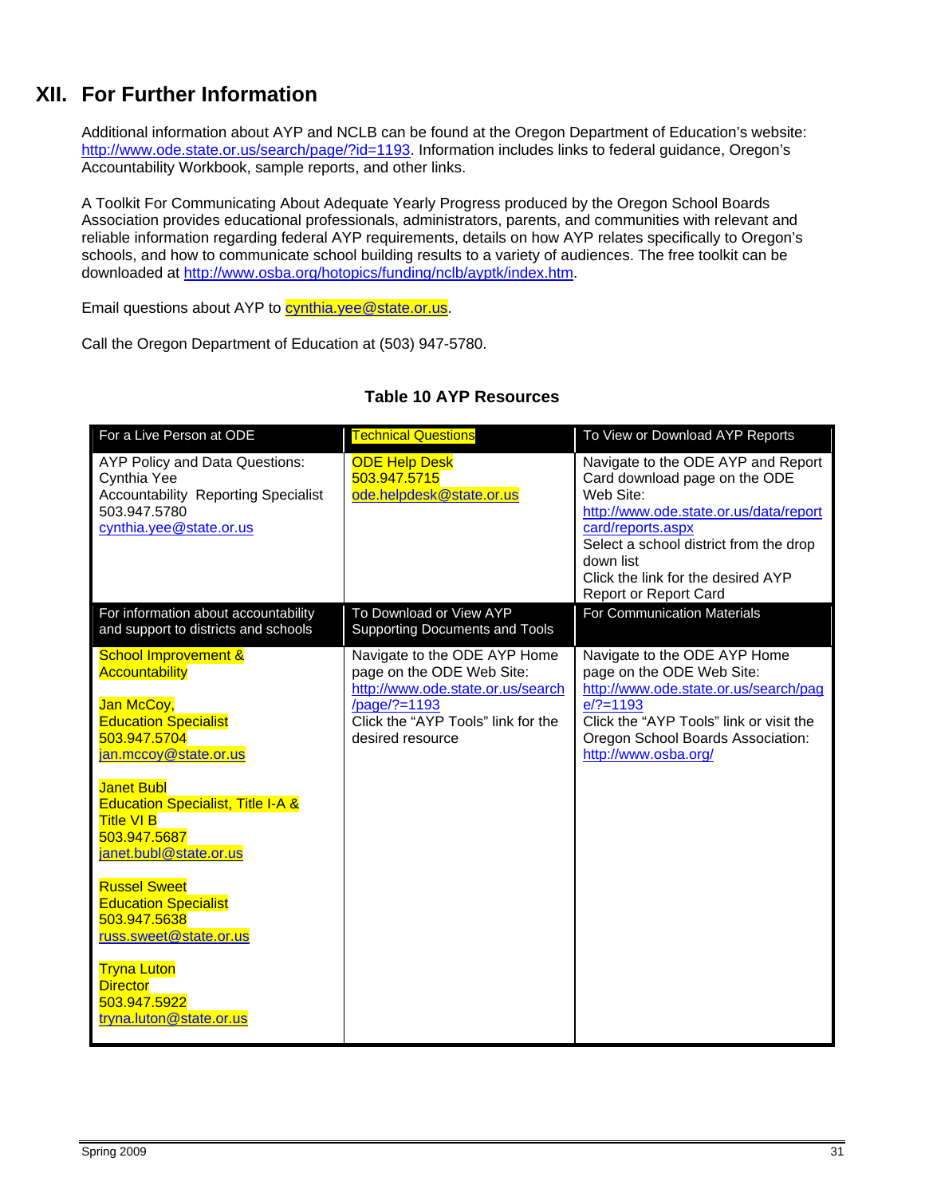# XII. For Further Information

Additional information about AYP and NCLB can be found at the Oregon Department of Education's website: http://www.ode.state.or.us/search/page/?id=1193. Information includes links to federal guidance, Oregon's Accountability Workbook, sample reports, and other links.

A Toolkit For Communicating About Adequate Yearly Progress produced by the Oregon School Boards Association provides educational professionals, administrators, parents, and communities with relevant and reliable information regarding federal AYP requirements, details on how AYP relates specifically to Oregon's schools, and how to communicate school building results to a variety of audiences. The free toolkit can be downloaded at http://www.osba.org/hotopics/funding/nclb/ayptk/index.htm.

Email questions about AYP to cynthia.yee@state.or.us.

Call the Oregon Department of Education at (503) 947-5780.

**Table 10 AYP Resources**

| For a Live Person at ODE | Technical Questions | To View or Download AYP Reports |
|---|---|---|
| AYP Policy and Data Questions:<br>Cynthia Yee<br>Accountability Reporting Specialist<br>503.947.5780<br>cynthia.yee@state.or.us | ODE Help Desk<br>503.947.5715<br>ode.helpdesk@state.or.us | Navigate to the ODE AYP and Report Card download page on the ODE Web Site:<br>http://www.ode.state.or.us/data/reportcard/reports.aspx<br>Select a school district from the drop down list<br>Click the link for the desired AYP Report or Report Card |
| **For information about accountability and support to districts and schools** | **To Download or View AYP Supporting Documents and Tools** | **For Communication Materials** |
| School Improvement & Accountability<br><br>Jan McCoy,<br>Education Specialist<br>503.947.5704<br>jan.mccoy@state.or.us<br><br>Janet Bubl<br>Education Specialist, Title I-A & Title VI B<br>503.947.5687<br>janet.bubl@state.or.us<br><br>Russel Sweet<br>Education Specialist<br>503.947.5638<br>russ.sweet@state.or.us<br><br>Tryna Luton<br>Director<br>503.947.5922<br>tryna.luton@state.or.us | Navigate to the ODE AYP Home page on the ODE Web Site:<br>http://www.ode.state.or.us/search/page/?=1193<br>Click the "AYP Tools" link for the desired resource | Navigate to the ODE AYP Home page on the ODE Web Site:<br>http://www.ode.state.or.us/search/page/?=1193<br>Click the "AYP Tools" link or visit the Oregon School Boards Association:<br>http://www.osba.org/ |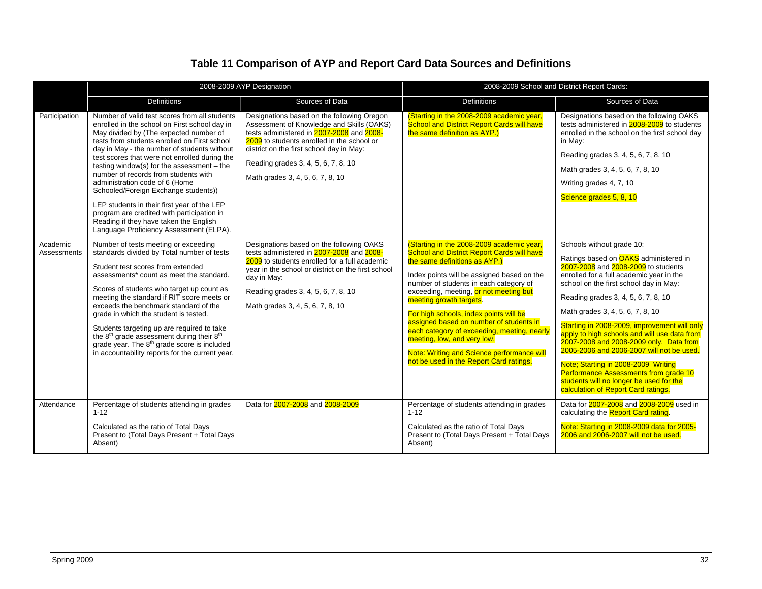## Table 11 Comparison of AYP and Report Card Data Sources and Definitions

| | 2008-2009 AYP Designation | | 2008-2009 School and District Report Cards: | |
|---|---|---|---|---|
| | Definitions | Sources of Data | Definitions | Sources of Data |
| Participation | Number of valid test scores from all students enrolled in the school on First school day in May divided by (The expected number of tests from students enrolled on First school day in May - the number of students without test scores that were not enrolled during the testing window(s) for the assessment – the number of records from students with administration code of 6 (Home Schooled/Foreign Exchange students))<br><br>LEP students in their first year of the LEP program are credited with participation in Reading if they have taken the English Language Proficiency Assessment (ELPA). | Designations based on the following Oregon Assessment of Knowledge and Skills (OAKS) tests administered in 2007-2008 and 2008-2009 to students enrolled in the school or district on the first school day in May:<br><br>Reading grades 3, 4, 5, 6, 7, 8, 10<br><br>Math grades 3, 4, 5, 6, 7, 8, 10 | (Starting in the 2008-2009 academic year, School and District Report Cards will have the same definition as AYP.) | Designations based on the following OAKS tests administered in 2008-2009 to students enrolled in the school on the first school day in May:<br><br>Reading grades 3, 4, 5, 6, 7, 8, 10<br><br>Math grades 3, 4, 5, 6, 7, 8, 10<br><br>Writing grades 4, 7, 10<br><br>Science grades 5, 8, 10 |
| Academic Assessments | Number of tests meeting or exceeding standards divided by Total number of tests<br><br>Student test scores from extended assessments* count as meet the standard.<br><br>Scores of students who target up count as meeting the standard if RIT score meets or exceeds the benchmark standard of the grade in which the student is tested.<br><br>Students targeting up are required to take the 8th grade assessment during their 8th grade year. The 8th grade score is included in accountability reports for the current year. | Designations based on the following OAKS tests administered in 2007-2008 and 2008-2009 to students enrolled for a full academic year in the school or district on the first school day in May:<br><br>Reading grades 3, 4, 5, 6, 7, 8, 10<br><br>Math grades 3, 4, 5, 6, 7, 8, 10 | (Starting in the 2008-2009 academic year, School and District Report Cards will have the same definitions as AYP.)<br><br>Index points will be assigned based on the number of students in each category of exceeding, meeting, or not meeting but meeting growth targets.<br><br>For high schools, index points will be assigned based on number of students in each category of exceeding, meeting, nearly meeting, low, and very low.<br><br>Note: Writing and Science performance will not be used in the Report Card ratings. | Schools without grade 10:<br><br>Ratings based on OAKS administered in 2007-2008 and 2008-2009 to students enrolled for a full academic year in the school on the first school day in May:<br><br>Reading grades 3, 4, 5, 6, 7, 8, 10<br><br>Math grades 3, 4, 5, 6, 7, 8, 10<br><br>Starting in 2008-2009, improvement will only apply to high schools and will use data from 2007-2008 and 2008-2009 only. Data from 2005-2006 and 2006-2007 will not be used.<br><br>Note; Starting in 2008-2009 Writing Performance Assessments from grade 10 students will no longer be used for the calculation of Report Card ratings. |
| Attendance | Percentage of students attending in grades 1-12<br><br>Calculated as the ratio of Total Days Present to (Total Days Present + Total Days Absent) | Data for 2007-2008 and 2008-2009 | Percentage of students attending in grades 1-12<br><br>Calculated as the ratio of Total Days Present to (Total Days Present + Total Days Absent) | Data for 2007-2008 and 2008-2009 used in calculating the Report Card rating.<br><br>Note: Starting in 2008-2009 data for 2005-2006 and 2006-2007 will not be used. |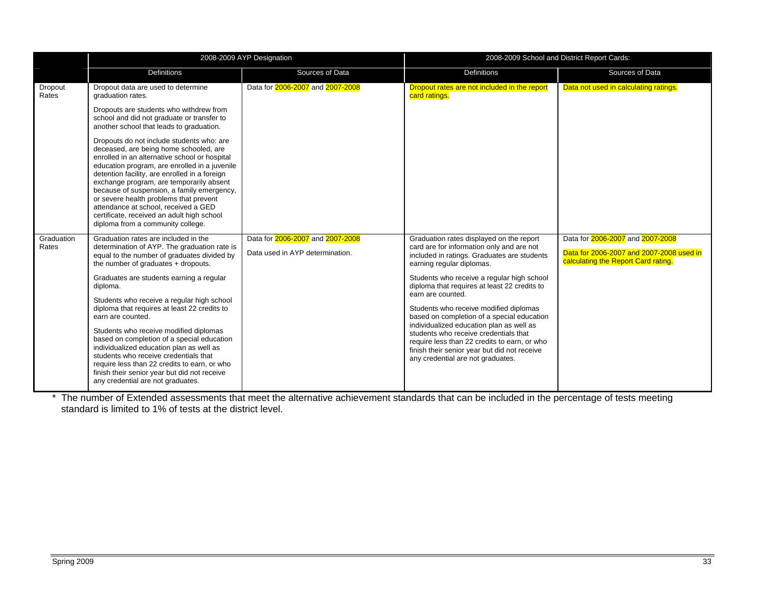| | 2008-2009 AYP Designation | | 2008-2009 School and District Report Cards: | |
|---|---|---|---|---|
| | Definitions | Sources of Data | Definitions | Sources of Data |
| Dropout Rates | Dropout data are used to determine graduation rates.<br><br>Dropouts are students who withdrew from school and did not graduate or transfer to another school that leads to graduation.<br><br>Dropouts do not include students who: are deceased, are being home schooled, are enrolled in an alternative school or hospital education program, are enrolled in a juvenile detention facility, are enrolled in a foreign exchange program, are temporarily absent because of suspension, a family emergency, or severe health problems that prevent attendance at school, received a GED certificate, received an adult high school diploma from a community college. | Data for 2006-2007 and 2007-2008 | Dropout rates are not included in the report card ratings. | Data not used in calculating ratings. |
| Graduation Rates | Graduation rates are included in the determination of AYP. The graduation rate is equal to the number of graduates divided by the number of graduates + dropouts.<br><br>Graduates are students earning a regular diploma.<br><br>Students who receive a regular high school diploma that requires at least 22 credits to earn are counted.<br><br>Students who receive modified diplomas based on completion of a special education individualized education plan as well as students who receive credentials that require less than 22 credits to earn, or who finish their senior year but did not receive any credential are not graduates. | Data for 2006-2007 and 2007-2008<br><br>Data used in AYP determination. | Graduation rates displayed on the report card are for information only and are not included in ratings. Graduates are students earning regular diplomas.<br><br>Students who receive a regular high school diploma that requires at least 22 credits to earn are counted.<br><br>Students who receive modified diplomas based on completion of a special education individualized education plan as well as students who receive credentials that require less than 22 credits to earn, or who finish their senior year but did not receive any credential are not graduates. | Data for 2006-2007 and 2007-2008<br><br>Data for 2006-2007 and 2007-2008 used in calculating the Report Card rating. |

* The number of Extended assessments that meet the alternative achievement standards that can be included in the percentage of tests meeting standard is limited to 1% of tests at the district level.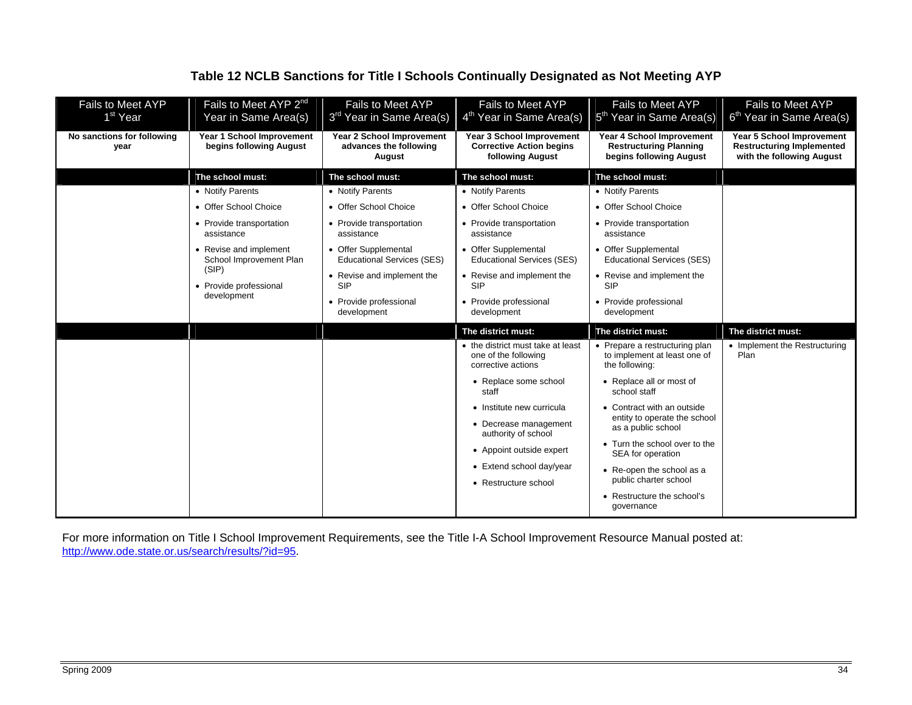## Table 12 NCLB Sanctions for Title I Schools Continually Designated as Not Meeting AYP

| Fails to Meet AYP 1st Year | Fails to Meet AYP 2nd Year in Same Area(s) | Fails to Meet AYP 3rd Year in Same Area(s) | Fails to Meet AYP 4th Year in Same Area(s) | Fails to Meet AYP 5th Year in Same Area(s) | Fails to Meet AYP 6th Year in Same Area(s) |
|---|---|---|---|---|---|
| **No sanctions for following year** | **Year 1 School Improvement begins following August** | **Year 2 School Improvement advances the following August** | **Year 3 School Improvement Corrective Action begins following August** | **Year 4 School Improvement Restructuring Planning begins following August** | **Year 5 School Improvement Restructuring Implemented with the following August** |
| | **The school must:** | **The school must:** | **The school must:** | **The school must:** | |
| | • Notify Parents<br>• Offer School Choice<br>• Provide transportation assistance<br>• Revise and implement School Improvement Plan (SIP)<br>• Provide professional development | • Notify Parents<br>• Offer School Choice<br>• Provide transportation assistance<br>• Offer Supplemental Educational Services (SES)<br>• Revise and implement the SIP<br>• Provide professional development | • Notify Parents<br>• Offer School Choice<br>• Provide transportation assistance<br>• Offer Supplemental Educational Services (SES)<br>• Revise and implement the SIP<br>• Provide professional development | • Notify Parents<br>• Offer School Choice<br>• Provide transportation assistance<br>• Offer Supplemental Educational Services (SES)<br>• Revise and implement the SIP<br>• Provide professional development | |
| | | | **The district must:** | **The district must:** | **The district must:** |
| | | | • the district must take at least one of the following corrective actions<br>• Replace some school staff<br>• Institute new curricula<br>• Decrease management authority of school<br>• Appoint outside expert<br>• Extend school day/year<br>• Restructure school | • Prepare a restructuring plan to implement at least one of the following:<br>• Replace all or most of school staff<br>• Contract with an outside entity to operate the school as a public school<br>• Turn the school over to the SEA for operation<br>• Re-open the school as a public charter school<br>• Restructure the school's governance | • Implement the Restructuring Plan |

For more information on Title I School Improvement Requirements, see the Title I-A School Improvement Resource Manual posted at: http://www.ode.state.or.us/search/results/?id=95.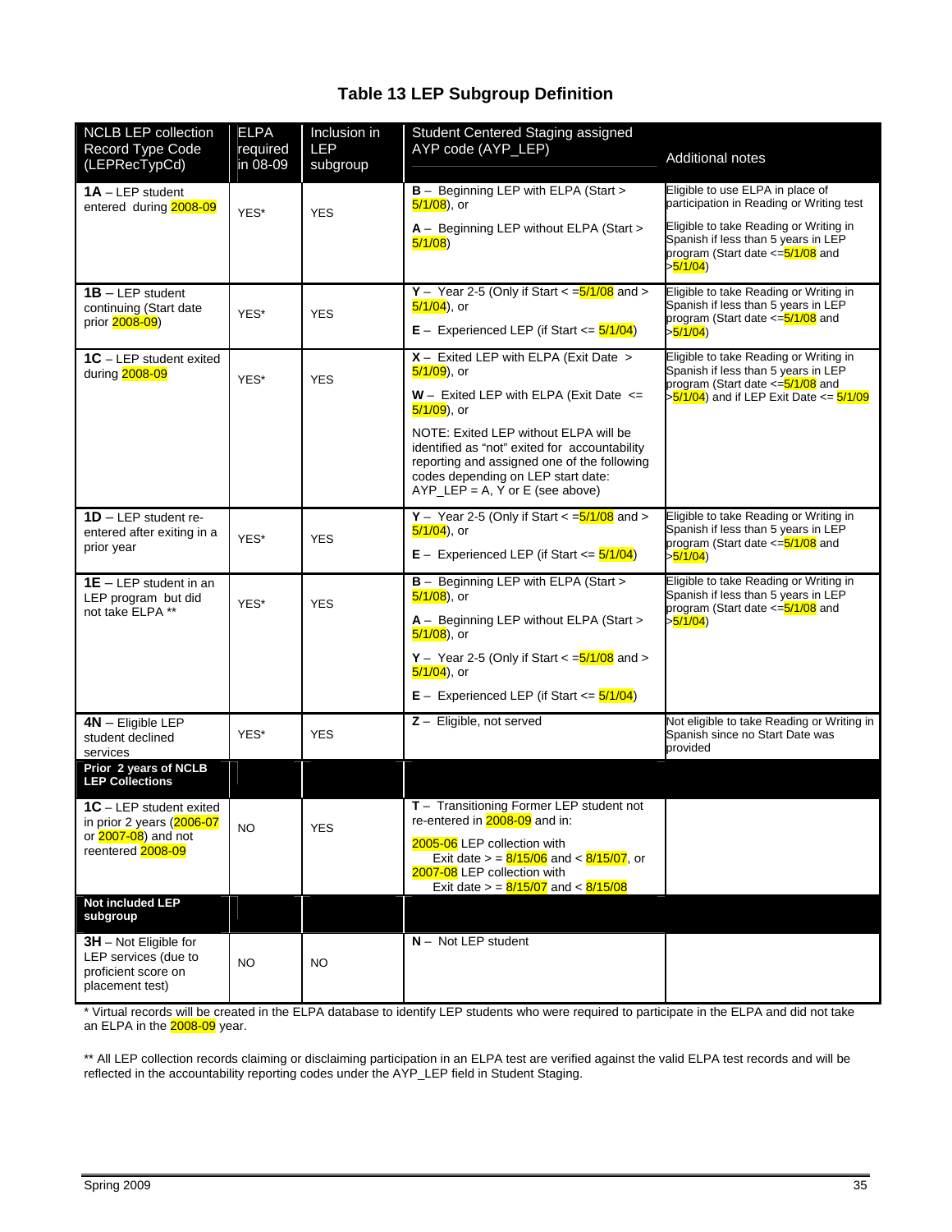# Table 13 LEP Subgroup Definition

| NCLB LEP collection Record Type Code (LEPRecTypCd) | ELPA required in 08-09 | Inclusion in LEP subgroup | Student Centered Staging assigned AYP code (AYP_LEP) | Additional notes |
|---|---|---|---|---|
| **1A** – LEP student entered during 2008-09 | YES* | YES | **B** – Beginning LEP with ELPA (Start > 5/1/08), or<br><br>**A** – Beginning LEP without ELPA (Start > 5/1/08) | Eligible to use ELPA in place of participation in Reading or Writing test<br><br>Eligible to take Reading or Writing in Spanish if less than 5 years in LEP program (Start date <=5/1/08 and >5/1/04) |
| **1B** – LEP student continuing (Start date prior 2008-09) | YES* | YES | **Y** – Year 2-5 (Only if Start < =5/1/08 and > 5/1/04), or<br><br>**E** – Experienced LEP (if Start <= 5/1/04) | Eligible to take Reading or Writing in Spanish if less than 5 years in LEP program (Start date <=5/1/08 and >5/1/04) |
| **1C** – LEP student exited during 2008-09 | YES* | YES | **X** – Exited LEP with ELPA (Exit Date > 5/1/09), or<br><br>**W** – Exited LEP with ELPA (Exit Date <= 5/1/09), or<br><br>NOTE: Exited LEP without ELPA will be identified as "not" exited for accountability reporting and assigned one of the following codes depending on LEP start date: AYP_LEP = A, Y or E (see above) | Eligible to take Reading or Writing in Spanish if less than 5 years in LEP program (Start date <=5/1/08 and >5/1/04) and if LEP Exit Date <= 5/1/09 |
| **1D** – LEP student re-entered after exiting in a prior year | YES* | YES | **Y** – Year 2-5 (Only if Start < =5/1/08 and > 5/1/04), or<br><br>**E** – Experienced LEP (if Start <= 5/1/04) | Eligible to take Reading or Writing in Spanish if less than 5 years in LEP program (Start date <=5/1/08 and >5/1/04) |
| **1E** – LEP student in an LEP program but did not take ELPA ** | YES* | YES | **B** – Beginning LEP with ELPA (Start > 5/1/08), or<br><br>**A** – Beginning LEP without ELPA (Start > 5/1/08), or<br><br>**Y** – Year 2-5 (Only if Start < =5/1/08 and > 5/1/04), or<br><br>**E** – Experienced LEP (if Start <= 5/1/04) | Eligible to take Reading or Writing in Spanish if less than 5 years in LEP program (Start date <=5/1/08 and >5/1/04) |
| **4N** – Eligible LEP student declined services | YES* | YES | **Z** – Eligible, not served | Not eligible to take Reading or Writing in Spanish since no Start Date was provided |
| **Prior 2 years of NCLB LEP Collections** | | | | |
| **1C** – LEP student exited in prior 2 years (2006-07 or 2007-08) and not reentered 2008-09 | NO | YES | **T** – Transitioning Former LEP student not re-entered in 2008-09 and in:<br><br>2005-06 LEP collection with Exit date > = 8/15/06 and < 8/15/07, or<br>2007-08 LEP collection with Exit date > = 8/15/07 and < 8/15/08 | |
| **Not included LEP subgroup** | | | | |
| **3H** – Not Eligible for LEP services (due to proficient score on placement test) | NO | NO | **N** – Not LEP student | |

* Virtual records will be created in the ELPA database to identify LEP students who were required to participate in the ELPA and did not take an ELPA in the 2008-09 year.

** All LEP collection records claiming or disclaiming participation in an ELPA test are verified against the valid ELPA test records and will be reflected in the accountability reporting codes under the AYP_LEP field in Student Staging.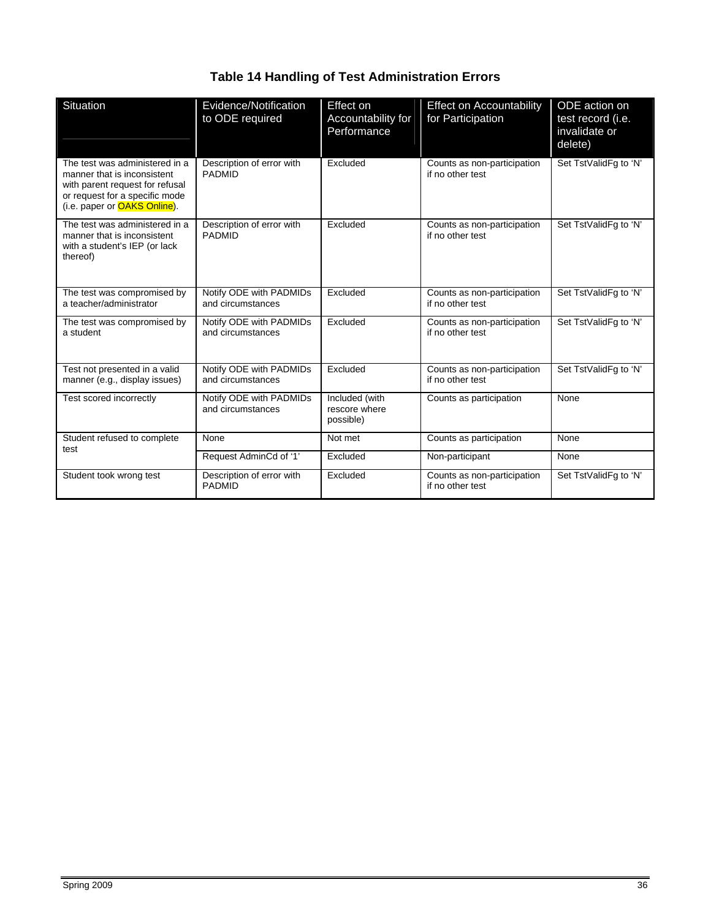## Table 14 Handling of Test Administration Errors

| Situation | Evidence/Notification to ODE required | Effect on Accountability for Performance | Effect on Accountability for Participation | ODE action on test record (i.e. invalidate or delete) |
|---|---|---|---|---|
| The test was administered in a manner that is inconsistent with parent request for refusal or request for a specific mode (i.e. paper or OAKS Online). | Description of error with PADMID | Excluded | Counts as non-participation if no other test | Set TstValidFg to 'N' |
| The test was administered in a manner that is inconsistent with a student's IEP (or lack thereof) | Description of error with PADMID | Excluded | Counts as non-participation if no other test | Set TstValidFg to 'N' |
| The test was compromised by a teacher/administrator | Notify ODE with PADMIDs and circumstances | Excluded | Counts as non-participation if no other test | Set TstValidFg to 'N' |
| The test was compromised by a student | Notify ODE with PADMIDs and circumstances | Excluded | Counts as non-participation if no other test | Set TstValidFg to 'N' |
| Test not presented in a valid manner (e.g., display issues) | Notify ODE with PADMIDs and circumstances | Excluded | Counts as non-participation if no other test | Set TstValidFg to 'N' |
| Test scored incorrectly | Notify ODE with PADMIDs and circumstances | Included (with rescore where possible) | Counts as participation | None |
| Student refused to complete test | None | Not met | Counts as participation | None |
| | Request AdminCd of '1' | Excluded | Non-participant | None |
| Student took wrong test | Description of error with PADMID | Excluded | Counts as non-participation if no other test | Set TstValidFg to 'N' |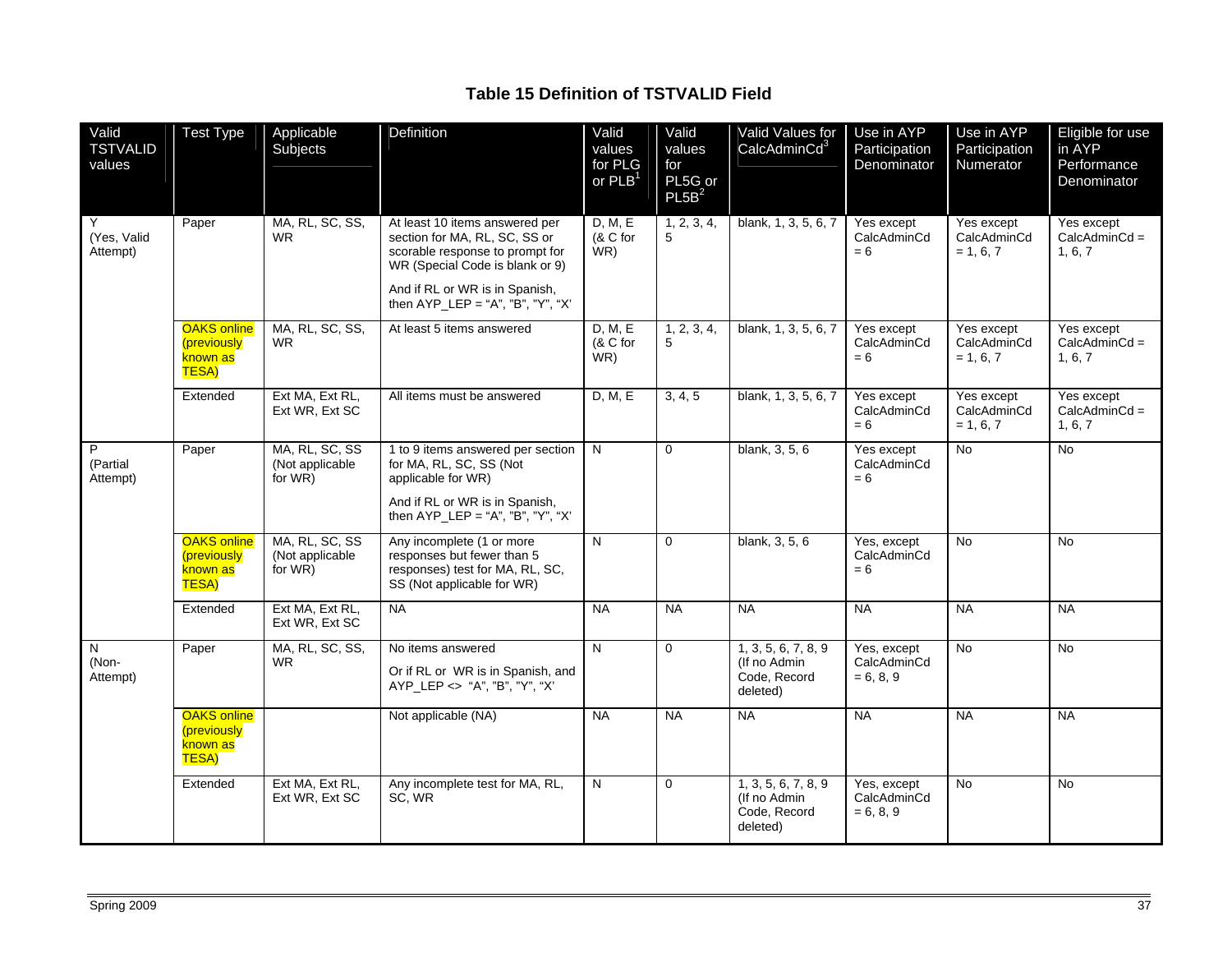# Table 15 Definition of TSTVALID Field

| Valid TSTVALID values | Test Type | Applicable Subjects | Definition | Valid values for PLG or PLB[1] | Valid values for PL5G or PL5B[2] | Valid Values for CalcAdminCd[3] | Use in AYP Participation Denominator | Use in AYP Participation Numerator | Eligible for use in AYP Performance Denominator |
|---|---|---|---|---|---|---|---|---|---|
| Y (Yes, Valid Attempt) | Paper | MA, RL, SC, SS, WR | At least 10 items answered per section for MA, RL, SC, SS or scorable response to prompt for WR (Special Code is blank or 9)<br><br>And if RL or WR is in Spanish, then AYP_LEP = "A", "B", "Y", "X' | D, M, E (& C for WR) | 1, 2, 3, 4, 5 | blank, 1, 3, 5, 6, 7 | Yes except CalcAdminCd = 6 | Yes except CalcAdminCd = 1, 6, 7 | Yes except CalcAdminCd = 1, 6, 7 |
| | OAKS online (previously known as TESA) | MA, RL, SC, SS, WR | At least 5 items answered | D, M, E (& C for WR) | 1, 2, 3, 4, 5 | blank, 1, 3, 5, 6, 7 | Yes except CalcAdminCd = 6 | Yes except CalcAdminCd = 1, 6, 7 | Yes except CalcAdminCd = 1, 6, 7 |
| | Extended | Ext MA, Ext RL, Ext WR, Ext SC | All items must be answered | D, M, E | 3, 4, 5 | blank, 1, 3, 5, 6, 7 | Yes except CalcAdminCd = 6 | Yes except CalcAdminCd = 1, 6, 7 | Yes except CalcAdminCd = 1, 6, 7 |
| P (Partial Attempt) | Paper | MA, RL, SC, SS (Not applicable for WR) | 1 to 9 items answered per section for MA, RL, SC, SS (Not applicable for WR)<br><br>And if RL or WR is in Spanish, then AYP_LEP = "A", "B", "Y", "X' | N | 0 | blank, 3, 5, 6 | Yes except CalcAdminCd = 6 | No | No |
| | OAKS online (previously known as TESA) | MA, RL, SC, SS (Not applicable for WR) | Any incomplete (1 or more responses but fewer than 5 responses) test for MA, RL, SC, SS (Not applicable for WR) | N | 0 | blank, 3, 5, 6 | Yes, except CalcAdminCd = 6 | No | No |
| | Extended | Ext MA, Ext RL, Ext WR, Ext SC | NA | NA | NA | NA | NA | NA | NA |
| N (Non-Attempt) | Paper | MA, RL, SC, SS, WR | No items answered<br><br>Or if RL or WR is in Spanish, and AYP_LEP <> "A", "B", "Y", "X' | N | 0 | 1, 3, 5, 6, 7, 8, 9 (If no Admin Code, Record deleted) | Yes, except CalcAdminCd = 6, 8, 9 | No | No |
| | OAKS online (previously known as TESA) | | Not applicable (NA) | NA | NA | NA | NA | NA | NA |
| | Extended | Ext MA, Ext RL, Ext WR, Ext SC | Any incomplete test for MA, RL, SC, WR | N | 0 | 1, 3, 5, 6, 7, 8, 9 (If no Admin Code, Record deleted) | Yes, except CalcAdminCd = 6, 8, 9 | No | No |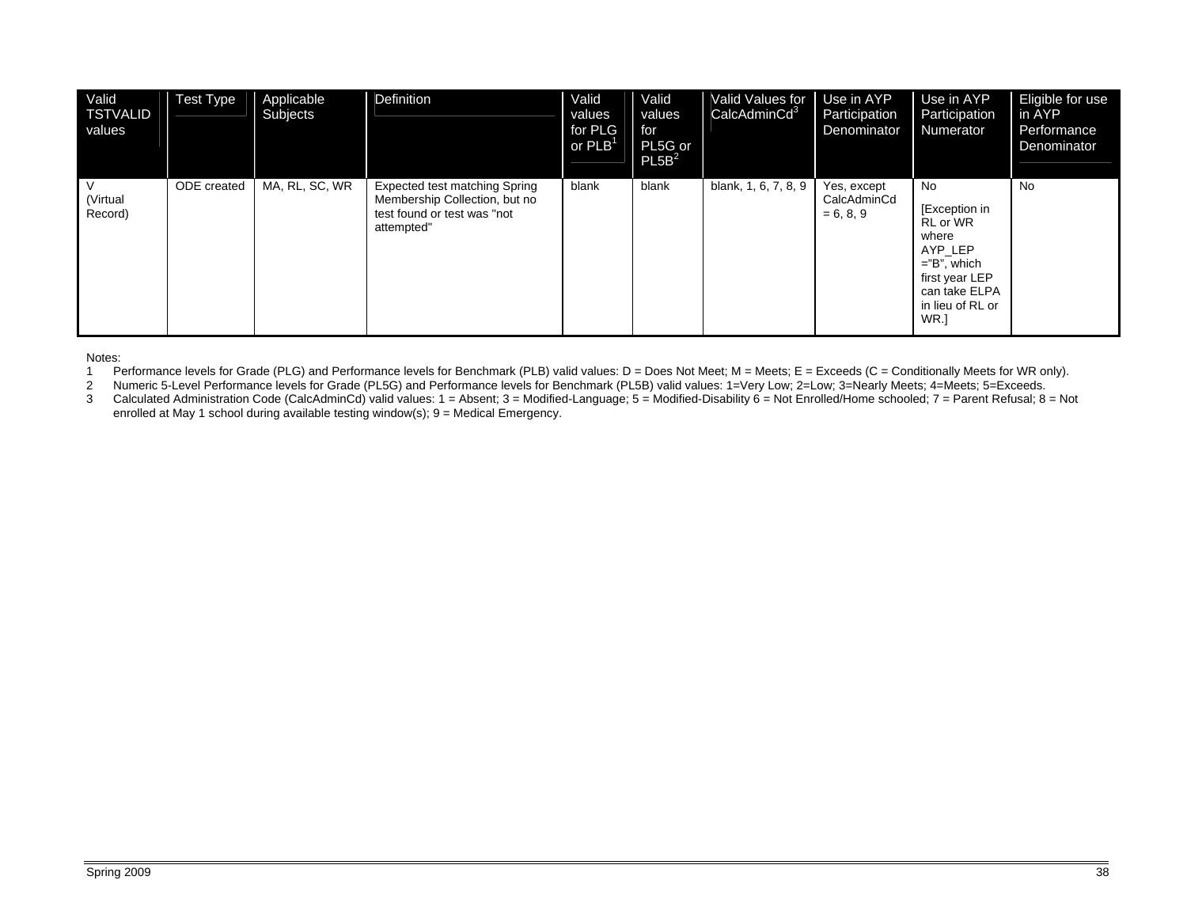| Valid TSTVALID values | Test Type | Applicable Subjects | Definition | Valid values for PLG or PLB[1] | Valid values for PL5G or PL5B[2] | Valid Values for CalcAdminCd[3] | Use in AYP Participation Denominator | Use in AYP Participation Numerator | Eligible for use in AYP Performance Denominator |
|---|---|---|---|---|---|---|---|---|---|
| V (Virtual Record) | ODE created | MA, RL, SC, WR | Expected test matching Spring Membership Collection, but no test found or test was "not attempted" | blank | blank | blank, 1, 6, 7, 8, 9 | Yes, except CalcAdminCd = 6, 8, 9 | No [Exception in RL or WR where AYP_LEP ="B", which first year LEP can take ELPA in lieu of RL or WR.] | No |

Notes:

1 Performance levels for Grade (PLG) and Performance levels for Benchmark (PLB) valid values: D = Does Not Meet; M = Meets; E = Exceeds (C = Conditionally Meets for WR only).

2 Numeric 5-Level Performance levels for Grade (PL5G) and Performance levels for Benchmark (PL5B) valid values: 1=Very Low; 2=Low; 3=Nearly Meets; 4=Meets; 5=Exceeds.

3 Calculated Administration Code (CalcAdminCd) valid values: 1 = Absent; 3 = Modified-Language; 5 = Modified-Disability 6 = Not Enrolled/Home schooled; 7 = Parent Refusal; 8 = Not enrolled at May 1 school during available testing window(s); 9 = Medical Emergency.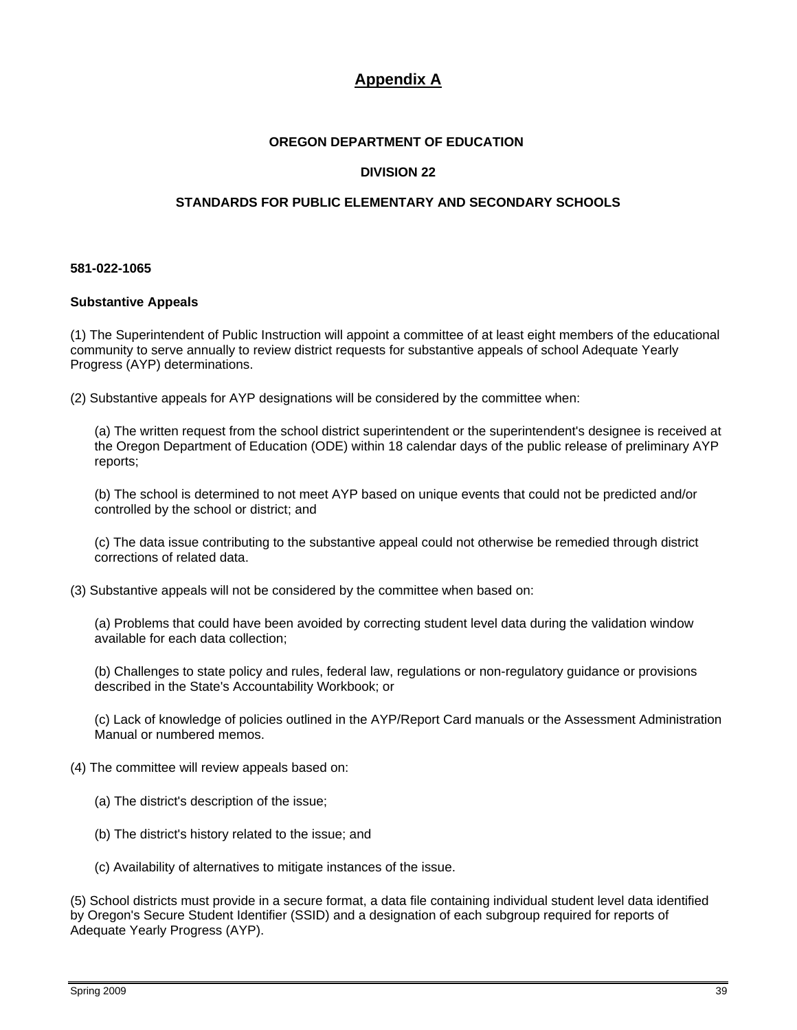# Appendix A

**OREGON DEPARTMENT OF EDUCATION**

**DIVISION 22**

**STANDARDS FOR PUBLIC ELEMENTARY AND SECONDARY SCHOOLS**

**581-022-1065**

**Substantive Appeals**

(1) The Superintendent of Public Instruction will appoint a committee of at least eight members of the educational community to serve annually to review district requests for substantive appeals of school Adequate Yearly Progress (AYP) determinations.

(2) Substantive appeals for AYP designations will be considered by the committee when:

(a) The written request from the school district superintendent or the superintendent's designee is received at the Oregon Department of Education (ODE) within 18 calendar days of the public release of preliminary AYP reports;

(b) The school is determined to not meet AYP based on unique events that could not be predicted and/or controlled by the school or district; and

(c) The data issue contributing to the substantive appeal could not otherwise be remedied through district corrections of related data.

(3) Substantive appeals will not be considered by the committee when based on:

(a) Problems that could have been avoided by correcting student level data during the validation window available for each data collection;

(b) Challenges to state policy and rules, federal law, regulations or non-regulatory guidance or provisions described in the State's Accountability Workbook; or

(c) Lack of knowledge of policies outlined in the AYP/Report Card manuals or the Assessment Administration Manual or numbered memos.

(4) The committee will review appeals based on:

(a) The district's description of the issue;

(b) The district's history related to the issue; and

(c) Availability of alternatives to mitigate instances of the issue.

(5) School districts must provide in a secure format, a data file containing individual student level data identified by Oregon's Secure Student Identifier (SSID) and a designation of each subgroup required for reports of Adequate Yearly Progress (AYP).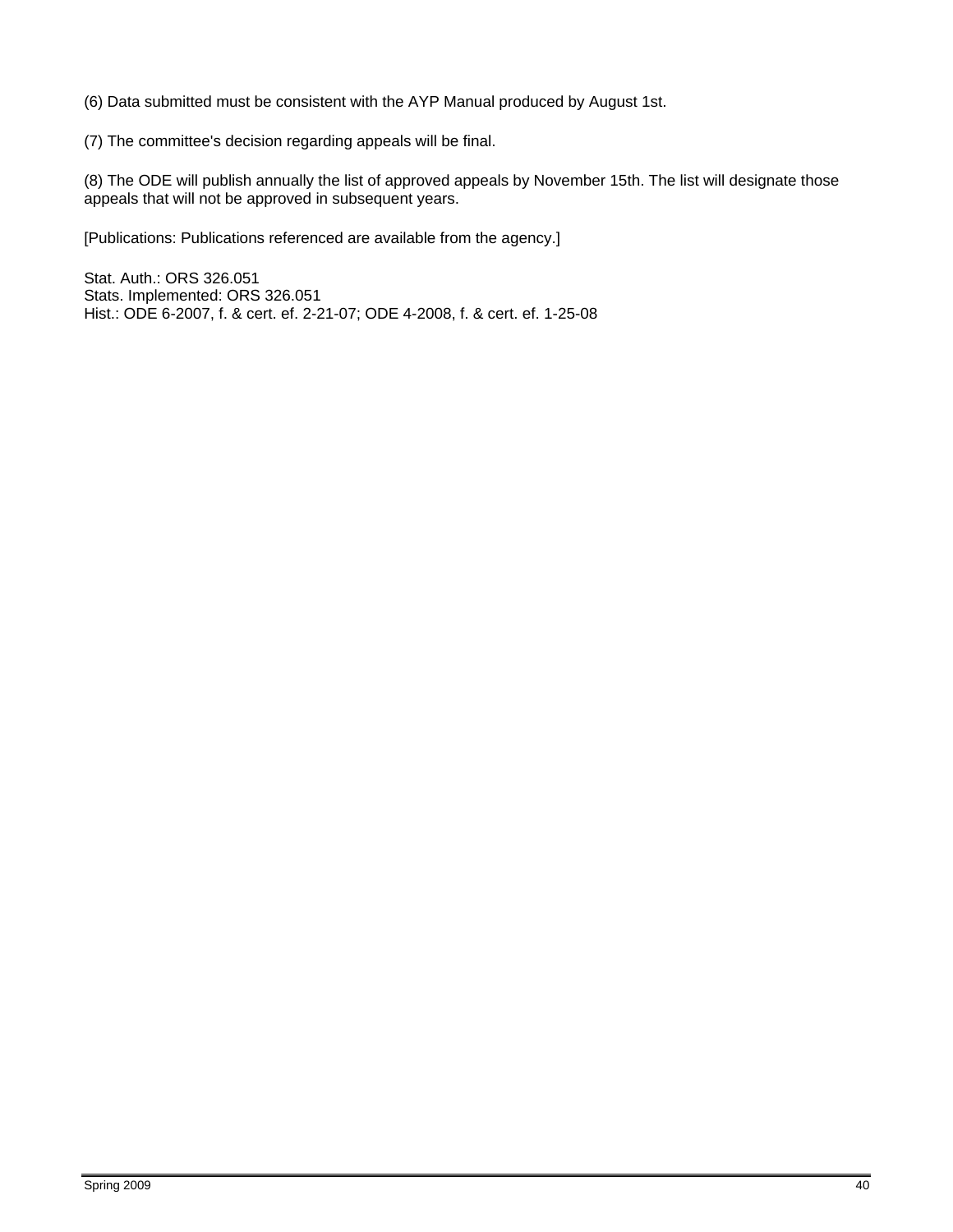(6) Data submitted must be consistent with the AYP Manual produced by August 1st.

(7) The committee's decision regarding appeals will be final.

(8) The ODE will publish annually the list of approved appeals by November 15th. The list will designate those appeals that will not be approved in subsequent years.

[Publications: Publications referenced are available from the agency.]

Stat. Auth.: ORS 326.051
Stats. Implemented: ORS 326.051
Hist.: ODE 6-2007, f. & cert. ef. 2-21-07; ODE 4-2008, f. & cert. ef. 1-25-08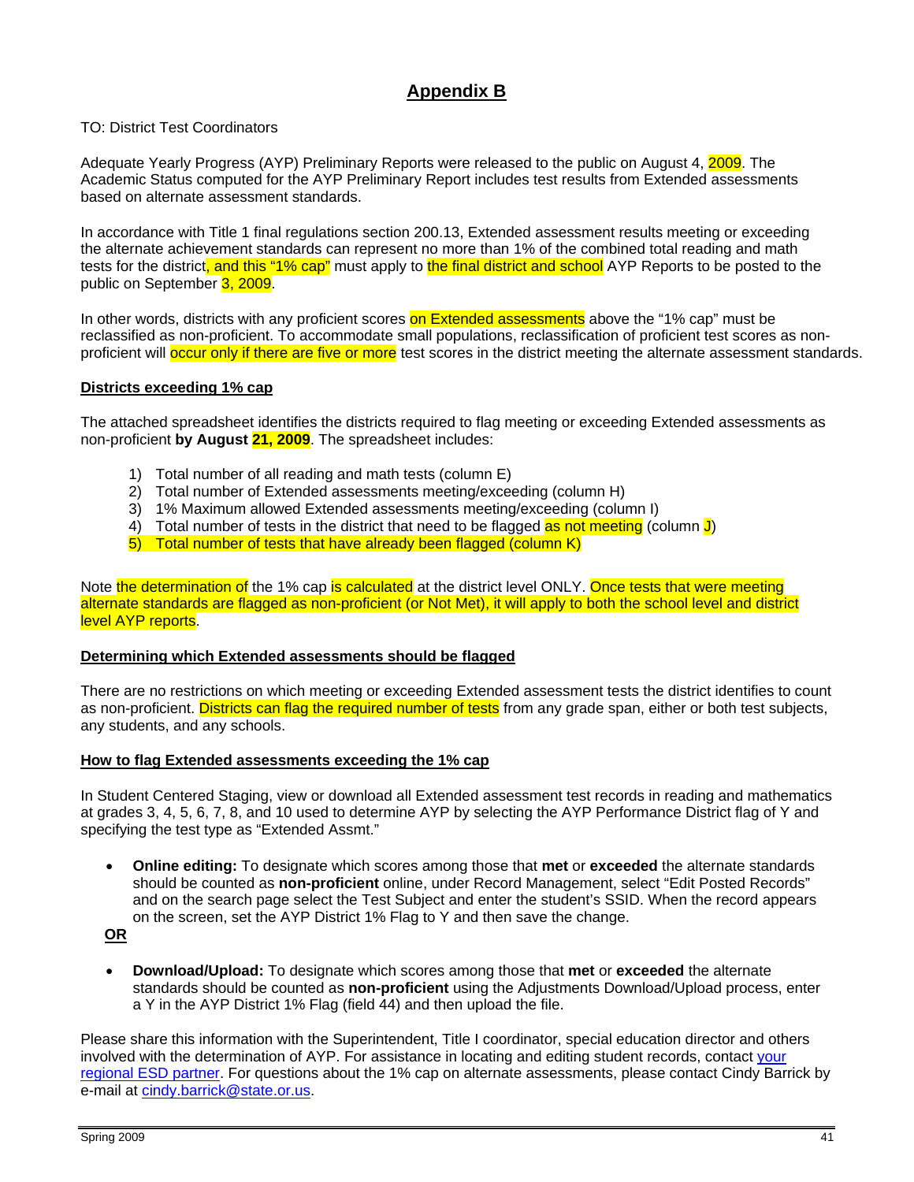# Appendix B

TO: District Test Coordinators

Adequate Yearly Progress (AYP) Preliminary Reports were released to the public on August 4, 2009. The Academic Status computed for the AYP Preliminary Report includes test results from Extended assessments based on alternate assessment standards.

In accordance with Title 1 final regulations section 200.13, Extended assessment results meeting or exceeding the alternate achievement standards can represent no more than 1% of the combined total reading and math tests for the district, and this "1% cap" must apply to the final district and school AYP Reports to be posted to the public on September 3, 2009.

In other words, districts with any proficient scores on Extended assessments above the "1% cap" must be reclassified as non-proficient. To accommodate small populations, reclassification of proficient test scores as non-proficient will occur only if there are five or more test scores in the district meeting the alternate assessment standards.

## Districts exceeding 1% cap

The attached spreadsheet identifies the districts required to flag meeting or exceeding Extended assessments as non-proficient **by August 21, 2009**. The spreadsheet includes:

1) Total number of all reading and math tests (column E)
2) Total number of Extended assessments meeting/exceeding (column H)
3) 1% Maximum allowed Extended assessments meeting/exceeding (column I)
4) Total number of tests in the district that need to be flagged as not meeting (column J)
5) Total number of tests that have already been flagged (column K)

Note the determination of the 1% cap is calculated at the district level ONLY. Once tests that were meeting alternate standards are flagged as non-proficient (or Not Met), it will apply to both the school level and district level AYP reports.

## Determining which Extended assessments should be flagged

There are no restrictions on which meeting or exceeding Extended assessment tests the district identifies to count as non-proficient. Districts can flag the required number of tests from any grade span, either or both test subjects, any students, and any schools.

## How to flag Extended assessments exceeding the 1% cap

In Student Centered Staging, view or download all Extended assessment test records in reading and mathematics at grades 3, 4, 5, 6, 7, 8, and 10 used to determine AYP by selecting the AYP Performance District flag of Y and specifying the test type as "Extended Assmt."

- **Online editing:** To designate which scores among those that **met** or **exceeded** the alternate standards should be counted as **non-proficient** online, under Record Management, select "Edit Posted Records" and on the search page select the Test Subject and enter the student's SSID. When the record appears on the screen, set the AYP District 1% Flag to Y and then save the change.

**OR**

- **Download/Upload:** To designate which scores among those that **met** or **exceeded** the alternate standards should be counted as **non-proficient** using the Adjustments Download/Upload process, enter a Y in the AYP District 1% Flag (field 44) and then upload the file.

Please share this information with the Superintendent, Title I coordinator, special education director and others involved with the determination of AYP. For assistance in locating and editing student records, contact your regional ESD partner. For questions about the 1% cap on alternate assessments, please contact Cindy Barrick by e-mail at cindy.barrick@state.or.us.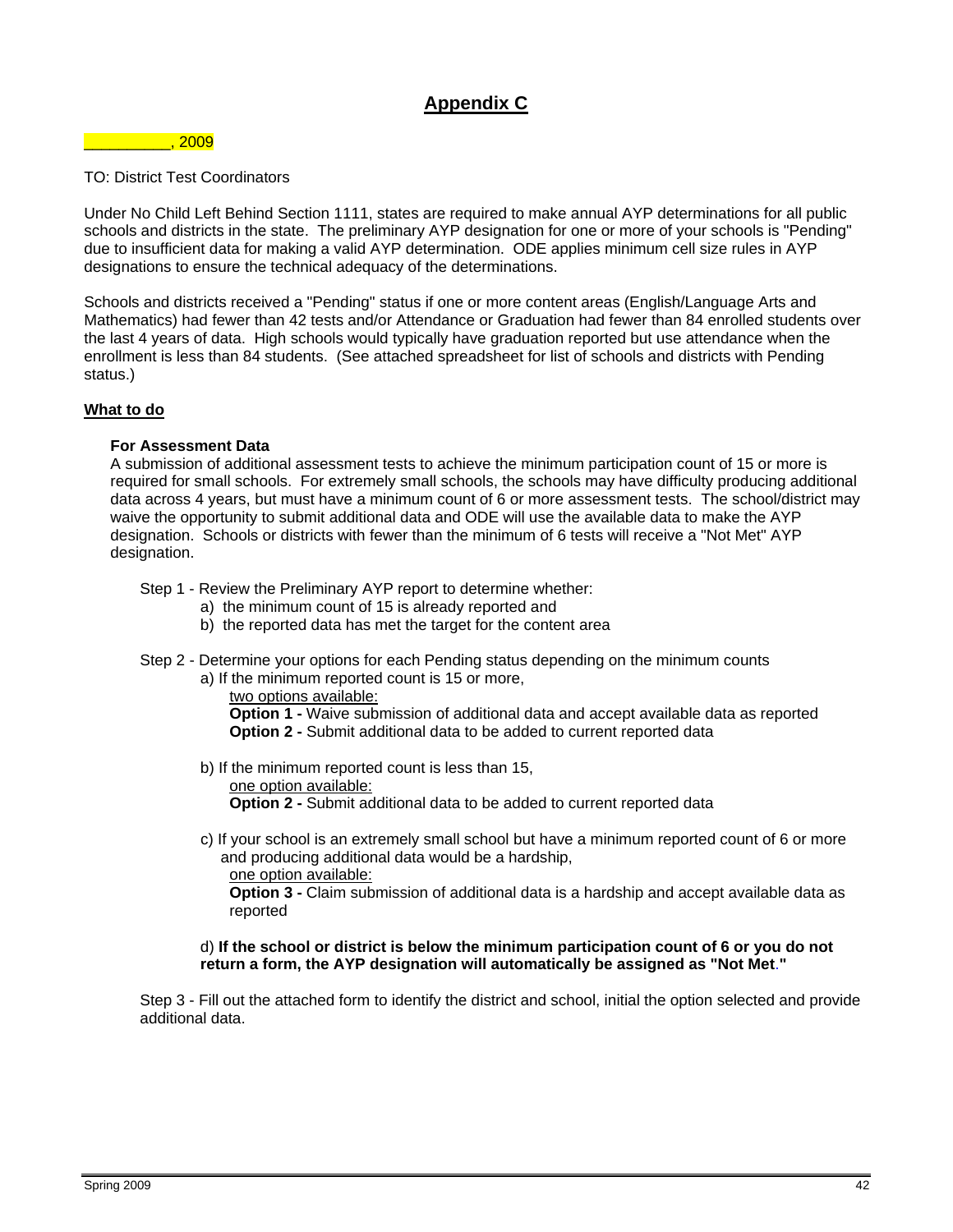# Appendix C

__________, 2009

TO: District Test Coordinators

Under No Child Left Behind Section 1111, states are required to make annual AYP determinations for all public schools and districts in the state. The preliminary AYP designation for one or more of your schools is "Pending" due to insufficient data for making a valid AYP determination. ODE applies minimum cell size rules in AYP designations to ensure the technical adequacy of the determinations.

Schools and districts received a "Pending" status if one or more content areas (English/Language Arts and Mathematics) had fewer than 42 tests and/or Attendance or Graduation had fewer than 84 enrolled students over the last 4 years of data. High schools would typically have graduation reported but use attendance when the enrollment is less than 84 students. (See attached spreadsheet for list of schools and districts with Pending status.)

**What to do**

**For Assessment Data**

A submission of additional assessment tests to achieve the minimum participation count of 15 or more is required for small schools. For extremely small schools, the schools may have difficulty producing additional data across 4 years, but must have a minimum count of 6 or more assessment tests. The school/district may waive the opportunity to submit additional data and ODE will use the available data to make the AYP designation. Schools or districts with fewer than the minimum of 6 tests will receive a "Not Met" AYP designation.

Step 1 - Review the Preliminary AYP report to determine whether:

a) the minimum count of 15 is already reported and
b) the reported data has met the target for the content area

Step 2 - Determine your options for each Pending status depending on the minimum counts

a) If the minimum reported count is 15 or more,
two options available:
**Option 1 -** Waive submission of additional data and accept available data as reported
**Option 2 -** Submit additional data to be added to current reported data

b) If the minimum reported count is less than 15,
one option available:
**Option 2 -** Submit additional data to be added to current reported data

c) If your school is an extremely small school but have a minimum reported count of 6 or more and producing additional data would be a hardship,
one option available:
**Option 3 -** Claim submission of additional data is a hardship and accept available data as reported

d) **If the school or district is below the minimum participation count of 6 or you do not return a form, the AYP designation will automatically be assigned as "Not Met."**

Step 3 - Fill out the attached form to identify the district and school, initial the option selected and provide additional data.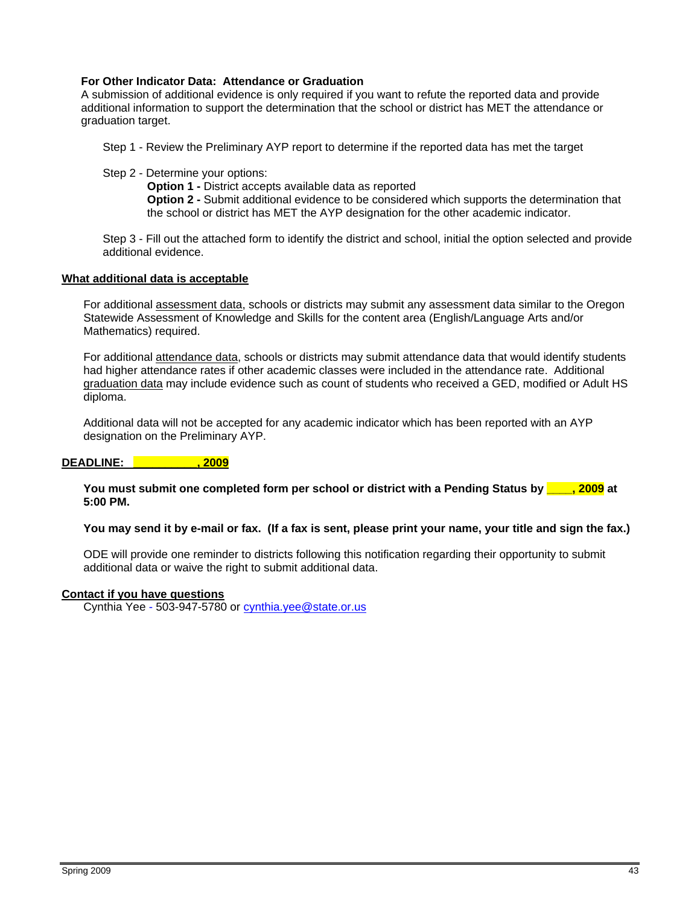**For Other Indicator Data: Attendance or Graduation**

A submission of additional evidence is only required if you want to refute the reported data and provide additional information to support the determination that the school or district has MET the attendance or graduation target.

Step 1 - Review the Preliminary AYP report to determine if the reported data has met the target

Step 2 - Determine your options:

**Option 1 -** District accepts available data as reported

**Option 2 -** Submit additional evidence to be considered which supports the determination that the school or district has MET the AYP designation for the other academic indicator.

Step 3 - Fill out the attached form to identify the district and school, initial the option selected and provide additional evidence.

**What additional data is acceptable**

For additional assessment data, schools or districts may submit any assessment data similar to the Oregon Statewide Assessment of Knowledge and Skills for the content area (English/Language Arts and/or Mathematics) required.

For additional attendance data, schools or districts may submit attendance data that would identify students had higher attendance rates if other academic classes were included in the attendance rate. Additional graduation data may include evidence such as count of students who received a GED, modified or Adult HS diploma.

Additional data will not be accepted for any academic indicator which has been reported with an AYP designation on the Preliminary AYP.

**DEADLINE: __________, 2009**

**You must submit one completed form per school or district with a Pending Status by ____, 2009 at 5:00 PM.**

**You may send it by e-mail or fax. (If a fax is sent, please print your name, your title and sign the fax.)**

ODE will provide one reminder to districts following this notification regarding their opportunity to submit additional data or waive the right to submit additional data.

**Contact if you have questions**

Cynthia Yee - 503-947-5780 or cynthia.yee@state.or.us